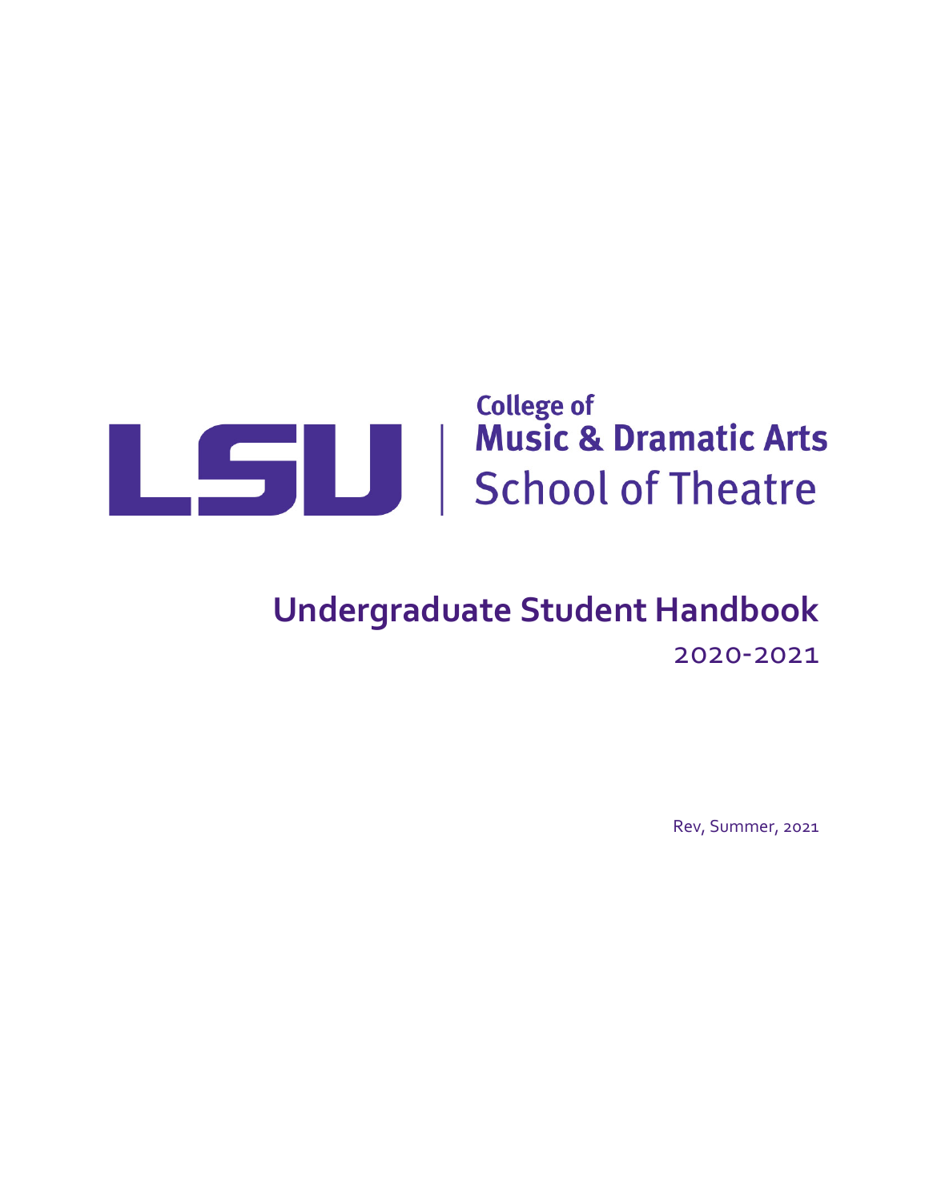LSU | College of Music & Dramatic Arts
School of Theatre

# Undergraduate Student Handbook

2020-2021

Rev, Summer, 2021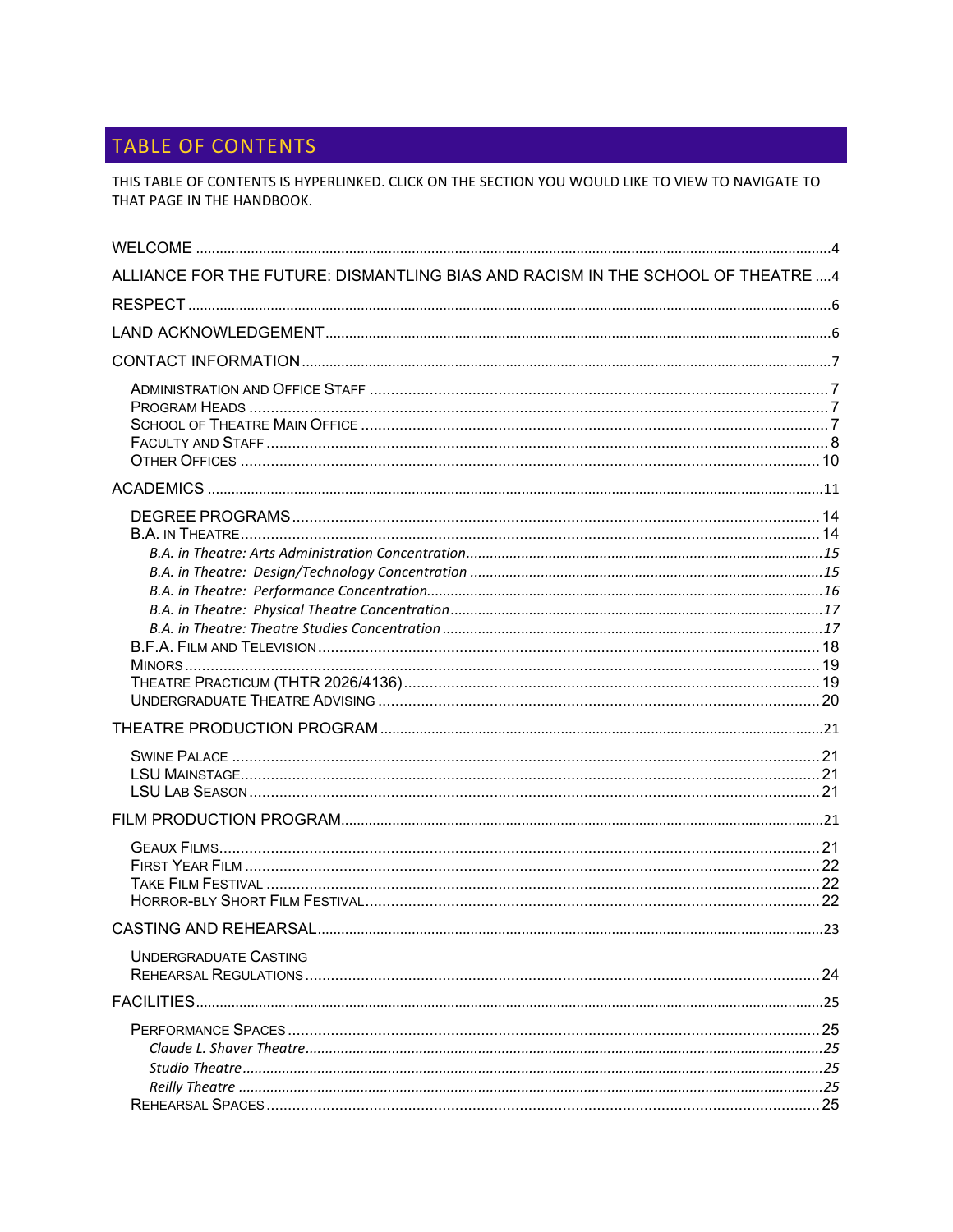## TABLE OF CONTENTS

THIS TABLE OF CONTENTS IS HYPERLINKED. CLICK ON THE SECTION YOU WOULD LIKE TO VIEW TO NAVIGATE TO THAT PAGE IN THE HANDBOOK.

WELCOME .......... 4

ALLIANCE FOR THE FUTURE: DISMANTLING BIAS AND RACISM IN THE SCHOOL OF THEATRE .... 4

RESPECT .......... 6

LAND ACKNOWLEDGEMENT .......... 6

CONTACT INFORMATION .......... 7

- Administration and Office Staff .......... 7
- Program Heads .......... 7
- School of Theatre Main Office .......... 7
- Faculty and Staff .......... 8
- Other Offices .......... 10

ACADEMICS .......... 11

- DEGREE PROGRAMS .......... 14
- B.A. in Theatre .......... 14
  - *B.A. in Theatre: Arts Administration Concentration* .......... *15*
  - *B.A. in Theatre: Design/Technology Concentration* .......... *15*
  - *B.A. in Theatre: Performance Concentration* .......... *16*
  - *B.A. in Theatre: Physical Theatre Concentration* .......... *17*
  - *B.A. in Theatre: Theatre Studies Concentration* .......... *17*
- B.F.A. Film and Television .......... 18
- Minors .......... 19
- Theatre Practicum (THTR 2026/4136) .......... 19
- Undergraduate Theatre Advising .......... 20

THEATRE PRODUCTION PROGRAM .......... 21

- Swine Palace .......... 21
- LSU Mainstage .......... 21
- LSU Lab Season .......... 21

FILM PRODUCTION PROGRAM .......... 21

- Geaux Films .......... 21
- First Year Film .......... 22
- Take Film Festival .......... 22
- Horror-bly Short Film Festival .......... 22

CASTING AND REHEARSAL .......... 23

- Undergraduate Casting
- Rehearsal Regulations .......... 24

FACILITIES .......... 25

- Performance Spaces .......... 25
  - *Claude L. Shaver Theatre* .......... *25*
  - *Studio Theatre* .......... *25*
  - *Reilly Theatre* .......... *25*
- Rehearsal Spaces .......... 25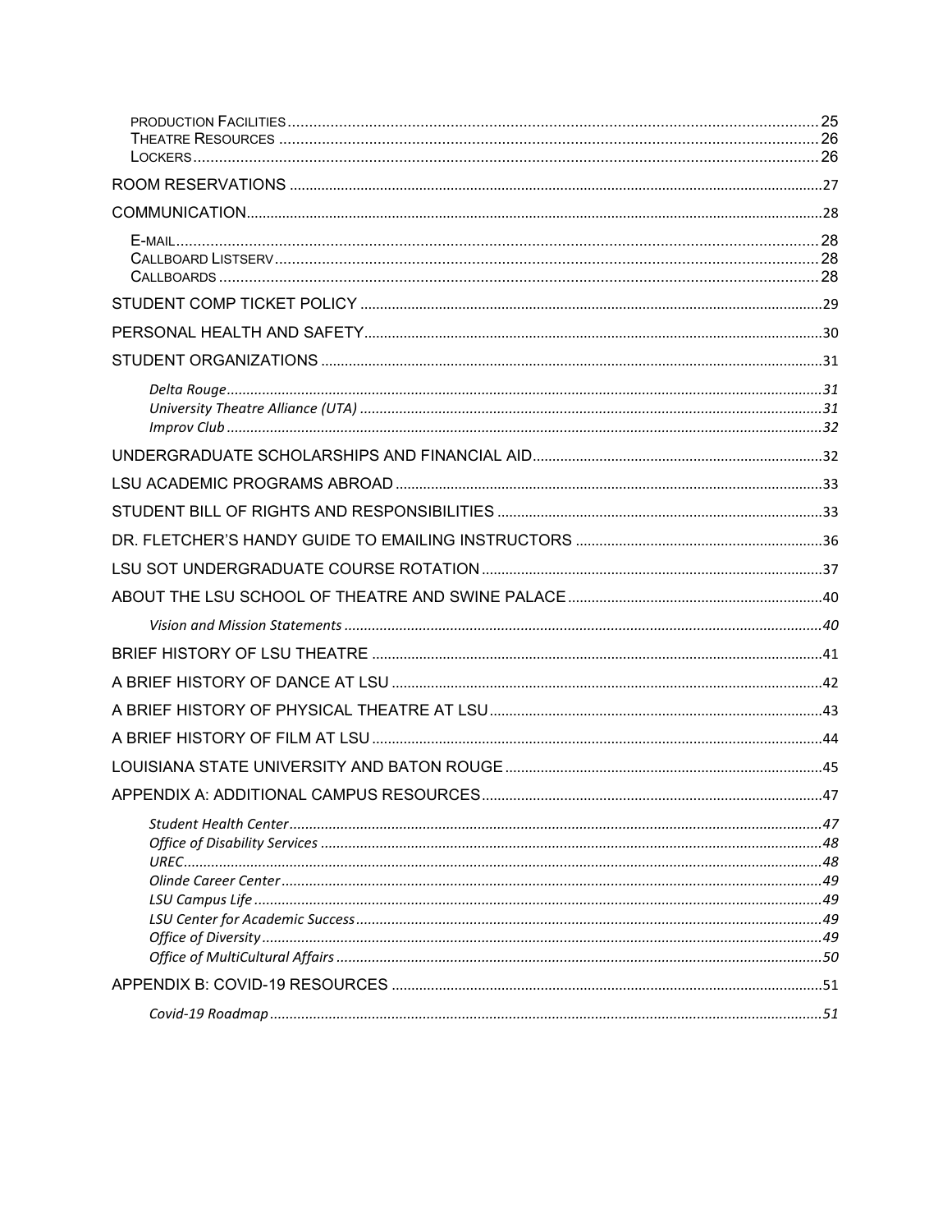PRODUCTION FACILITIES ........ 25
THEATRE RESOURCES ........ 26
LOCKERS ........ 26

ROOM RESERVATIONS ........ 27

COMMUNICATION ........ 28

E-MAIL ........ 28
CALLBOARD LISTSERV ........ 28
CALLBOARDS ........ 28

STUDENT COMP TICKET POLICY ........ 29

PERSONAL HEALTH AND SAFETY ........ 30

STUDENT ORGANIZATIONS ........ 31

*Delta Rouge ........ 31*
*University Theatre Alliance (UTA) ........ 31*
*Improv Club ........ 32*

UNDERGRADUATE SCHOLARSHIPS AND FINANCIAL AID ........ 32

LSU ACADEMIC PROGRAMS ABROAD ........ 33

STUDENT BILL OF RIGHTS AND RESPONSIBILITIES ........ 33

DR. FLETCHER'S HANDY GUIDE TO EMAILING INSTRUCTORS ........ 36

LSU SOT UNDERGRADUATE COURSE ROTATION ........ 37

ABOUT THE LSU SCHOOL OF THEATRE AND SWINE PALACE ........ 40

*Vision and Mission Statements ........ 40*

BRIEF HISTORY OF LSU THEATRE ........ 41

A BRIEF HISTORY OF DANCE AT LSU ........ 42

A BRIEF HISTORY OF PHYSICAL THEATRE AT LSU ........ 43

A BRIEF HISTORY OF FILM AT LSU ........ 44

LOUISIANA STATE UNIVERSITY AND BATON ROUGE ........ 45

APPENDIX A: ADDITIONAL CAMPUS RESOURCES ........ 47

*Student Health Center ........ 47*
*Office of Disability Services ........ 48*
*UREC ........ 48*
*Olinde Career Center ........ 49*
*LSU Campus Life ........ 49*
*LSU Center for Academic Success ........ 49*
*Office of Diversity ........ 49*
*Office of MultiCultural Affairs ........ 50*

APPENDIX B: COVID-19 RESOURCES ........ 51

*Covid-19 Roadmap ........ 51*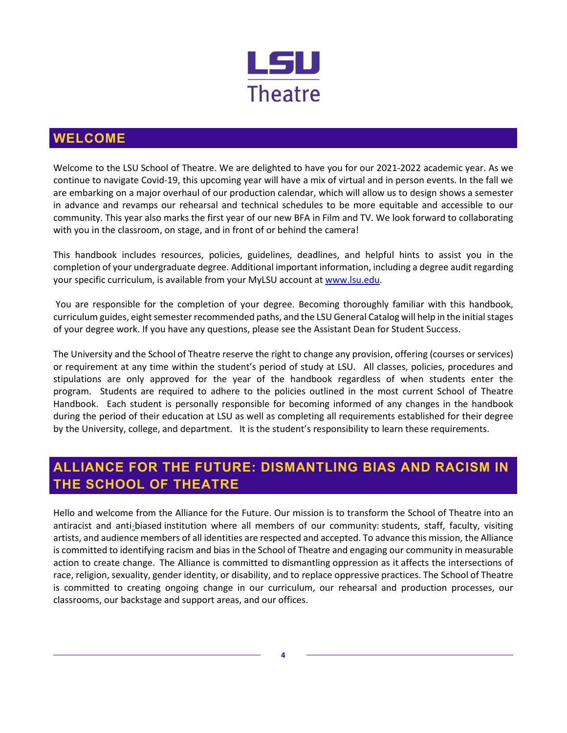LSU Theatre

## WELCOME

Welcome to the LSU School of Theatre. We are delighted to have you for our 2021-2022 academic year. As we continue to navigate Covid-19, this upcoming year will have a mix of virtual and in person events. In the fall we are embarking on a major overhaul of our production calendar, which will allow us to design shows a semester in advance and revamps our rehearsal and technical schedules to be more equitable and accessible to our community. This year also marks the first year of our new BFA in Film and TV. We look forward to collaborating with you in the classroom, on stage, and in front of or behind the camera!

This handbook includes resources, policies, guidelines, deadlines, and helpful hints to assist you in the completion of your undergraduate degree. Additional important information, including a degree audit regarding your specific curriculum, is available from your MyLSU account at [www.lsu.edu](www.lsu.edu).

You are responsible for the completion of your degree. Becoming thoroughly familiar with this handbook, curriculum guides, eight semester recommended paths, and the LSU General Catalog will help in the initial stages of your degree work. If you have any questions, please see the Assistant Dean for Student Success.

The University and the School of Theatre reserve the right to change any provision, offering (courses or services) or requirement at any time within the student's period of study at LSU. All classes, policies, procedures and stipulations are only approved for the year of the handbook regardless of when students enter the program. Students are required to adhere to the policies outlined in the most current School of Theatre Handbook. Each student is personally responsible for becoming informed of any changes in the handbook during the period of their education at LSU as well as completing all requirements established for their degree by the University, college, and department. It is the student's responsibility to learn these requirements.

## ALLIANCE FOR THE FUTURE: DISMANTLING BIAS AND RACISM IN THE SCHOOL OF THEATRE

Hello and welcome from the Alliance for the Future. Our mission is to transform the School of Theatre into an antiracist and anti-biased institution where all members of our community: students, staff, faculty, visiting artists, and audience members of all identities are respected and accepted. To advance this mission, the Alliance is committed to identifying racism and bias in the School of Theatre and engaging our community in measurable action to create change. The Alliance is committed to dismantling oppression as it affects the intersections of race, religion, sexuality, gender identity, or disability, and to replace oppressive practices. The School of Theatre is committed to creating ongoing change in our curriculum, our rehearsal and production processes, our classrooms, our backstage and support areas, and our offices.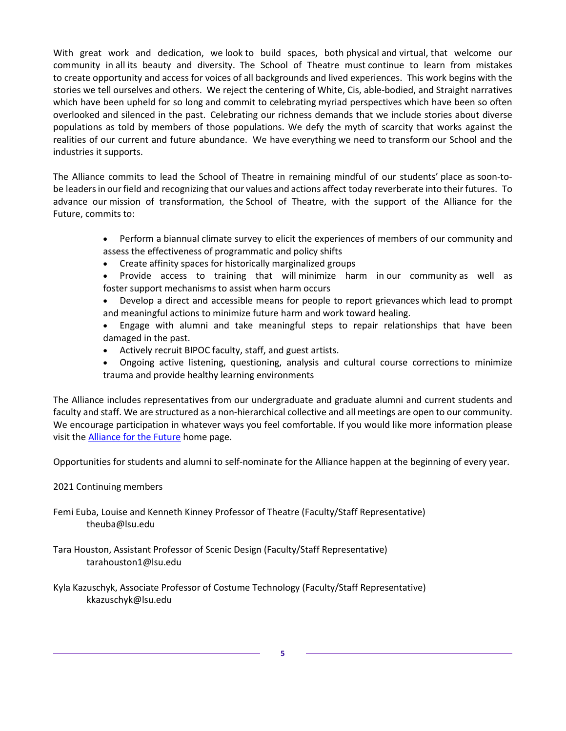With great work and dedication, we look to build spaces, both physical and virtual, that welcome our community in all its beauty and diversity. The School of Theatre must continue to learn from mistakes to create opportunity and access for voices of all backgrounds and lived experiences. This work begins with the stories we tell ourselves and others. We reject the centering of White, Cis, able-bodied, and Straight narratives which have been upheld for so long and commit to celebrating myriad perspectives which have been so often overlooked and silenced in the past. Celebrating our richness demands that we include stories about diverse populations as told by members of those populations. We defy the myth of scarcity that works against the realities of our current and future abundance. We have everything we need to transform our School and the industries it supports.

The Alliance commits to lead the School of Theatre in remaining mindful of our students' place as soon-to-be leaders in our field and recognizing that our values and actions affect today reverberate into their futures. To advance our mission of transformation, the School of Theatre, with the support of the Alliance for the Future, commits to:

- Perform a biannual climate survey to elicit the experiences of members of our community and assess the effectiveness of programmatic and policy shifts
- Create affinity spaces for historically marginalized groups
- Provide access to training that will minimize harm in our community as well as foster support mechanisms to assist when harm occurs
- Develop a direct and accessible means for people to report grievances which lead to prompt and meaningful actions to minimize future harm and work toward healing.
- Engage with alumni and take meaningful steps to repair relationships that have been damaged in the past.
- Actively recruit BIPOC faculty, staff, and guest artists.
- Ongoing active listening, questioning, analysis and cultural course corrections to minimize trauma and provide healthy learning environments

The Alliance includes representatives from our undergraduate and graduate alumni and current students and faculty and staff. We are structured as a non-hierarchical collective and all meetings are open to our community. We encourage participation in whatever ways you feel comfortable. If you would like more information please visit the Alliance for the Future home page.

Opportunities for students and alumni to self-nominate for the Alliance happen at the beginning of every year.

2021 Continuing members

Femi Euba, Louise and Kenneth Kinney Professor of Theatre (Faculty/Staff Representative)
theuba@lsu.edu

Tara Houston, Assistant Professor of Scenic Design (Faculty/Staff Representative)
tarahouston1@lsu.edu

Kyla Kazuschyk, Associate Professor of Costume Technology (Faculty/Staff Representative)
kkazuschyk@lsu.edu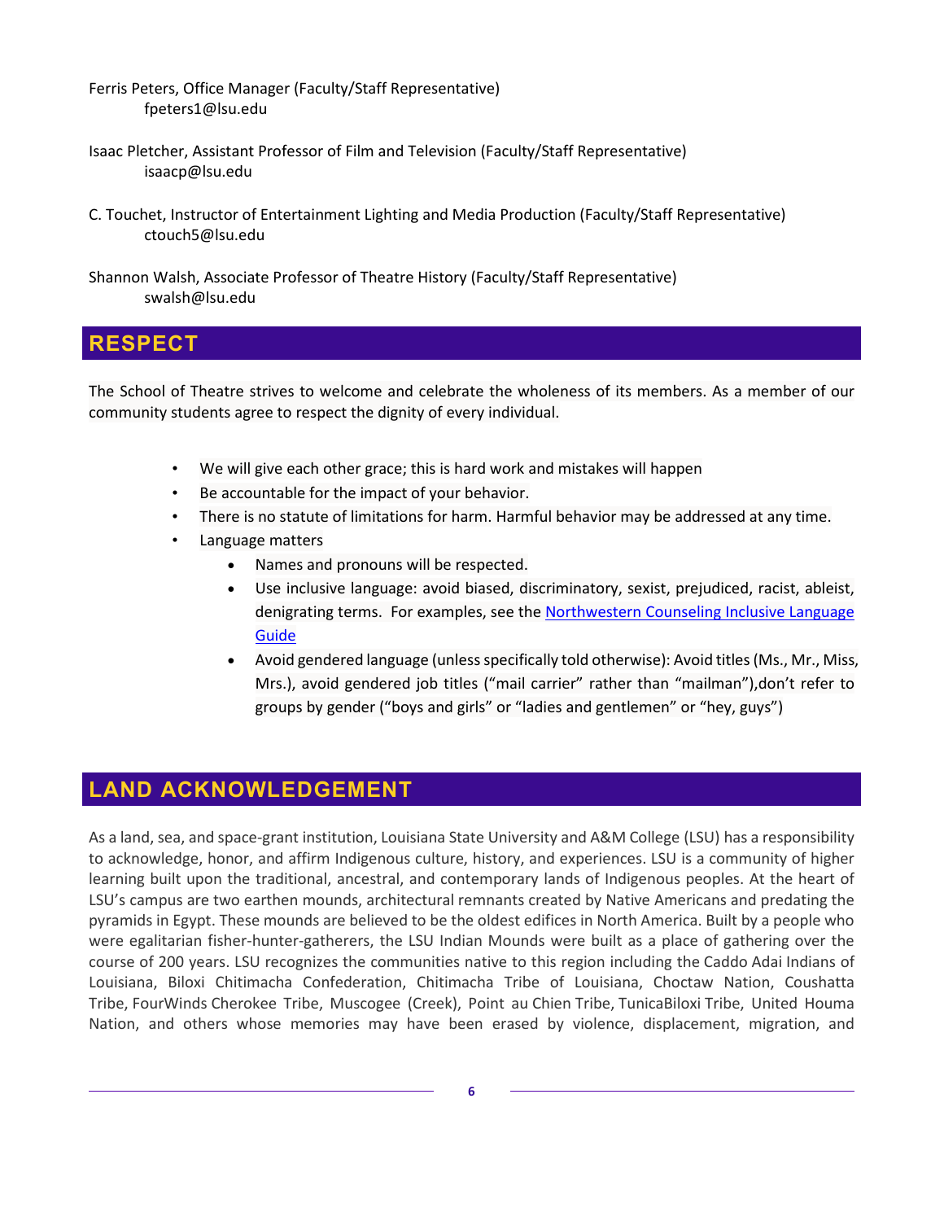Ferris Peters, Office Manager (Faculty/Staff Representative)
fpeters1@lsu.edu

Isaac Pletcher, Assistant Professor of Film and Television (Faculty/Staff Representative)
isaacp@lsu.edu

C. Touchet, Instructor of Entertainment Lighting and Media Production (Faculty/Staff Representative)
ctouch5@lsu.edu

Shannon Walsh, Associate Professor of Theatre History (Faculty/Staff Representative)
swalsh@lsu.edu

## RESPECT

The School of Theatre strives to welcome and celebrate the wholeness of its members. As a member of our community students agree to respect the dignity of every individual.

- We will give each other grace; this is hard work and mistakes will happen
- Be accountable for the impact of your behavior.
- There is no statute of limitations for harm. Harmful behavior may be addressed at any time.
- Language matters
  - Names and pronouns will be respected.
  - Use inclusive language: avoid biased, discriminatory, sexist, prejudiced, racist, ableist, denigrating terms. For examples, see the [Northwestern Counseling Inclusive Language Guide]()
  - Avoid gendered language (unless specifically told otherwise): Avoid titles (Ms., Mr., Miss, Mrs.), avoid gendered job titles ("mail carrier" rather than "mailman"),don't refer to groups by gender ("boys and girls" or "ladies and gentlemen" or "hey, guys")

## LAND ACKNOWLEDGEMENT

As a land, sea, and space-grant institution, Louisiana State University and A&M College (LSU) has a responsibility to acknowledge, honor, and affirm Indigenous culture, history, and experiences. LSU is a community of higher learning built upon the traditional, ancestral, and contemporary lands of Indigenous peoples. At the heart of LSU's campus are two earthen mounds, architectural remnants created by Native Americans and predating the pyramids in Egypt. These mounds are believed to be the oldest edifices in North America. Built by a people who were egalitarian fisher-hunter-gatherers, the LSU Indian Mounds were built as a place of gathering over the course of 200 years. LSU recognizes the communities native to this region including the Caddo Adai Indians of Louisiana, Biloxi Chitimacha Confederation, Chitimacha Tribe of Louisiana, Choctaw Nation, Coushatta Tribe, FourWinds Cherokee Tribe, Muscogee (Creek), Point au Chien Tribe, TunicaBiloxi Tribe, United Houma Nation, and others whose memories may have been erased by violence, displacement, migration, and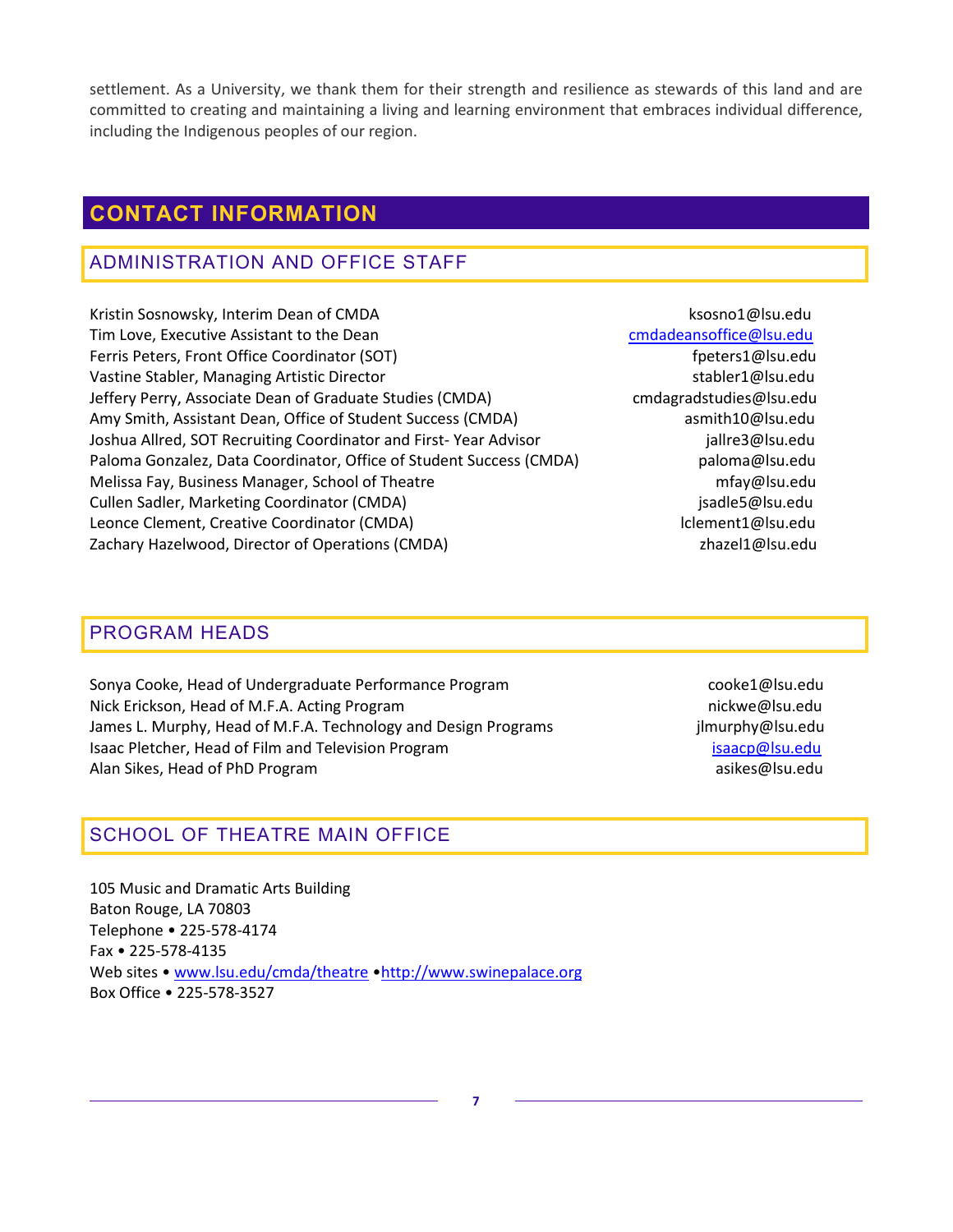settlement. As a University, we thank them for their strength and resilience as stewards of this land and are committed to creating and maintaining a living and learning environment that embraces individual difference, including the Indigenous peoples of our region.

# CONTACT INFORMATION

## ADMINISTRATION AND OFFICE STAFF

Kristin Sosnowsky, Interim Dean of CMDA — ksosno1@lsu.edu
Tim Love, Executive Assistant to the Dean — cmdadeansoffice@lsu.edu
Ferris Peters, Front Office Coordinator (SOT) — fpeters1@lsu.edu
Vastine Stabler, Managing Artistic Director — stabler1@lsu.edu
Jeffery Perry, Associate Dean of Graduate Studies (CMDA) — cmdagradstudies@lsu.edu
Amy Smith, Assistant Dean, Office of Student Success (CMDA) — asmith10@lsu.edu
Joshua Allred, SOT Recruiting Coordinator and First- Year Advisor — jallre3@lsu.edu
Paloma Gonzalez, Data Coordinator, Office of Student Success (CMDA) — paloma@lsu.edu
Melissa Fay, Business Manager, School of Theatre — mfay@lsu.edu
Cullen Sadler, Marketing Coordinator (CMDA) — jsadle5@lsu.edu
Leonce Clement, Creative Coordinator (CMDA) — lclement1@lsu.edu
Zachary Hazelwood, Director of Operations (CMDA) — zhazel1@lsu.edu

## PROGRAM HEADS

Sonya Cooke, Head of Undergraduate Performance Program — cooke1@lsu.edu
Nick Erickson, Head of M.F.A. Acting Program — nickwe@lsu.edu
James L. Murphy, Head of M.F.A. Technology and Design Programs — jlmurphy@lsu.edu
Isaac Pletcher, Head of Film and Television Program — isaacp@lsu.edu
Alan Sikes, Head of PhD Program — asikes@lsu.edu

## SCHOOL OF THEATRE MAIN OFFICE

105 Music and Dramatic Arts Building
Baton Rouge, LA 70803
Telephone • 225-578-4174
Fax • 225-578-4135
Web sites • www.lsu.edu/cmda/theatre •http://www.swinepalace.org
Box Office • 225-578-3527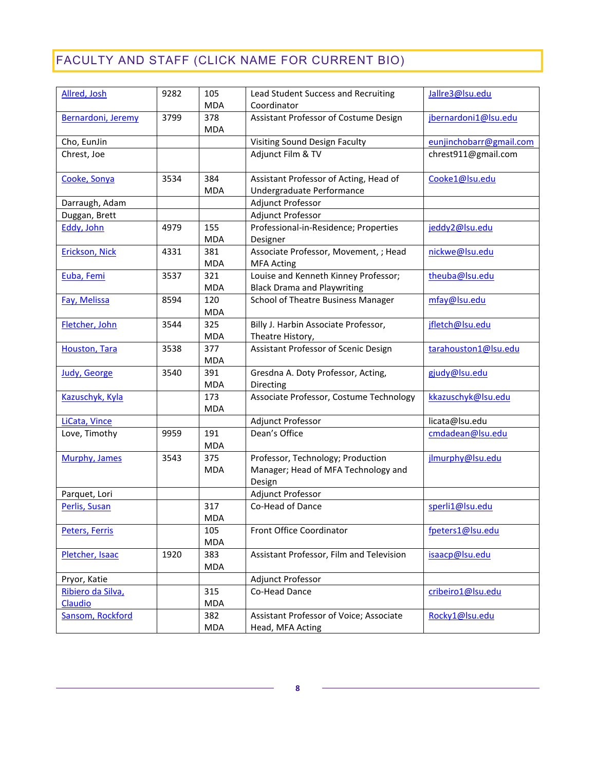## FACULTY AND STAFF (CLICK NAME FOR CURRENT BIO)

| | | | | |
|---|---|---|---|---|
| Allred, Josh | 9282 | 105 MDA | Lead Student Success and Recruiting Coordinator | Jallre3@lsu.edu |
| Bernardoni, Jeremy | 3799 | 378 MDA | Assistant Professor of Costume Design | jbernardoni1@lsu.edu |
| Cho, EunJin | | | Visiting Sound Design Faculty | eunjinchobarr@gmail.com |
| Chrest, Joe | | | Adjunct Film & TV | chrest911@gmail.com |
| Cooke, Sonya | 3534 | 384 MDA | Assistant Professor of Acting, Head of Undergraduate Performance | Cooke1@lsu.edu |
| Darraugh, Adam | | | Adjunct Professor | |
| Duggan, Brett | | | Adjunct Professor | |
| Eddy, John | 4979 | 155 MDA | Professional-in-Residence; Properties Designer | jeddy2@lsu.edu |
| Erickson, Nick | 4331 | 381 MDA | Associate Professor, Movement, ; Head MFA Acting | nickwe@lsu.edu |
| Euba, Femi | 3537 | 321 MDA | Louise and Kenneth Kinney Professor; Black Drama and Playwriting | theuba@lsu.edu |
| Fay, Melissa | 8594 | 120 MDA | School of Theatre Business Manager | mfay@lsu.edu |
| Fletcher, John | 3544 | 325 MDA | Billy J. Harbin Associate Professor, Theatre History, | jfletch@lsu.edu |
| Houston, Tara | 3538 | 377 MDA | Assistant Professor of Scenic Design | tarahouston1@lsu.edu |
| Judy, George | 3540 | 391 MDA | Gresdna A. Doty Professor, Acting, Directing | gjudy@lsu.edu |
| Kazuschyk, Kyla | | 173 MDA | Associate Professor, Costume Technology | kkazuschyk@lsu.edu |
| LiCata, Vince | | | Adjunct Professor | licata@lsu.edu |
| Love, Timothy | 9959 | 191 MDA | Dean's Office | cmdadean@lsu.edu |
| Murphy, James | 3543 | 375 MDA | Professor, Technology; Production Manager; Head of MFA Technology and Design | jlmurphy@lsu.edu |
| Parquet, Lori | | | Adjunct Professor | |
| Perlis, Susan | | 317 MDA | Co-Head of Dance | sperli1@lsu.edu |
| Peters, Ferris | | 105 MDA | Front Office Coordinator | fpeters1@lsu.edu |
| Pletcher, Isaac | 1920 | 383 MDA | Assistant Professor, Film and Television | isaacp@lsu.edu |
| Pryor, Katie | | | Adjunct Professor | |
| Ribiero da Silva, Claudio | | 315 MDA | Co-Head Dance | cribeiro1@lsu.edu |
| Sansom, Rockford | | 382 MDA | Assistant Professor of Voice; Associate Head, MFA Acting | Rocky1@lsu.edu |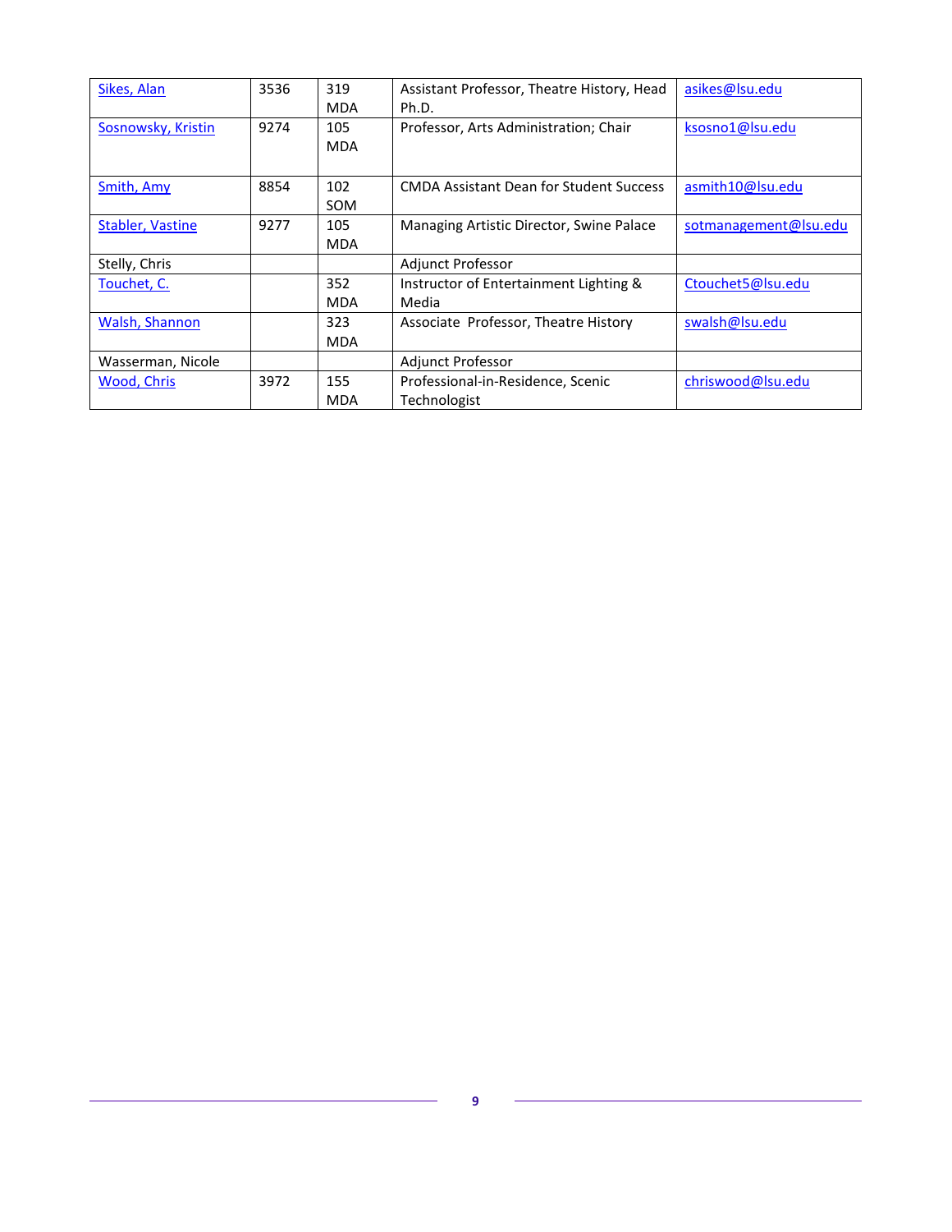| Sikes, Alan | 3536 | 319 MDA | Assistant Professor, Theatre History, Head Ph.D. | asikes@lsu.edu |
|---|---|---|---|---|
| Sosnowsky, Kristin | 9274 | 105 MDA | Professor, Arts Administration; Chair | ksosno1@lsu.edu |
| Smith, Amy | 8854 | 102 SOM | CMDA Assistant Dean for Student Success | asmith10@lsu.edu |
| Stabler, Vastine | 9277 | 105 MDA | Managing Artistic Director, Swine Palace | sotmanagement@lsu.edu |
| Stelly, Chris | | | Adjunct Professor | |
| Touchet, C. | | 352 MDA | Instructor of Entertainment Lighting & Media | Ctouchet5@lsu.edu |
| Walsh, Shannon | | 323 MDA | Associate Professor, Theatre History | swalsh@lsu.edu |
| Wasserman, Nicole | | | Adjunct Professor | |
| Wood, Chris | 3972 | 155 MDA | Professional-in-Residence, Scenic Technologist | chriswood@lsu.edu |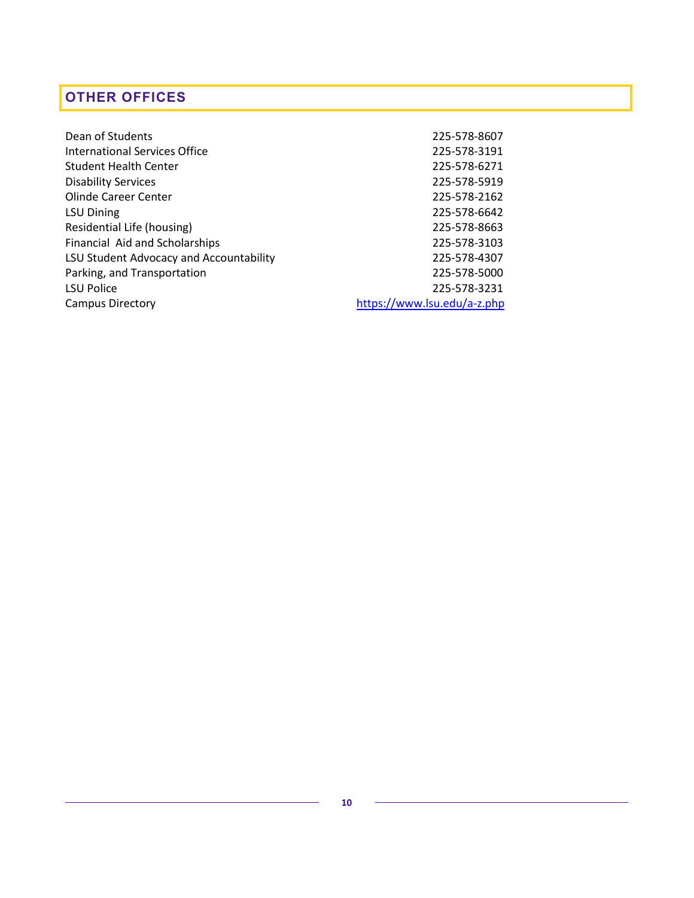## OTHER OFFICES

| | |
|---|---|
| Dean of Students | 225-578-8607 |
| International Services Office | 225-578-3191 |
| Student Health Center | 225-578-6271 |
| Disability Services | 225-578-5919 |
| Olinde Career Center | 225-578-2162 |
| LSU Dining | 225-578-6642 |
| Residential Life (housing) | 225-578-8663 |
| Financial Aid and Scholarships | 225-578-3103 |
| LSU Student Advocacy and Accountability | 225-578-4307 |
| Parking, and Transportation | 225-578-5000 |
| LSU Police | 225-578-3231 |
| Campus Directory | https://www.lsu.edu/a-z.php |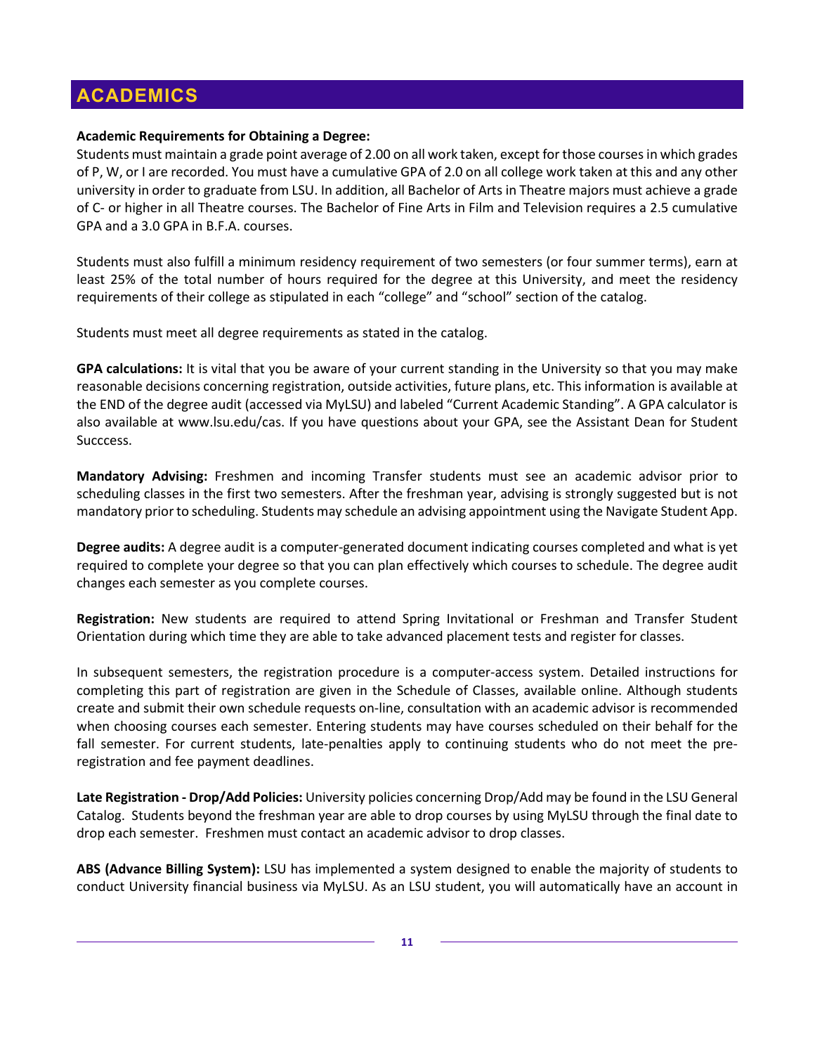# ACADEMICS

**Academic Requirements for Obtaining a Degree:**
Students must maintain a grade point average of 2.00 on all work taken, except for those courses in which grades of P, W, or I are recorded. You must have a cumulative GPA of 2.0 on all college work taken at this and any other university in order to graduate from LSU. In addition, all Bachelor of Arts in Theatre majors must achieve a grade of C- or higher in all Theatre courses. The Bachelor of Fine Arts in Film and Television requires a 2.5 cumulative GPA and a 3.0 GPA in B.F.A. courses.

Students must also fulfill a minimum residency requirement of two semesters (or four summer terms), earn at least 25% of the total number of hours required for the degree at this University, and meet the residency requirements of their college as stipulated in each "college" and "school" section of the catalog.

Students must meet all degree requirements as stated in the catalog.

**GPA calculations:** It is vital that you be aware of your current standing in the University so that you may make reasonable decisions concerning registration, outside activities, future plans, etc. This information is available at the END of the degree audit (accessed via MyLSU) and labeled "Current Academic Standing". A GPA calculator is also available at www.lsu.edu/cas. If you have questions about your GPA, see the Assistant Dean for Student Succcess.

**Mandatory Advising:** Freshmen and incoming Transfer students must see an academic advisor prior to scheduling classes in the first two semesters. After the freshman year, advising is strongly suggested but is not mandatory prior to scheduling. Students may schedule an advising appointment using the Navigate Student App.

**Degree audits:** A degree audit is a computer-generated document indicating courses completed and what is yet required to complete your degree so that you can plan effectively which courses to schedule. The degree audit changes each semester as you complete courses.

**Registration:** New students are required to attend Spring Invitational or Freshman and Transfer Student Orientation during which time they are able to take advanced placement tests and register for classes.

In subsequent semesters, the registration procedure is a computer-access system. Detailed instructions for completing this part of registration are given in the Schedule of Classes, available online. Although students create and submit their own schedule requests on-line, consultation with an academic advisor is recommended when choosing courses each semester. Entering students may have courses scheduled on their behalf for the fall semester. For current students, late-penalties apply to continuing students who do not meet the pre-registration and fee payment deadlines.

**Late Registration - Drop/Add Policies:** University policies concerning Drop/Add may be found in the LSU General Catalog. Students beyond the freshman year are able to drop courses by using MyLSU through the final date to drop each semester. Freshmen must contact an academic advisor to drop classes.

**ABS (Advance Billing System):** LSU has implemented a system designed to enable the majority of students to conduct University financial business via MyLSU. As an LSU student, you will automatically have an account in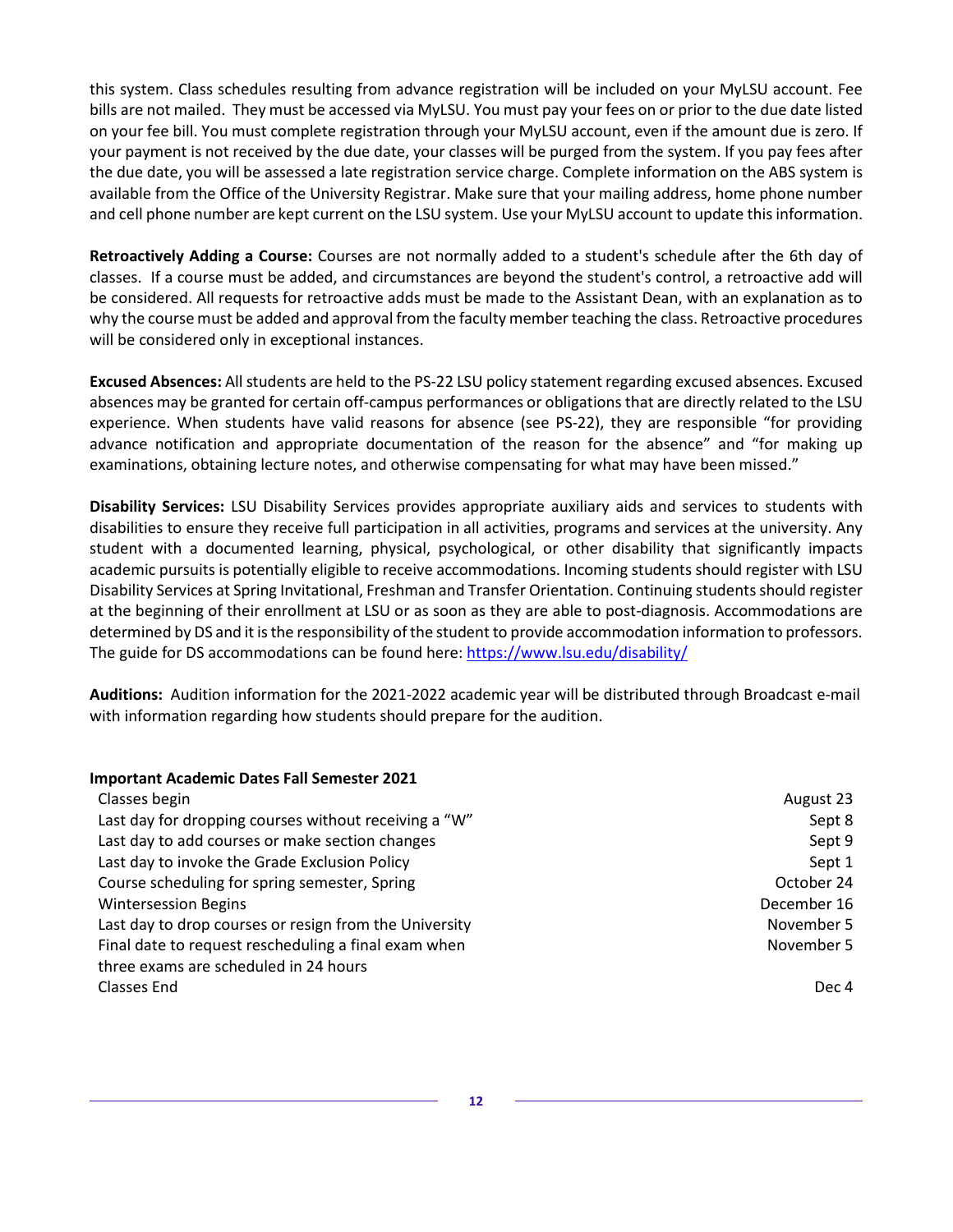this system. Class schedules resulting from advance registration will be included on your MyLSU account. Fee bills are not mailed. They must be accessed via MyLSU. You must pay your fees on or prior to the due date listed on your fee bill. You must complete registration through your MyLSU account, even if the amount due is zero. If your payment is not received by the due date, your classes will be purged from the system. If you pay fees after the due date, you will be assessed a late registration service charge. Complete information on the ABS system is available from the Office of the University Registrar. Make sure that your mailing address, home phone number and cell phone number are kept current on the LSU system. Use your MyLSU account to update this information.

**Retroactively Adding a Course:** Courses are not normally added to a student's schedule after the 6th day of classes. If a course must be added, and circumstances are beyond the student's control, a retroactive add will be considered. All requests for retroactive adds must be made to the Assistant Dean, with an explanation as to why the course must be added and approval from the faculty member teaching the class. Retroactive procedures will be considered only in exceptional instances.

**Excused Absences:** All students are held to the PS-22 LSU policy statement regarding excused absences. Excused absences may be granted for certain off-campus performances or obligations that are directly related to the LSU experience. When students have valid reasons for absence (see PS-22), they are responsible "for providing advance notification and appropriate documentation of the reason for the absence" and "for making up examinations, obtaining lecture notes, and otherwise compensating for what may have been missed."

**Disability Services:** LSU Disability Services provides appropriate auxiliary aids and services to students with disabilities to ensure they receive full participation in all activities, programs and services at the university. Any student with a documented learning, physical, psychological, or other disability that significantly impacts academic pursuits is potentially eligible to receive accommodations. Incoming students should register with LSU Disability Services at Spring Invitational, Freshman and Transfer Orientation. Continuing students should register at the beginning of their enrollment at LSU or as soon as they are able to post-diagnosis. Accommodations are determined by DS and it is the responsibility of the student to provide accommodation information to professors. The guide for DS accommodations can be found here: https://www.lsu.edu/disability/

**Auditions:** Audition information for the 2021-2022 academic year will be distributed through Broadcast e-mail with information regarding how students should prepare for the audition.

**Important Academic Dates Fall Semester 2021**

| | |
|---|---|
| Classes begin | August 23 |
| Last day for dropping courses without receiving a "W" | Sept 8 |
| Last day to add courses or make section changes | Sept 9 |
| Last day to invoke the Grade Exclusion Policy | Sept 1 |
| Course scheduling for spring semester, Spring | October 24 |
| Wintersession Begins | December 16 |
| Last day to drop courses or resign from the University | November 5 |
| Final date to request rescheduling a final exam when three exams are scheduled in 24 hours | November 5 |
| Classes End | Dec 4 |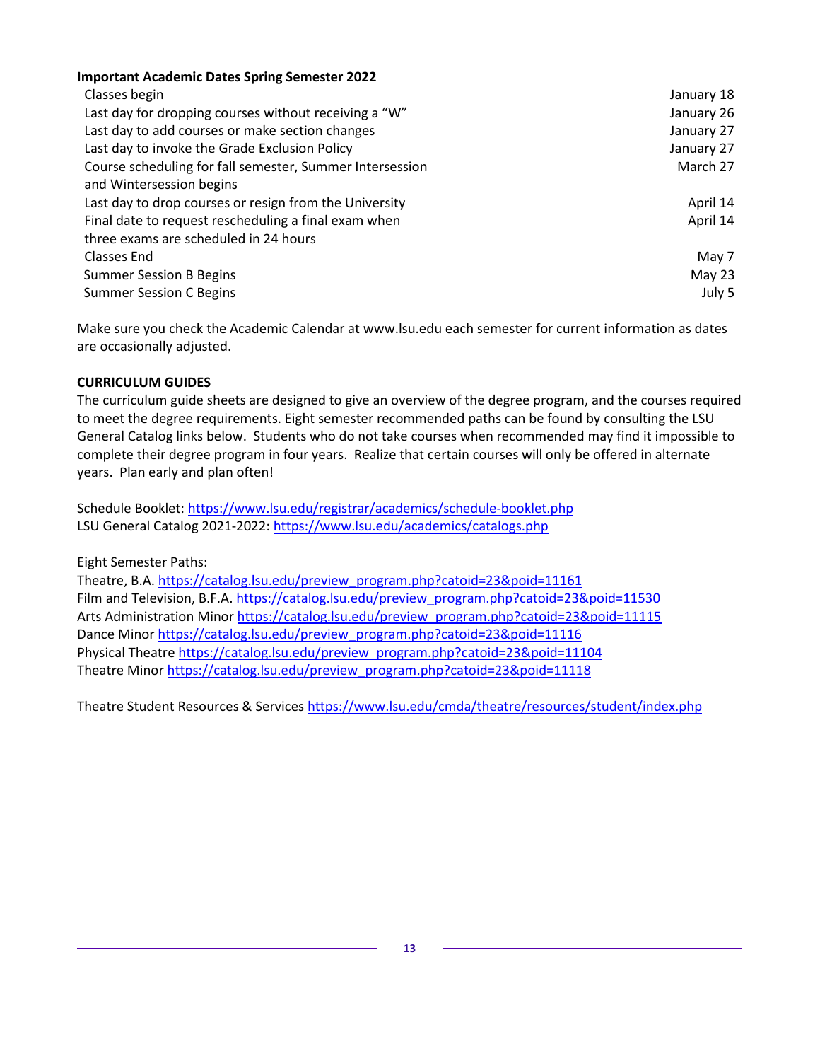**Important Academic Dates Spring Semester 2022**

| Event | Date |
| --- | --- |
| Classes begin | January 18 |
| Last day for dropping courses without receiving a "W" | January 26 |
| Last day to add courses or make section changes | January 27 |
| Last day to invoke the Grade Exclusion Policy | January 27 |
| Course scheduling for fall semester, Summer Intersession and Wintersession begins | March 27 |
| Last day to drop courses or resign from the University | April 14 |
| Final date to request rescheduling a final exam when three exams are scheduled in 24 hours | April 14 |
| Classes End | May 7 |
| Summer Session B Begins | May 23 |
| Summer Session C Begins | July 5 |

Make sure you check the Academic Calendar at www.lsu.edu each semester for current information as dates are occasionally adjusted.

**CURRICULUM GUIDES**

The curriculum guide sheets are designed to give an overview of the degree program, and the courses required to meet the degree requirements. Eight semester recommended paths can be found by consulting the LSU General Catalog links below. Students who do not take courses when recommended may find it impossible to complete their degree program in four years. Realize that certain courses will only be offered in alternate years. Plan early and plan often!

Schedule Booklet: https://www.lsu.edu/registrar/academics/schedule-booklet.php
LSU General Catalog 2021-2022: https://www.lsu.edu/academics/catalogs.php

Eight Semester Paths:
Theatre, B.A. https://catalog.lsu.edu/preview_program.php?catoid=23&poid=11161
Film and Television, B.F.A. https://catalog.lsu.edu/preview_program.php?catoid=23&poid=11530
Arts Administration Minor https://catalog.lsu.edu/preview_program.php?catoid=23&poid=11115
Dance Minor https://catalog.lsu.edu/preview_program.php?catoid=23&poid=11116
Physical Theatre https://catalog.lsu.edu/preview_program.php?catoid=23&poid=11104
Theatre Minor https://catalog.lsu.edu/preview_program.php?catoid=23&poid=11118

Theatre Student Resources & Services https://www.lsu.edu/cmda/theatre/resources/student/index.php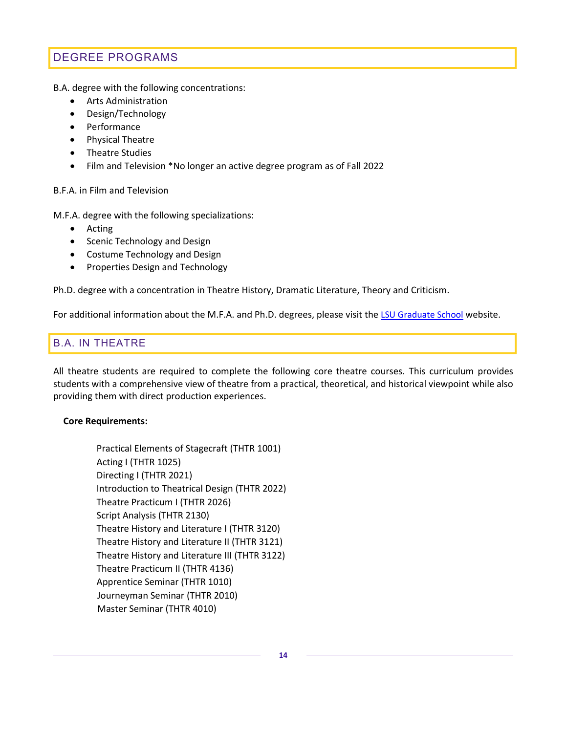## DEGREE PROGRAMS

B.A. degree with the following concentrations:

- Arts Administration
- Design/Technology
- Performance
- Physical Theatre
- Theatre Studies
- Film and Television *No longer an active degree program as of Fall 2022

B.F.A. in Film and Television

M.F.A. degree with the following specializations:

- Acting
- Scenic Technology and Design
- Costume Technology and Design
- Properties Design and Technology

Ph.D. degree with a concentration in Theatre History, Dramatic Literature, Theory and Criticism.

For additional information about the M.F.A. and Ph.D. degrees, please visit the [LSU Graduate School]() website.

## B.A. IN THEATRE

All theatre students are required to complete the following core theatre courses. This curriculum provides students with a comprehensive view of theatre from a practical, theoretical, and historical viewpoint while also providing them with direct production experiences.

**Core Requirements:**

Practical Elements of Stagecraft (THTR 1001)
Acting I (THTR 1025)
Directing I (THTR 2021)
Introduction to Theatrical Design (THTR 2022)
Theatre Practicum I (THTR 2026)
Script Analysis (THTR 2130)
Theatre History and Literature I (THTR 3120)
Theatre History and Literature II (THTR 3121)
Theatre History and Literature III (THTR 3122)
Theatre Practicum II (THTR 4136)
Apprentice Seminar (THTR 1010)
Journeyman Seminar (THTR 2010)
Master Seminar (THTR 4010)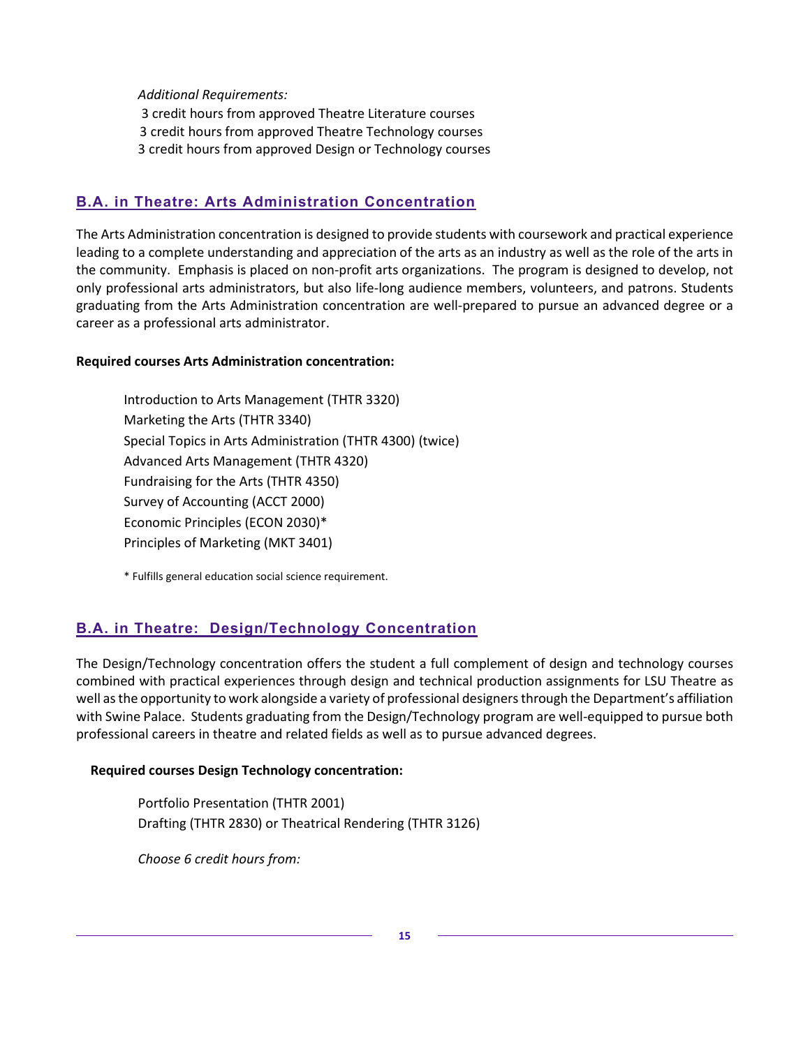*Additional Requirements:*

3 credit hours from approved Theatre Literature courses
3 credit hours from approved Theatre Technology courses
3 credit hours from approved Design or Technology courses

## B.A. in Theatre: Arts Administration Concentration

The Arts Administration concentration is designed to provide students with coursework and practical experience leading to a complete understanding and appreciation of the arts as an industry as well as the role of the arts in the community. Emphasis is placed on non-profit arts organizations. The program is designed to develop, not only professional arts administrators, but also life-long audience members, volunteers, and patrons. Students graduating from the Arts Administration concentration are well-prepared to pursue an advanced degree or a career as a professional arts administrator.

**Required courses Arts Administration concentration:**

Introduction to Arts Management (THTR 3320)
Marketing the Arts (THTR 3340)
Special Topics in Arts Administration (THTR 4300) (twice)
Advanced Arts Management (THTR 4320)
Fundraising for the Arts (THTR 4350)
Survey of Accounting (ACCT 2000)
Economic Principles (ECON 2030)*
Principles of Marketing (MKT 3401)

* Fulfills general education social science requirement.

## B.A. in Theatre: Design/Technology Concentration

The Design/Technology concentration offers the student a full complement of design and technology courses combined with practical experiences through design and technical production assignments for LSU Theatre as well as the opportunity to work alongside a variety of professional designers through the Department's affiliation with Swine Palace. Students graduating from the Design/Technology program are well-equipped to pursue both professional careers in theatre and related fields as well as to pursue advanced degrees.

**Required courses Design Technology concentration:**

Portfolio Presentation (THTR 2001)
Drafting (THTR 2830) or Theatrical Rendering (THTR 3126)

*Choose 6 credit hours from:*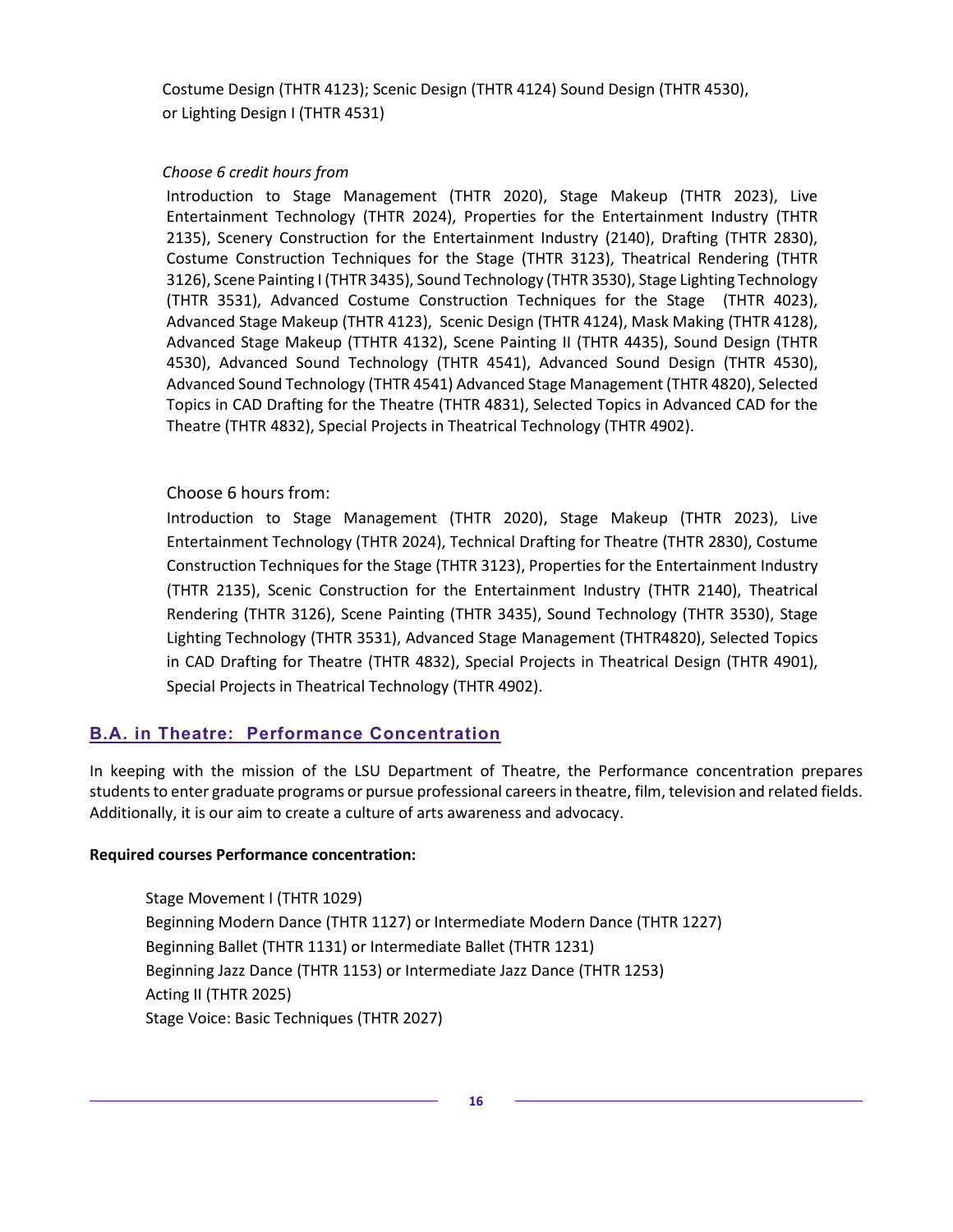Costume Design (THTR 4123); Scenic Design (THTR 4124) Sound Design (THTR 4530), or Lighting Design I (THTR 4531)

*Choose 6 credit hours from*

Introduction to Stage Management (THTR 2020), Stage Makeup (THTR 2023), Live Entertainment Technology (THTR 2024), Properties for the Entertainment Industry (THTR 2135), Scenery Construction for the Entertainment Industry (2140), Drafting (THTR 2830), Costume Construction Techniques for the Stage (THTR 3123), Theatrical Rendering (THTR 3126), Scene Painting I (THTR 3435), Sound Technology (THTR 3530), Stage Lighting Technology (THTR 3531), Advanced Costume Construction Techniques for the Stage (THTR 4023), Advanced Stage Makeup (THTR 4123), Scenic Design (THTR 4124), Mask Making (THTR 4128), Advanced Stage Makeup (TTHTR 4132), Scene Painting II (THTR 4435), Sound Design (THTR 4530), Advanced Sound Technology (THTR 4541), Advanced Sound Design (THTR 4530), Advanced Sound Technology (THTR 4541) Advanced Stage Management (THTR 4820), Selected Topics in CAD Drafting for the Theatre (THTR 4831), Selected Topics in Advanced CAD for the Theatre (THTR 4832), Special Projects in Theatrical Technology (THTR 4902).

Choose 6 hours from:

Introduction to Stage Management (THTR 2020), Stage Makeup (THTR 2023), Live Entertainment Technology (THTR 2024), Technical Drafting for Theatre (THTR 2830), Costume Construction Techniques for the Stage (THTR 3123), Properties for the Entertainment Industry (THTR 2135), Scenic Construction for the Entertainment Industry (THTR 2140), Theatrical Rendering (THTR 3126), Scene Painting (THTR 3435), Sound Technology (THTR 3530), Stage Lighting Technology (THTR 3531), Advanced Stage Management (THTR4820), Selected Topics in CAD Drafting for Theatre (THTR 4832), Special Projects in Theatrical Design (THTR 4901), Special Projects in Theatrical Technology (THTR 4902).

## B.A. in Theatre: Performance Concentration

In keeping with the mission of the LSU Department of Theatre, the Performance concentration prepares students to enter graduate programs or pursue professional careers in theatre, film, television and related fields. Additionally, it is our aim to create a culture of arts awareness and advocacy.

**Required courses Performance concentration:**

Stage Movement I (THTR 1029)
Beginning Modern Dance (THTR 1127) or Intermediate Modern Dance (THTR 1227)
Beginning Ballet (THTR 1131) or Intermediate Ballet (THTR 1231)
Beginning Jazz Dance (THTR 1153) or Intermediate Jazz Dance (THTR 1253)
Acting II (THTR 2025)
Stage Voice: Basic Techniques (THTR 2027)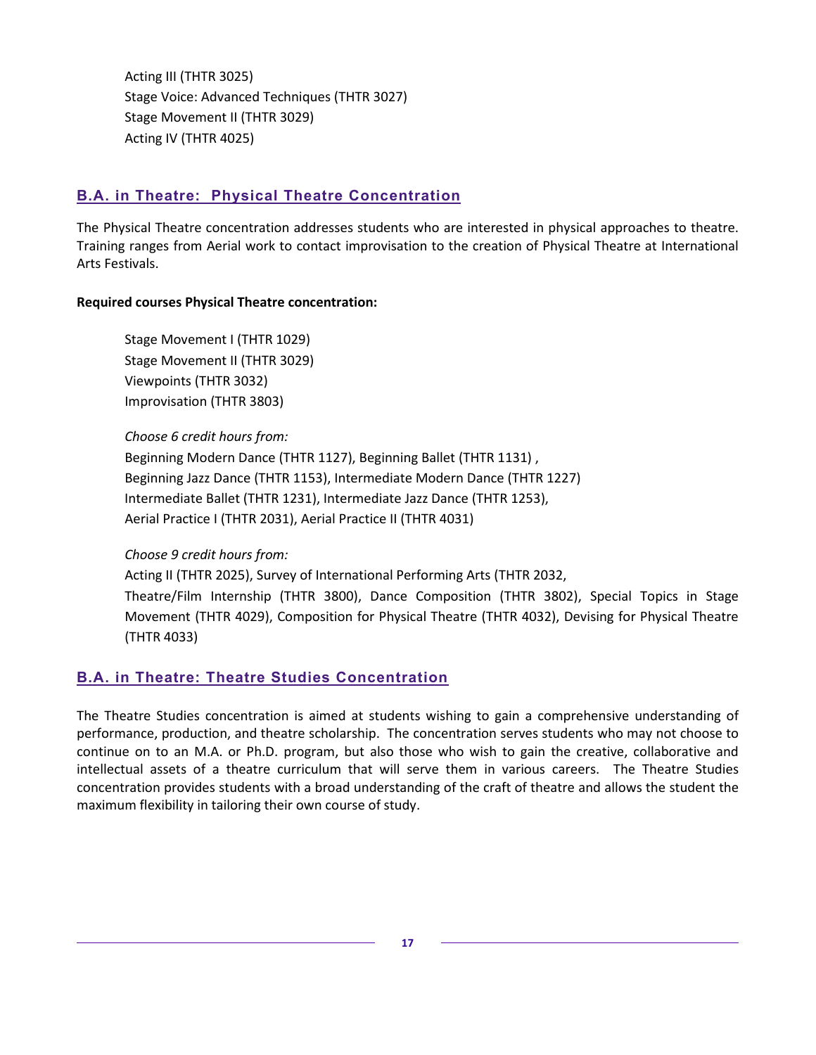Acting III (THTR 3025)
Stage Voice: Advanced Techniques (THTR 3027)
Stage Movement II (THTR 3029)
Acting IV (THTR 4025)

## B.A. in Theatre: Physical Theatre Concentration

The Physical Theatre concentration addresses students who are interested in physical approaches to theatre. Training ranges from Aerial work to contact improvisation to the creation of Physical Theatre at International Arts Festivals.

**Required courses Physical Theatre concentration:**

Stage Movement I (THTR 1029)
Stage Movement II (THTR 3029)
Viewpoints (THTR 3032)
Improvisation (THTR 3803)

*Choose 6 credit hours from:*
Beginning Modern Dance (THTR 1127), Beginning Ballet (THTR 1131) ,
Beginning Jazz Dance (THTR 1153), Intermediate Modern Dance (THTR 1227)
Intermediate Ballet (THTR 1231), Intermediate Jazz Dance (THTR 1253),
Aerial Practice I (THTR 2031), Aerial Practice II (THTR 4031)

*Choose 9 credit hours from:*
Acting II (THTR 2025), Survey of International Performing Arts (THTR 2032,
Theatre/Film Internship (THTR 3800), Dance Composition (THTR 3802), Special Topics in Stage Movement (THTR 4029), Composition for Physical Theatre (THTR 4032), Devising for Physical Theatre (THTR 4033)

## B.A. in Theatre: Theatre Studies Concentration

The Theatre Studies concentration is aimed at students wishing to gain a comprehensive understanding of performance, production, and theatre scholarship. The concentration serves students who may not choose to continue on to an M.A. or Ph.D. program, but also those who wish to gain the creative, collaborative and intellectual assets of a theatre curriculum that will serve them in various careers. The Theatre Studies concentration provides students with a broad understanding of the craft of theatre and allows the student the maximum flexibility in tailoring their own course of study.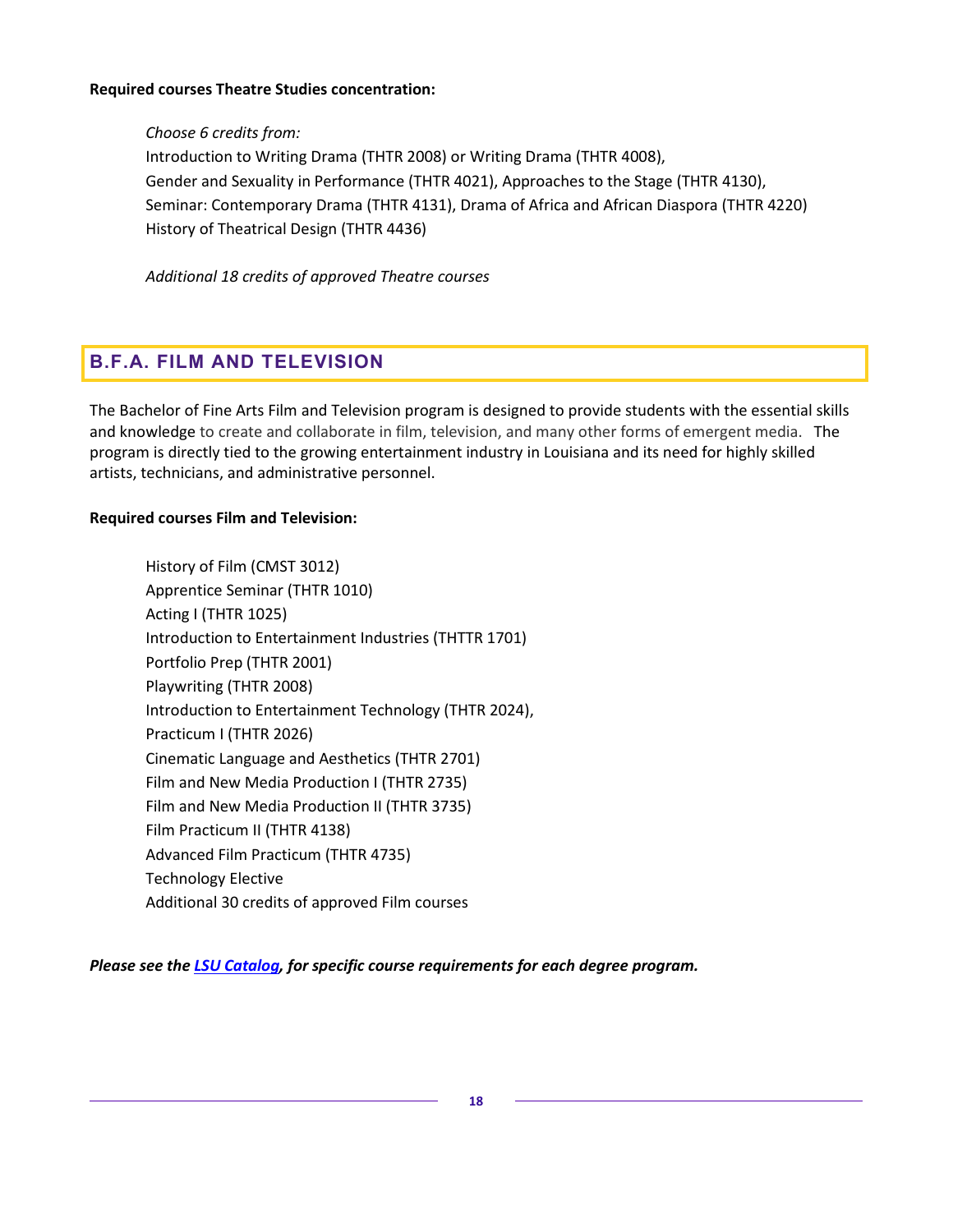**Required courses Theatre Studies concentration:**

*Choose 6 credits from:*
Introduction to Writing Drama (THTR 2008) or Writing Drama (THTR 4008),
Gender and Sexuality in Performance (THTR 4021), Approaches to the Stage (THTR 4130),
Seminar: Contemporary Drama (THTR 4131), Drama of Africa and African Diaspora (THTR 4220)
History of Theatrical Design (THTR 4436)

*Additional 18 credits of approved Theatre courses*

## B.F.A. FILM AND TELEVISION

The Bachelor of Fine Arts Film and Television program is designed to provide students with the essential skills and knowledge to create and collaborate in film, television, and many other forms of emergent media. The program is directly tied to the growing entertainment industry in Louisiana and its need for highly skilled artists, technicians, and administrative personnel.

**Required courses Film and Television:**

History of Film (CMST 3012)
Apprentice Seminar (THTR 1010)
Acting I (THTR 1025)
Introduction to Entertainment Industries (THTTR 1701)
Portfolio Prep (THTR 2001)
Playwriting (THTR 2008)
Introduction to Entertainment Technology (THTR 2024),
Practicum I (THTR 2026)
Cinematic Language and Aesthetics (THTR 2701)
Film and New Media Production I (THTR 2735)
Film and New Media Production II (THTR 3735)
Film Practicum II (THTR 4138)
Advanced Film Practicum (THTR 4735)
Technology Elective
Additional 30 credits of approved Film courses

***Please see the LSU Catalog, for specific course requirements for each degree program.***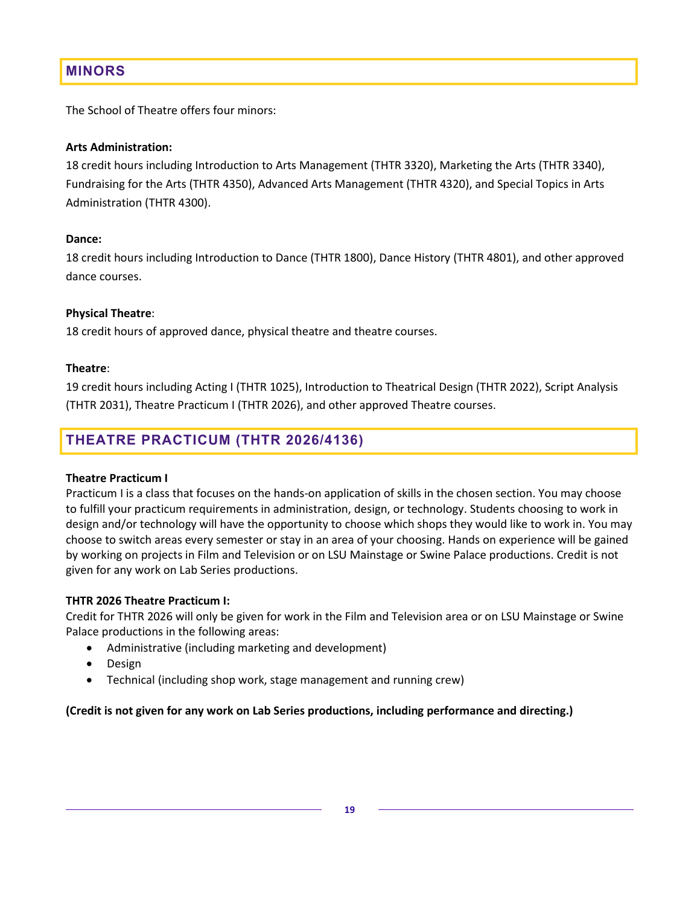## MINORS

The School of Theatre offers four minors:

**Arts Administration:**
18 credit hours including Introduction to Arts Management (THTR 3320), Marketing the Arts (THTR 3340), Fundraising for the Arts (THTR 4350), Advanced Arts Management (THTR 4320), and Special Topics in Arts Administration (THTR 4300).

**Dance:**
18 credit hours including Introduction to Dance (THTR 1800), Dance History (THTR 4801), and other approved dance courses.

**Physical Theatre**:
18 credit hours of approved dance, physical theatre and theatre courses.

**Theatre**:
19 credit hours including Acting I (THTR 1025), Introduction to Theatrical Design (THTR 2022), Script Analysis (THTR 2031), Theatre Practicum I (THTR 2026), and other approved Theatre courses.

## THEATRE PRACTICUM (THTR 2026/4136)

**Theatre Practicum I**
Practicum I is a class that focuses on the hands-on application of skills in the chosen section. You may choose to fulfill your practicum requirements in administration, design, or technology. Students choosing to work in design and/or technology will have the opportunity to choose which shops they would like to work in. You may choose to switch areas every semester or stay in an area of your choosing. Hands on experience will be gained by working on projects in Film and Television or on LSU Mainstage or Swine Palace productions. Credit is not given for any work on Lab Series productions.

**THTR 2026 Theatre Practicum I:**
Credit for THTR 2026 will only be given for work in the Film and Television area or on LSU Mainstage or Swine Palace productions in the following areas:

- Administrative (including marketing and development)
- Design
- Technical (including shop work, stage management and running crew)

**(Credit is not given for any work on Lab Series productions, including performance and directing.)**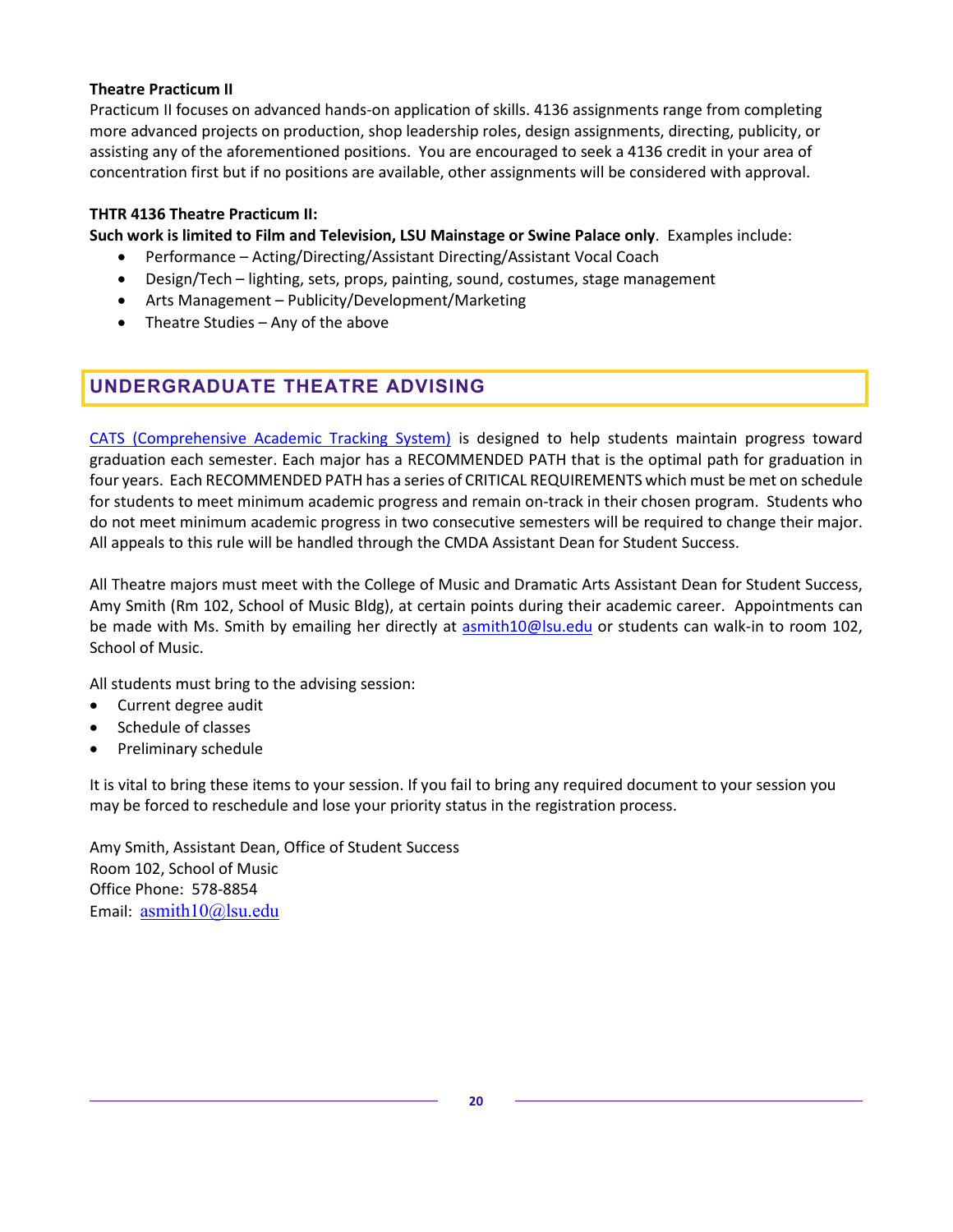**Theatre Practicum II**

Practicum II focuses on advanced hands-on application of skills. 4136 assignments range from completing more advanced projects on production, shop leadership roles, design assignments, directing, publicity, or assisting any of the aforementioned positions. You are encouraged to seek a 4136 credit in your area of concentration first but if no positions are available, other assignments will be considered with approval.

**THTR 4136 Theatre Practicum II:**

**Such work is limited to Film and Television, LSU Mainstage or Swine Palace only**. Examples include:

- Performance – Acting/Directing/Assistant Directing/Assistant Vocal Coach
- Design/Tech – lighting, sets, props, painting, sound, costumes, stage management
- Arts Management – Publicity/Development/Marketing
- Theatre Studies – Any of the above

## UNDERGRADUATE THEATRE ADVISING

CATS (Comprehensive Academic Tracking System) is designed to help students maintain progress toward graduation each semester. Each major has a RECOMMENDED PATH that is the optimal path for graduation in four years. Each RECOMMENDED PATH has a series of CRITICAL REQUIREMENTS which must be met on schedule for students to meet minimum academic progress and remain on-track in their chosen program. Students who do not meet minimum academic progress in two consecutive semesters will be required to change their major. All appeals to this rule will be handled through the CMDA Assistant Dean for Student Success.

All Theatre majors must meet with the College of Music and Dramatic Arts Assistant Dean for Student Success, Amy Smith (Rm 102, School of Music Bldg), at certain points during their academic career. Appointments can be made with Ms. Smith by emailing her directly at asmith10@lsu.edu or students can walk-in to room 102, School of Music.

All students must bring to the advising session:

- Current degree audit
- Schedule of classes
- Preliminary schedule

It is vital to bring these items to your session. If you fail to bring any required document to your session you may be forced to reschedule and lose your priority status in the registration process.

Amy Smith, Assistant Dean, Office of Student Success
Room 102, School of Music
Office Phone: 578-8854
Email: asmith10@lsu.edu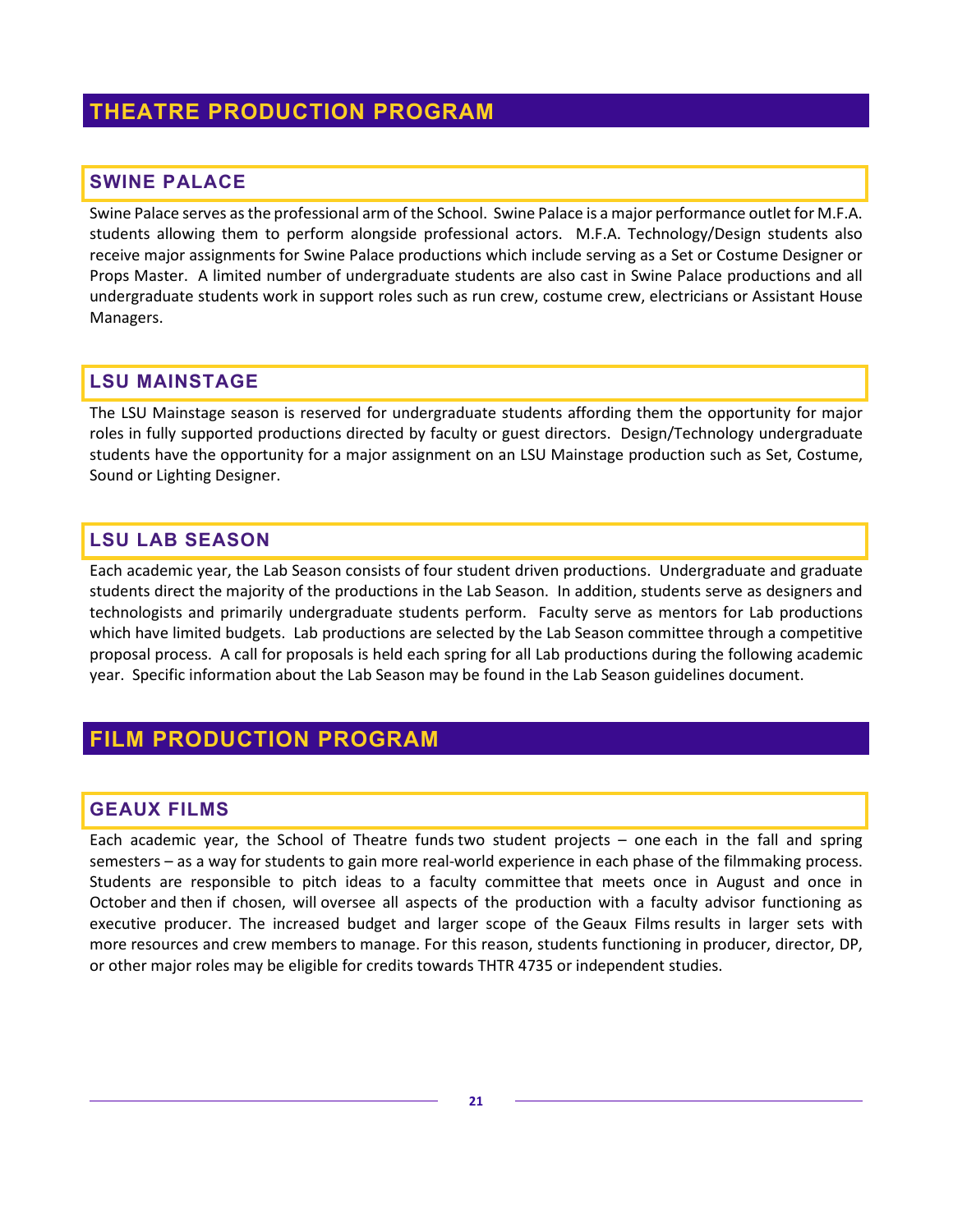# THEATRE PRODUCTION PROGRAM

## SWINE PALACE

Swine Palace serves as the professional arm of the School. Swine Palace is a major performance outlet for M.F.A. students allowing them to perform alongside professional actors. M.F.A. Technology/Design students also receive major assignments for Swine Palace productions which include serving as a Set or Costume Designer or Props Master. A limited number of undergraduate students are also cast in Swine Palace productions and all undergraduate students work in support roles such as run crew, costume crew, electricians or Assistant House Managers.

## LSU MAINSTAGE

The LSU Mainstage season is reserved for undergraduate students affording them the opportunity for major roles in fully supported productions directed by faculty or guest directors. Design/Technology undergraduate students have the opportunity for a major assignment on an LSU Mainstage production such as Set, Costume, Sound or Lighting Designer.

## LSU LAB SEASON

Each academic year, the Lab Season consists of four student driven productions. Undergraduate and graduate students direct the majority of the productions in the Lab Season. In addition, students serve as designers and technologists and primarily undergraduate students perform. Faculty serve as mentors for Lab productions which have limited budgets. Lab productions are selected by the Lab Season committee through a competitive proposal process. A call for proposals is held each spring for all Lab productions during the following academic year. Specific information about the Lab Season may be found in the Lab Season guidelines document.

# FILM PRODUCTION PROGRAM

## GEAUX FILMS

Each academic year, the School of Theatre funds two student projects – one each in the fall and spring semesters – as a way for students to gain more real-world experience in each phase of the filmmaking process. Students are responsible to pitch ideas to a faculty committee that meets once in August and once in October and then if chosen, will oversee all aspects of the production with a faculty advisor functioning as executive producer. The increased budget and larger scope of the Geaux Films results in larger sets with more resources and crew members to manage. For this reason, students functioning in producer, director, DP, or other major roles may be eligible for credits towards THTR 4735 or independent studies.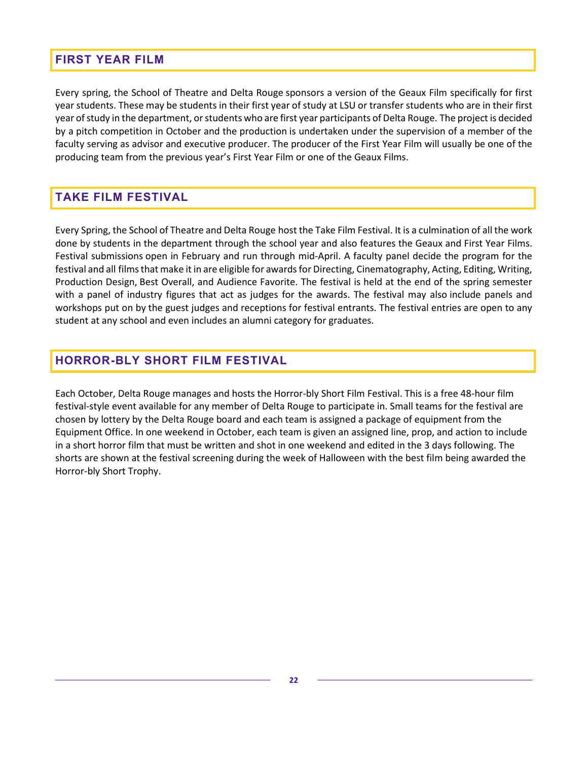## FIRST YEAR FILM

Every spring, the School of Theatre and Delta Rouge sponsors a version of the Geaux Film specifically for first year students. These may be students in their first year of study at LSU or transfer students who are in their first year of study in the department, or students who are first year participants of Delta Rouge. The project is decided by a pitch competition in October and the production is undertaken under the supervision of a member of the faculty serving as advisor and executive producer. The producer of the First Year Film will usually be one of the producing team from the previous year's First Year Film or one of the Geaux Films.

## TAKE FILM FESTIVAL

Every Spring, the School of Theatre and Delta Rouge host the Take Film Festival. It is a culmination of all the work done by students in the department through the school year and also features the Geaux and First Year Films. Festival submissions open in February and run through mid-April. A faculty panel decide the program for the festival and all films that make it in are eligible for awards for Directing, Cinematography, Acting, Editing, Writing, Production Design, Best Overall, and Audience Favorite. The festival is held at the end of the spring semester with a panel of industry figures that act as judges for the awards. The festival may also include panels and workshops put on by the guest judges and receptions for festival entrants. The festival entries are open to any student at any school and even includes an alumni category for graduates.

## HORROR-BLY SHORT FILM FESTIVAL

Each October, Delta Rouge manages and hosts the Horror-bly Short Film Festival. This is a free 48-hour film festival-style event available for any member of Delta Rouge to participate in. Small teams for the festival are chosen by lottery by the Delta Rouge board and each team is assigned a package of equipment from the Equipment Office. In one weekend in October, each team is given an assigned line, prop, and action to include in a short horror film that must be written and shot in one weekend and edited in the 3 days following. The shorts are shown at the festival screening during the week of Halloween with the best film being awarded the Horror-bly Short Trophy.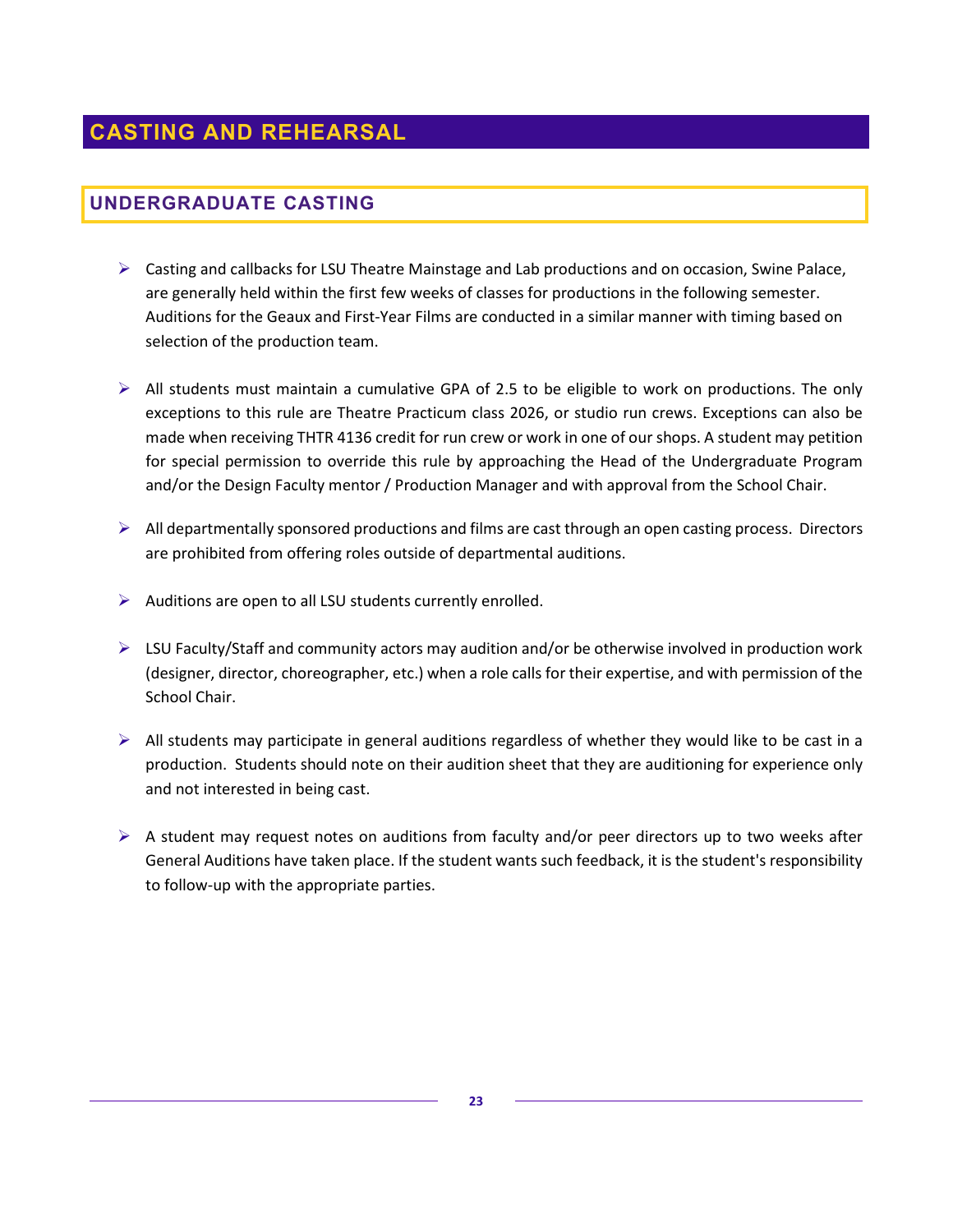# CASTING AND REHEARSAL

## UNDERGRADUATE CASTING

- Casting and callbacks for LSU Theatre Mainstage and Lab productions and on occasion, Swine Palace, are generally held within the first few weeks of classes for productions in the following semester. Auditions for the Geaux and First-Year Films are conducted in a similar manner with timing based on selection of the production team.

- All students must maintain a cumulative GPA of 2.5 to be eligible to work on productions. The only exceptions to this rule are Theatre Practicum class 2026, or studio run crews. Exceptions can also be made when receiving THTR 4136 credit for run crew or work in one of our shops. A student may petition for special permission to override this rule by approaching the Head of the Undergraduate Program and/or the Design Faculty mentor / Production Manager and with approval from the School Chair.

- All departmentally sponsored productions and films are cast through an open casting process. Directors are prohibited from offering roles outside of departmental auditions.

- Auditions are open to all LSU students currently enrolled.

- LSU Faculty/Staff and community actors may audition and/or be otherwise involved in production work (designer, director, choreographer, etc.) when a role calls for their expertise, and with permission of the School Chair.

- All students may participate in general auditions regardless of whether they would like to be cast in a production. Students should note on their audition sheet that they are auditioning for experience only and not interested in being cast.

- A student may request notes on auditions from faculty and/or peer directors up to two weeks after General Auditions have taken place. If the student wants such feedback, it is the student's responsibility to follow-up with the appropriate parties.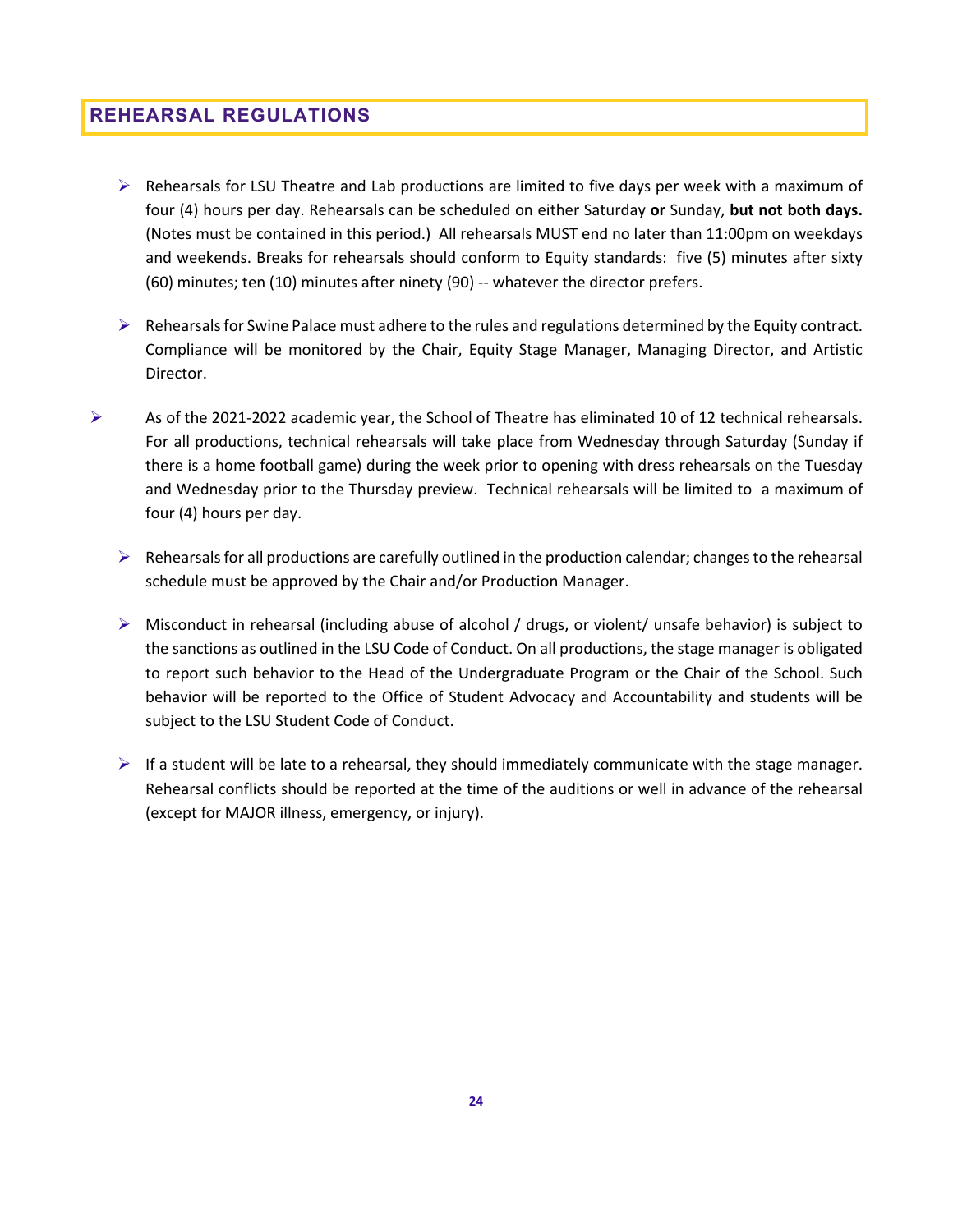## REHEARSAL REGULATIONS

- Rehearsals for LSU Theatre and Lab productions are limited to five days per week with a maximum of four (4) hours per day. Rehearsals can be scheduled on either Saturday **or** Sunday, **but not both days.** (Notes must be contained in this period.) All rehearsals MUST end no later than 11:00pm on weekdays and weekends. Breaks for rehearsals should conform to Equity standards: five (5) minutes after sixty (60) minutes; ten (10) minutes after ninety (90) -- whatever the director prefers.

- Rehearsals for Swine Palace must adhere to the rules and regulations determined by the Equity contract. Compliance will be monitored by the Chair, Equity Stage Manager, Managing Director, and Artistic Director.

- As of the 2021-2022 academic year, the School of Theatre has eliminated 10 of 12 technical rehearsals. For all productions, technical rehearsals will take place from Wednesday through Saturday (Sunday if there is a home football game) during the week prior to opening with dress rehearsals on the Tuesday and Wednesday prior to the Thursday preview. Technical rehearsals will be limited to a maximum of four (4) hours per day.

- Rehearsals for all productions are carefully outlined in the production calendar; changes to the rehearsal schedule must be approved by the Chair and/or Production Manager.

- Misconduct in rehearsal (including abuse of alcohol / drugs, or violent/ unsafe behavior) is subject to the sanctions as outlined in the LSU Code of Conduct. On all productions, the stage manager is obligated to report such behavior to the Head of the Undergraduate Program or the Chair of the School. Such behavior will be reported to the Office of Student Advocacy and Accountability and students will be subject to the LSU Student Code of Conduct.

- If a student will be late to a rehearsal, they should immediately communicate with the stage manager. Rehearsal conflicts should be reported at the time of the auditions or well in advance of the rehearsal (except for MAJOR illness, emergency, or injury).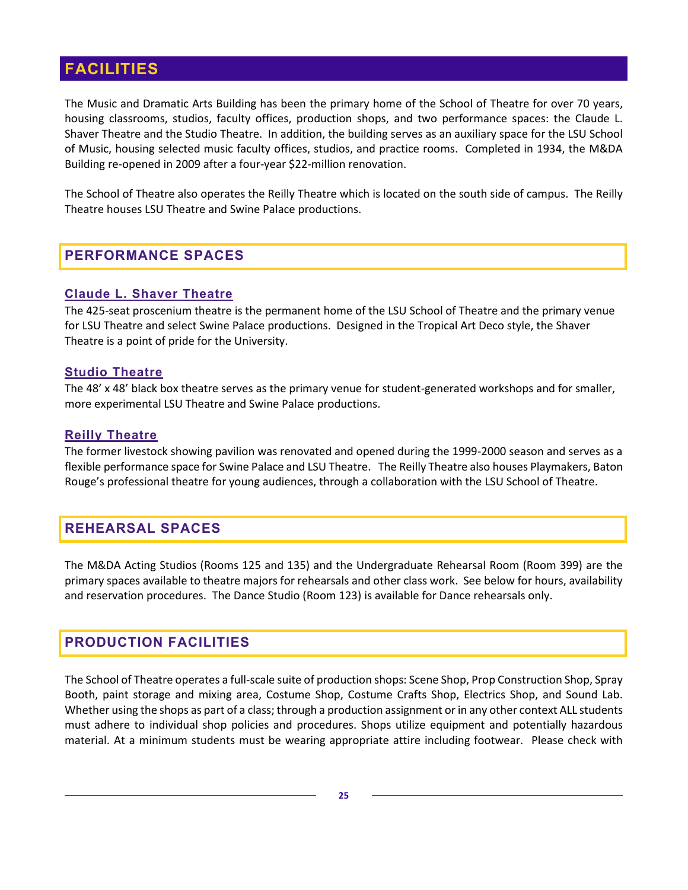# FACILITIES

The Music and Dramatic Arts Building has been the primary home of the School of Theatre for over 70 years, housing classrooms, studios, faculty offices, production shops, and two performance spaces: the Claude L. Shaver Theatre and the Studio Theatre. In addition, the building serves as an auxiliary space for the LSU School of Music, housing selected music faculty offices, studios, and practice rooms. Completed in 1934, the M&DA Building re-opened in 2009 after a four-year $22-million renovation.

The School of Theatre also operates the Reilly Theatre which is located on the south side of campus. The Reilly Theatre houses LSU Theatre and Swine Palace productions.

## PERFORMANCE SPACES

### Claude L. Shaver Theatre

The 425-seat proscenium theatre is the permanent home of the LSU School of Theatre and the primary venue for LSU Theatre and select Swine Palace productions. Designed in the Tropical Art Deco style, the Shaver Theatre is a point of pride for the University.

### Studio Theatre

The 48' x 48' black box theatre serves as the primary venue for student-generated workshops and for smaller, more experimental LSU Theatre and Swine Palace productions.

### Reilly Theatre

The former livestock showing pavilion was renovated and opened during the 1999-2000 season and serves as a flexible performance space for Swine Palace and LSU Theatre. The Reilly Theatre also houses Playmakers, Baton Rouge's professional theatre for young audiences, through a collaboration with the LSU School of Theatre.

## REHEARSAL SPACES

The M&DA Acting Studios (Rooms 125 and 135) and the Undergraduate Rehearsal Room (Room 399) are the primary spaces available to theatre majors for rehearsals and other class work. See below for hours, availability and reservation procedures. The Dance Studio (Room 123) is available for Dance rehearsals only.

## PRODUCTION FACILITIES

The School of Theatre operates a full-scale suite of production shops: Scene Shop, Prop Construction Shop, Spray Booth, paint storage and mixing area, Costume Shop, Costume Crafts Shop, Electrics Shop, and Sound Lab. Whether using the shops as part of a class; through a production assignment or in any other context ALL students must adhere to individual shop policies and procedures. Shops utilize equipment and potentially hazardous material. At a minimum students must be wearing appropriate attire including footwear. Please check with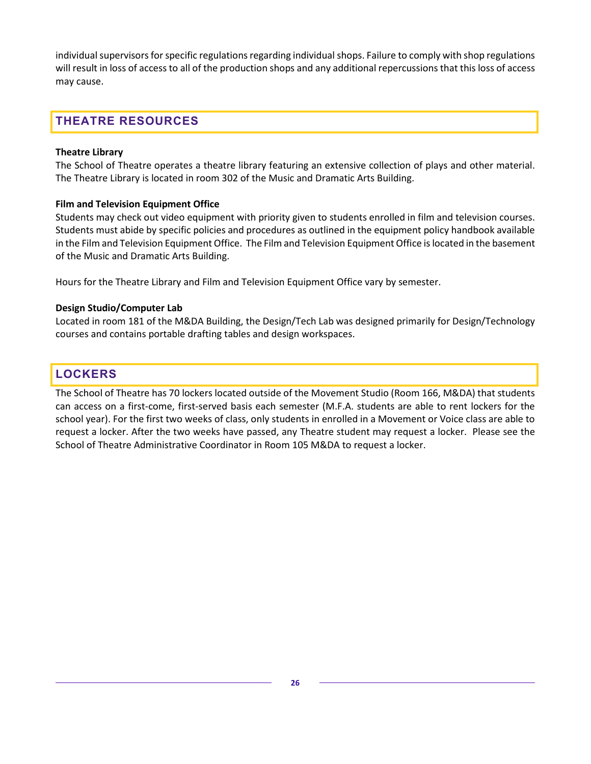individual supervisors for specific regulations regarding individual shops. Failure to comply with shop regulations will result in loss of access to all of the production shops and any additional repercussions that this loss of access may cause.

## THEATRE RESOURCES

**Theatre Library**

The School of Theatre operates a theatre library featuring an extensive collection of plays and other material. The Theatre Library is located in room 302 of the Music and Dramatic Arts Building.

**Film and Television Equipment Office**

Students may check out video equipment with priority given to students enrolled in film and television courses. Students must abide by specific policies and procedures as outlined in the equipment policy handbook available in the Film and Television Equipment Office. The Film and Television Equipment Office is located in the basement of the Music and Dramatic Arts Building.

Hours for the Theatre Library and Film and Television Equipment Office vary by semester.

**Design Studio/Computer Lab**

Located in room 181 of the M&DA Building, the Design/Tech Lab was designed primarily for Design/Technology courses and contains portable drafting tables and design workspaces.

## LOCKERS

The School of Theatre has 70 lockers located outside of the Movement Studio (Room 166, M&DA) that students can access on a first-come, first-served basis each semester (M.F.A. students are able to rent lockers for the school year). For the first two weeks of class, only students in enrolled in a Movement or Voice class are able to request a locker. After the two weeks have passed, any Theatre student may request a locker. Please see the School of Theatre Administrative Coordinator in Room 105 M&DA to request a locker.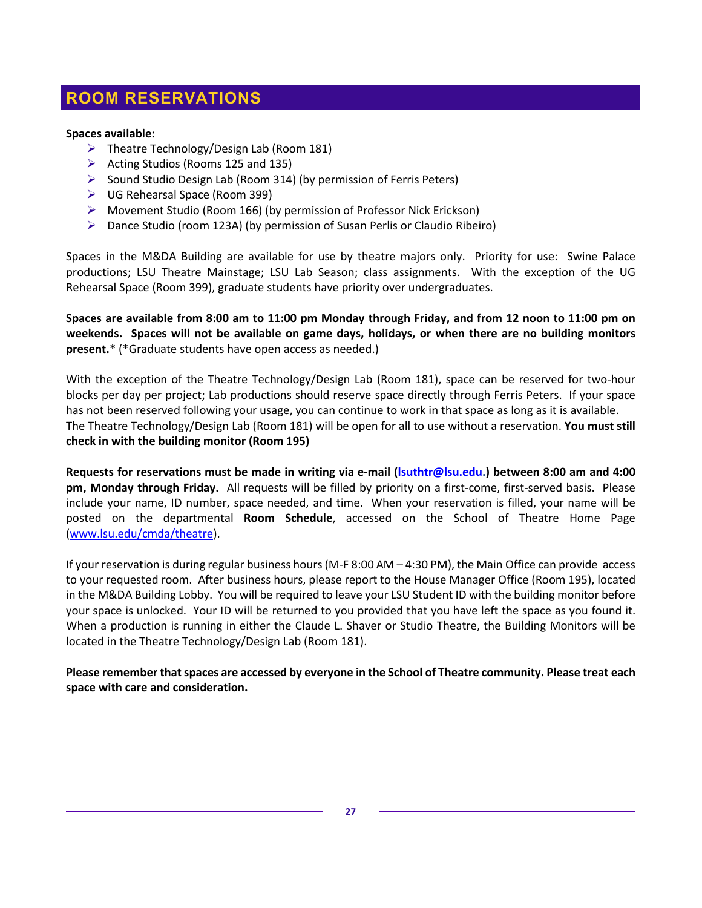# ROOM RESERVATIONS

**Spaces available:**

- Theatre Technology/Design Lab (Room 181)
- Acting Studios (Rooms 125 and 135)
- Sound Studio Design Lab (Room 314) (by permission of Ferris Peters)
- UG Rehearsal Space (Room 399)
- Movement Studio (Room 166) (by permission of Professor Nick Erickson)
- Dance Studio (room 123A) (by permission of Susan Perlis or Claudio Ribeiro)

Spaces in the M&DA Building are available for use by theatre majors only. Priority for use: Swine Palace productions; LSU Theatre Mainstage; LSU Lab Season; class assignments. With the exception of the UG Rehearsal Space (Room 399), graduate students have priority over undergraduates.

**Spaces are available from 8:00 am to 11:00 pm Monday through Friday, and from 12 noon to 11:00 pm on weekends. Spaces will not be available on game days, holidays, or when there are no building monitors present.*** (*Graduate students have open access as needed.)

With the exception of the Theatre Technology/Design Lab (Room 181), space can be reserved for two-hour blocks per day per project; Lab productions should reserve space directly through Ferris Peters. If your space has not been reserved following your usage, you can continue to work in that space as long as it is available. The Theatre Technology/Design Lab (Room 181) will be open for all to use without a reservation. **You must still check in with the building monitor (Room 195)**

**Requests for reservations must be made in writing via e-mail (lsuthtr@lsu.edu.) between 8:00 am and 4:00 pm, Monday through Friday.** All requests will be filled by priority on a first-come, first-served basis. Please include your name, ID number, space needed, and time. When your reservation is filled, your name will be posted on the departmental **Room Schedule**, accessed on the School of Theatre Home Page (www.lsu.edu/cmda/theatre).

If your reservation is during regular business hours (M-F 8:00 AM – 4:30 PM), the Main Office can provide access to your requested room. After business hours, please report to the House Manager Office (Room 195), located in the M&DA Building Lobby. You will be required to leave your LSU Student ID with the building monitor before your space is unlocked. Your ID will be returned to you provided that you have left the space as you found it. When a production is running in either the Claude L. Shaver or Studio Theatre, the Building Monitors will be located in the Theatre Technology/Design Lab (Room 181).

**Please remember that spaces are accessed by everyone in the School of Theatre community. Please treat each space with care and consideration.**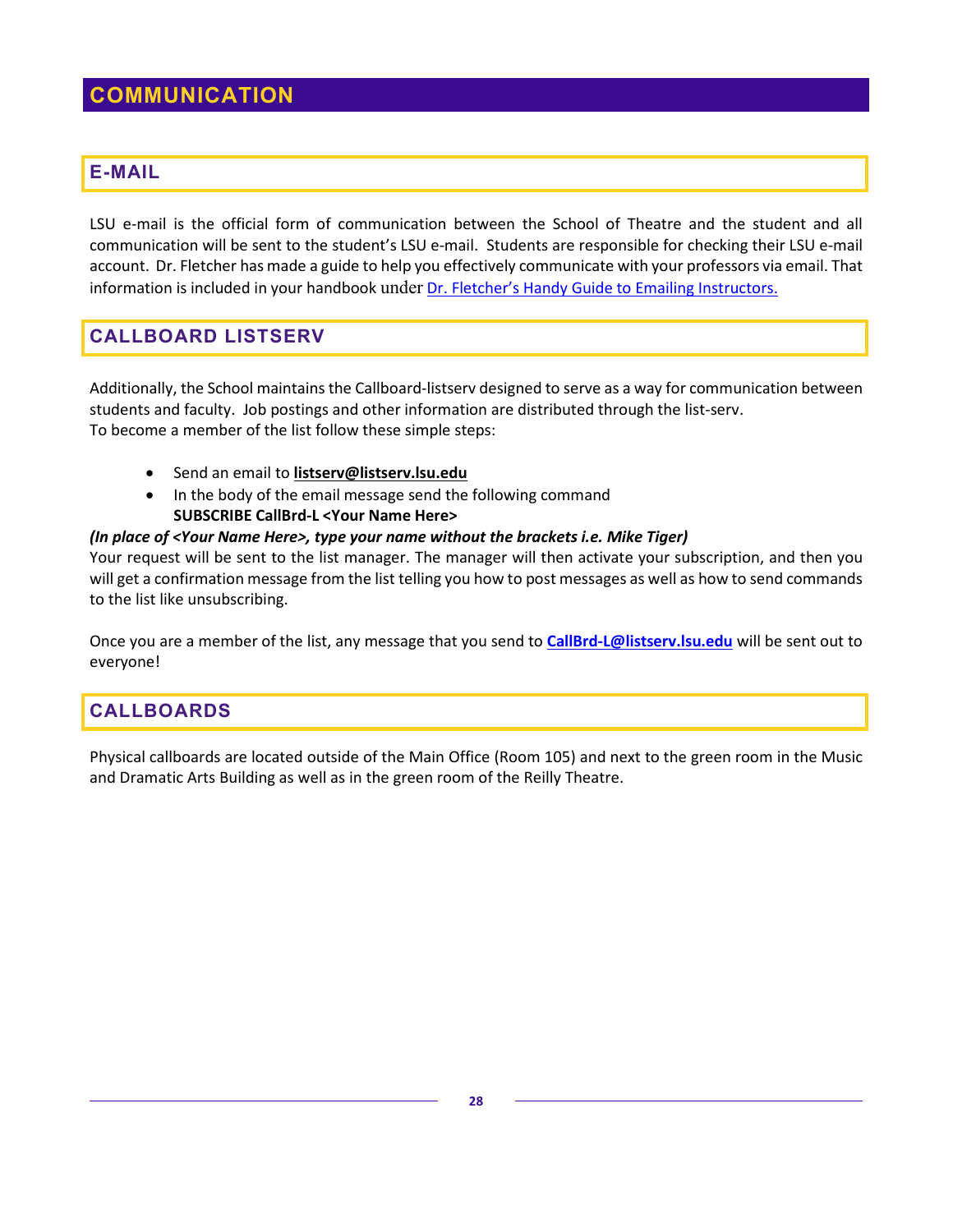# COMMUNICATION

## E-MAIL

LSU e-mail is the official form of communication between the School of Theatre and the student and all communication will be sent to the student's LSU e-mail. Students are responsible for checking their LSU e-mail account. Dr. Fletcher has made a guide to help you effectively communicate with your professors via email. That information is included in your handbook under Dr. Fletcher's Handy Guide to Emailing Instructors.

## CALLBOARD LISTSERV

Additionally, the School maintains the Callboard-listserv designed to serve as a way for communication between students and faculty. Job postings and other information are distributed through the list-serv.
To become a member of the list follow these simple steps:

- Send an email to **listserv@listserv.lsu.edu**
- In the body of the email message send the following command
  **SUBSCRIBE CallBrd-L <Your Name Here>**

***(In place of <Your Name Here>, type your name without the brackets i.e. Mike Tiger)***
Your request will be sent to the list manager. The manager will then activate your subscription, and then you will get a confirmation message from the list telling you how to post messages as well as how to send commands to the list like unsubscribing.

Once you are a member of the list, any message that you send to **CallBrd-L@listserv.lsu.edu** will be sent out to everyone!

## CALLBOARDS

Physical callboards are located outside of the Main Office (Room 105) and next to the green room in the Music and Dramatic Arts Building as well as in the green room of the Reilly Theatre.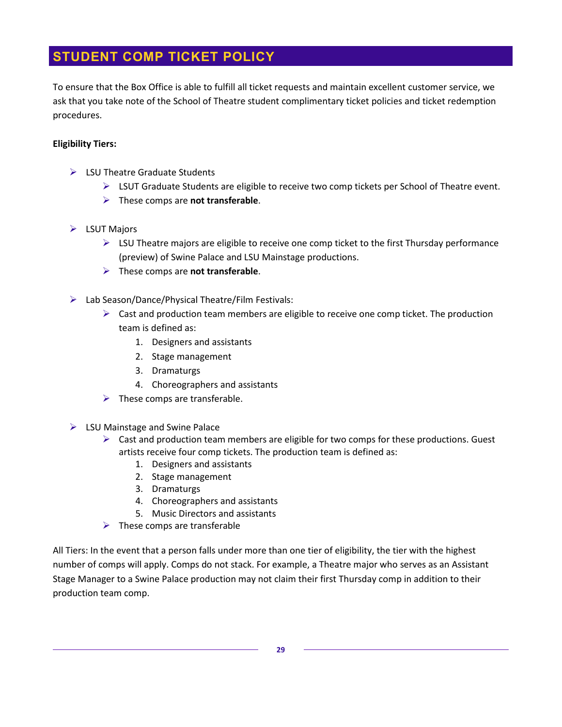## STUDENT COMP TICKET POLICY

To ensure that the Box Office is able to fulfill all ticket requests and maintain excellent customer service, we ask that you take note of the School of Theatre student complimentary ticket policies and ticket redemption procedures.

**Eligibility Tiers:**

- LSU Theatre Graduate Students
  - LSUT Graduate Students are eligible to receive two comp tickets per School of Theatre event.
  - These comps are **not transferable**.

- LSUT Majors
  - LSU Theatre majors are eligible to receive one comp ticket to the first Thursday performance (preview) of Swine Palace and LSU Mainstage productions.
  - These comps are **not transferable**.

- Lab Season/Dance/Physical Theatre/Film Festivals:
  - Cast and production team members are eligible to receive one comp ticket. The production team is defined as:
    1. Designers and assistants
    2. Stage management
    3. Dramaturgs
    4. Choreographers and assistants
  - These comps are transferable.

- LSU Mainstage and Swine Palace
  - Cast and production team members are eligible for two comps for these productions. Guest artists receive four comp tickets. The production team is defined as:
    1. Designers and assistants
    2. Stage management
    3. Dramaturgs
    4. Choreographers and assistants
    5. Music Directors and assistants
  - These comps are transferable

All Tiers: In the event that a person falls under more than one tier of eligibility, the tier with the highest number of comps will apply. Comps do not stack. For example, a Theatre major who serves as an Assistant Stage Manager to a Swine Palace production may not claim their first Thursday comp in addition to their production team comp.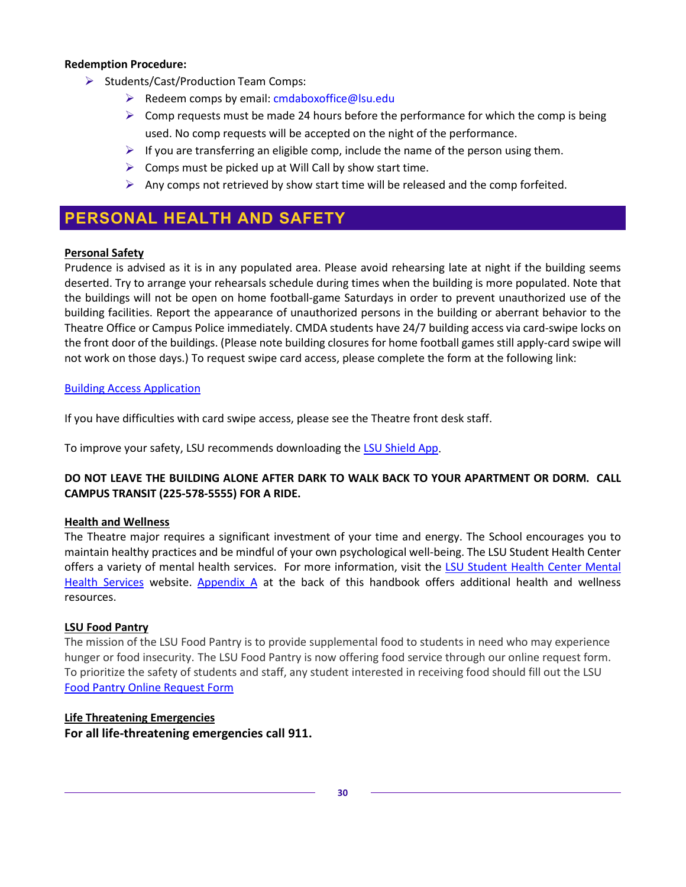**Redemption Procedure:**

- Students/Cast/Production Team Comps:
    - Redeem comps by email: cmdaboxoffice@lsu.edu
    - Comp requests must be made 24 hours before the performance for which the comp is being used. No comp requests will be accepted on the night of the performance.
    - If you are transferring an eligible comp, include the name of the person using them.
    - Comps must be picked up at Will Call by show start time.
    - Any comps not retrieved by show start time will be released and the comp forfeited.

# PERSONAL HEALTH AND SAFETY

**Personal Safety**

Prudence is advised as it is in any populated area. Please avoid rehearsing late at night if the building seems deserted. Try to arrange your rehearsals schedule during times when the building is more populated. Note that the buildings will not be open on home football-game Saturdays in order to prevent unauthorized use of the building facilities. Report the appearance of unauthorized persons in the building or aberrant behavior to the Theatre Office or Campus Police immediately. CMDA students have 24/7 building access via card-swipe locks on the front door of the buildings. (Please note building closures for home football games still apply-card swipe will not work on those days.) To request swipe card access, please complete the form at the following link:

Building Access Application

If you have difficulties with card swipe access, please see the Theatre front desk staff.

To improve your safety, LSU recommends downloading the LSU Shield App.

**DO NOT LEAVE THE BUILDING ALONE AFTER DARK TO WALK BACK TO YOUR APARTMENT OR DORM. CALL CAMPUS TRANSIT (225-578-5555) FOR A RIDE.**

**Health and Wellness**

The Theatre major requires a significant investment of your time and energy. The School encourages you to maintain healthy practices and be mindful of your own psychological well-being. The LSU Student Health Center offers a variety of mental health services. For more information, visit the LSU Student Health Center Mental Health Services website. Appendix A at the back of this handbook offers additional health and wellness resources.

**LSU Food Pantry**

The mission of the LSU Food Pantry is to provide supplemental food to students in need who may experience hunger or food insecurity. The LSU Food Pantry is now offering food service through our online request form. To prioritize the safety of students and staff, any student interested in receiving food should fill out the LSU Food Pantry Online Request Form

**Life Threatening Emergencies**

**For all life-threatening emergencies call 911.**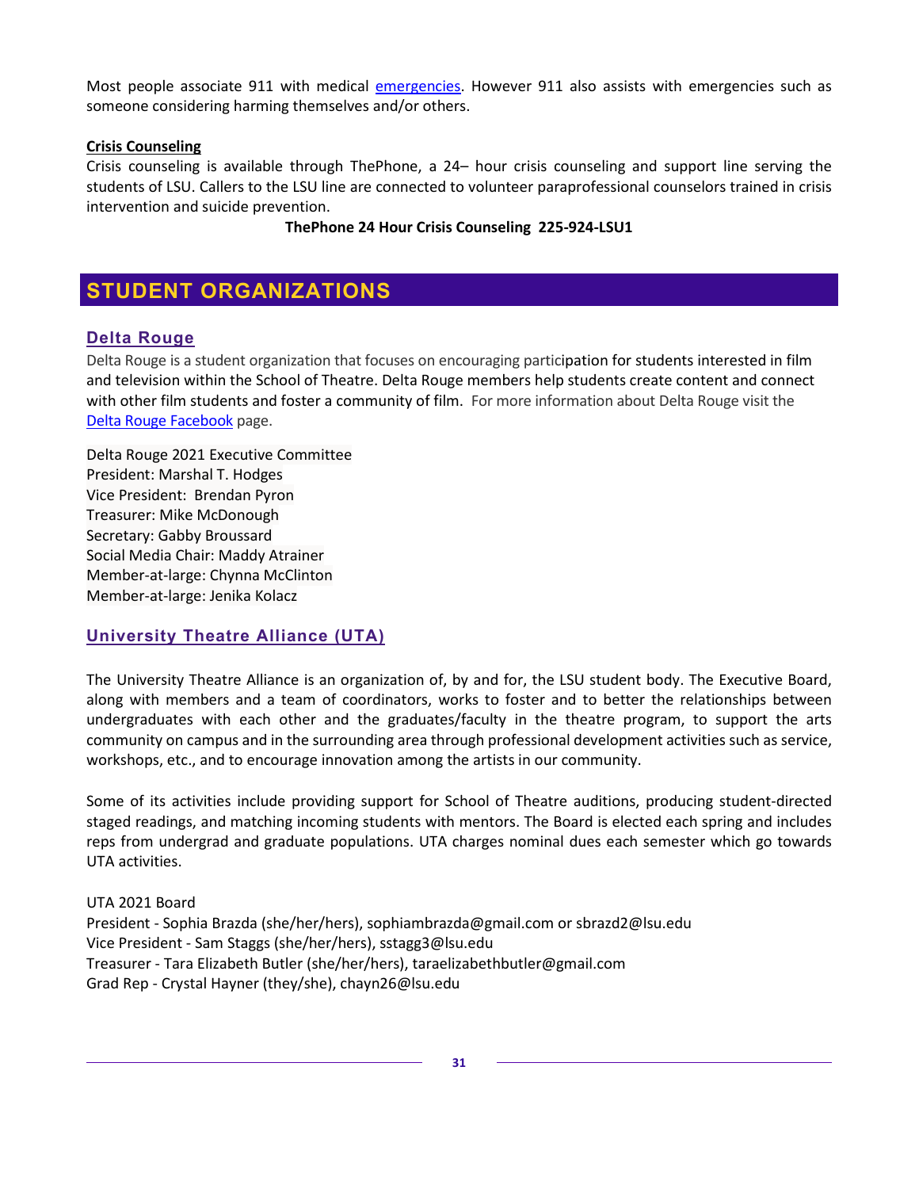Most people associate 911 with medical [emergencies](). However 911 also assists with emergencies such as someone considering harming themselves and/or others.

**Crisis Counseling**

Crisis counseling is available through ThePhone, a 24– hour crisis counseling and support line serving the students of LSU. Callers to the LSU line are connected to volunteer paraprofessional counselors trained in crisis intervention and suicide prevention.

**ThePhone 24 Hour Crisis Counseling 225-924-LSU1**

# STUDENT ORGANIZATIONS

## Delta Rouge

Delta Rouge is a student organization that focuses on encouraging participation for students interested in film and television within the School of Theatre. Delta Rouge members help students create content and connect with other film students and foster a community of film. For more information about Delta Rouge visit the [Delta Rouge Facebook]() page.

Delta Rouge 2021 Executive Committee
President: Marshal T. Hodges
Vice President: Brendan Pyron
Treasurer: Mike McDonough
Secretary: Gabby Broussard
Social Media Chair: Maddy Atrainer
Member-at-large: Chynna McClinton
Member-at-large: Jenika Kolacz

## University Theatre Alliance (UTA)

The University Theatre Alliance is an organization of, by and for, the LSU student body. The Executive Board, along with members and a team of coordinators, works to foster and to better the relationships between undergraduates with each other and the graduates/faculty in the theatre program, to support the arts community on campus and in the surrounding area through professional development activities such as service, workshops, etc., and to encourage innovation among the artists in our community.

Some of its activities include providing support for School of Theatre auditions, producing student-directed staged readings, and matching incoming students with mentors. The Board is elected each spring and includes reps from undergrad and graduate populations. UTA charges nominal dues each semester which go towards UTA activities.

UTA 2021 Board
President - Sophia Brazda (she/her/hers), sophiambrazda@gmail.com or sbrazd2@lsu.edu
Vice President - Sam Staggs (she/her/hers), sstagg3@lsu.edu
Treasurer - Tara Elizabeth Butler (she/her/hers), taraelizabethbutler@gmail.com
Grad Rep - Crystal Hayner (they/she), chayn26@lsu.edu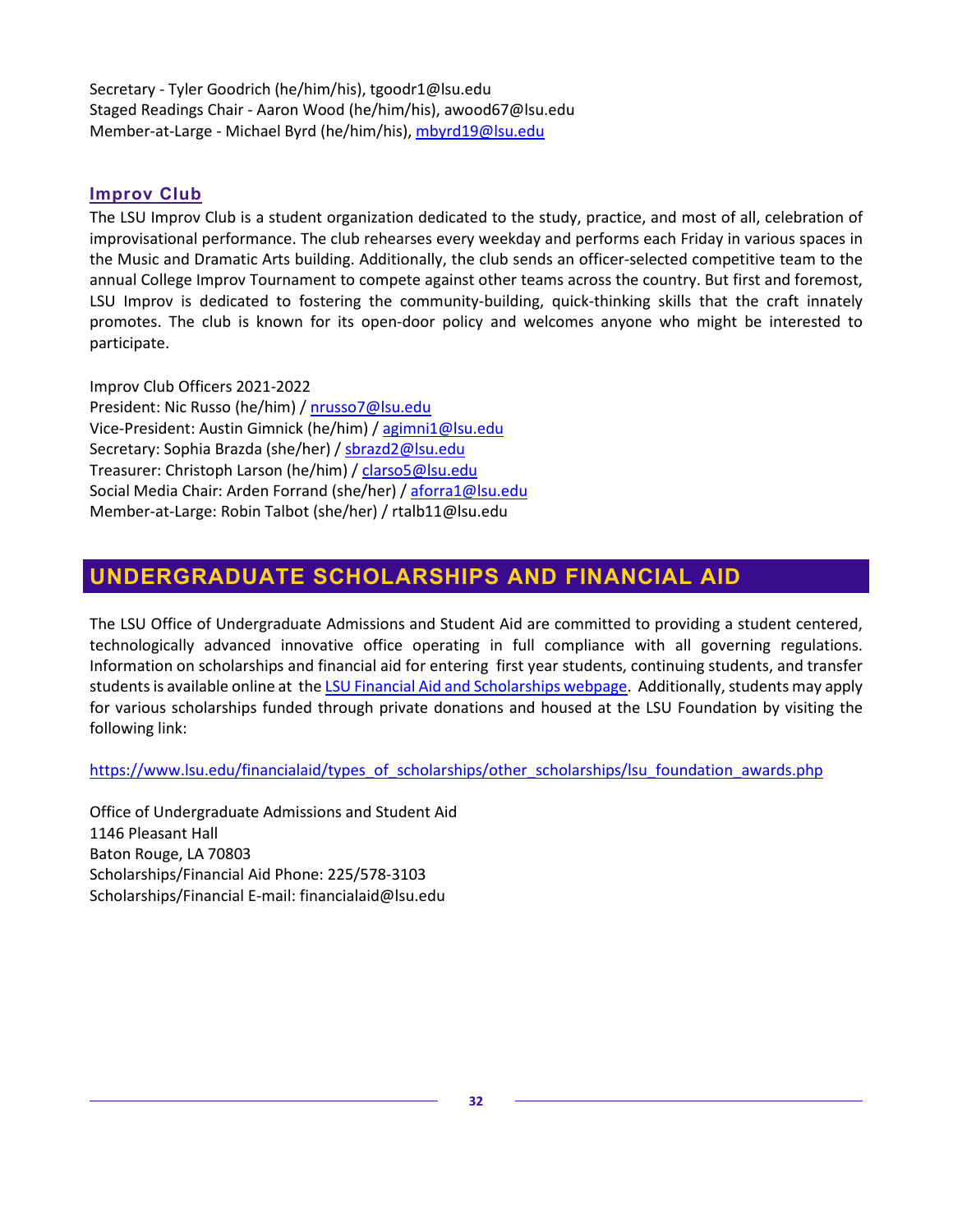Secretary - Tyler Goodrich (he/him/his), tgoodr1@lsu.edu
Staged Readings Chair - Aaron Wood (he/him/his), awood67@lsu.edu
Member-at-Large - Michael Byrd (he/him/his), mbyrd19@lsu.edu

### Improv Club

The LSU Improv Club is a student organization dedicated to the study, practice, and most of all, celebration of improvisational performance. The club rehearses every weekday and performs each Friday in various spaces in the Music and Dramatic Arts building. Additionally, the club sends an officer-selected competitive team to the annual College Improv Tournament to compete against other teams across the country. But first and foremost, LSU Improv is dedicated to fostering the community-building, quick-thinking skills that the craft innately promotes. The club is known for its open-door policy and welcomes anyone who might be interested to participate.

Improv Club Officers 2021-2022
President: Nic Russo (he/him) / nrusso7@lsu.edu
Vice-President: Austin Gimnick (he/him) / agimni1@lsu.edu
Secretary: Sophia Brazda (she/her) / sbrazd2@lsu.edu
Treasurer: Christoph Larson (he/him) / clarso5@lsu.edu
Social Media Chair: Arden Forrand (she/her) / aforra1@lsu.edu
Member-at-Large: Robin Talbot (she/her) / rtalb11@lsu.edu

## UNDERGRADUATE SCHOLARSHIPS AND FINANCIAL AID

The LSU Office of Undergraduate Admissions and Student Aid are committed to providing a student centered, technologically advanced innovative office operating in full compliance with all governing regulations. Information on scholarships and financial aid for entering first year students, continuing students, and transfer students is available online at the LSU Financial Aid and Scholarships webpage. Additionally, students may apply for various scholarships funded through private donations and housed at the LSU Foundation by visiting the following link:

https://www.lsu.edu/financialaid/types_of_scholarships/other_scholarships/lsu_foundation_awards.php

Office of Undergraduate Admissions and Student Aid
1146 Pleasant Hall
Baton Rouge, LA 70803
Scholarships/Financial Aid Phone: 225/578-3103
Scholarships/Financial E-mail: financialaid@lsu.edu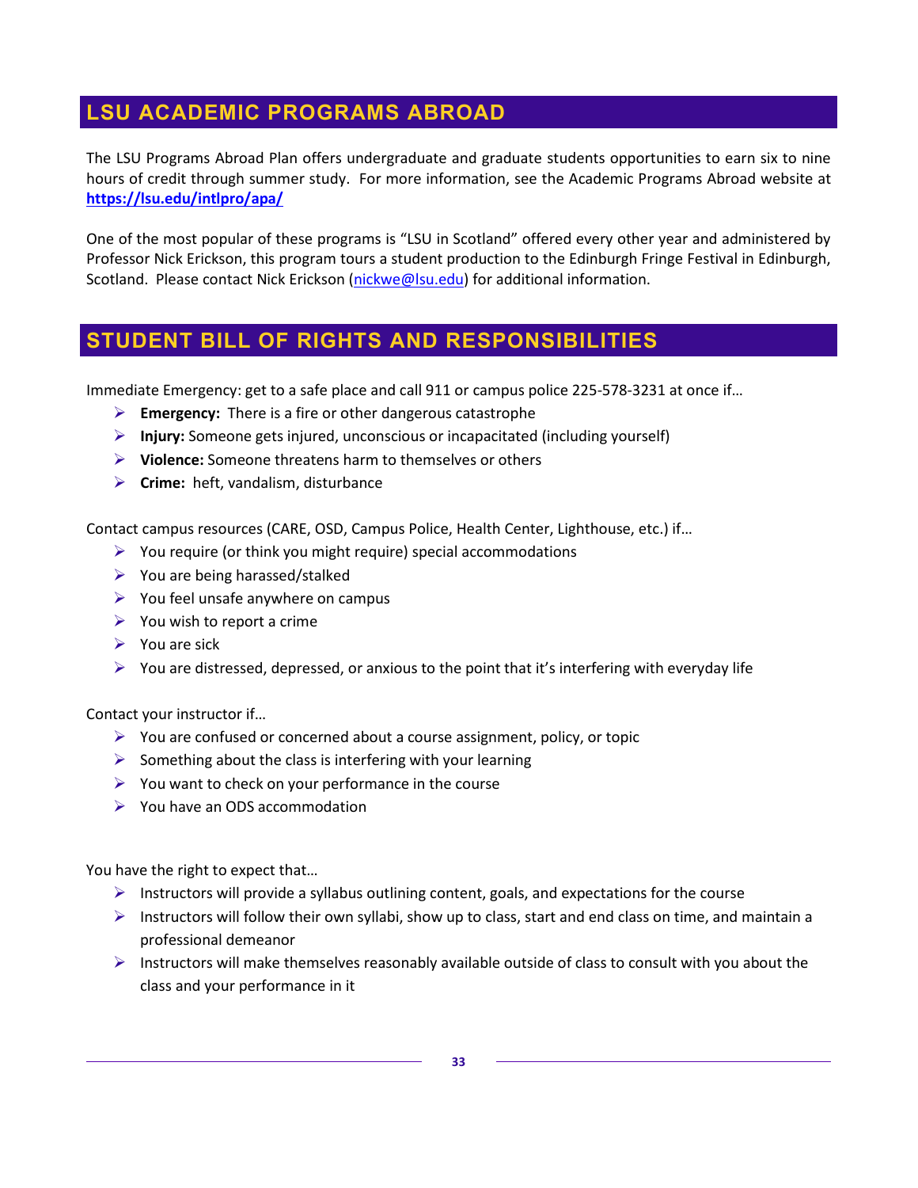## LSU ACADEMIC PROGRAMS ABROAD

The LSU Programs Abroad Plan offers undergraduate and graduate students opportunities to earn six to nine hours of credit through summer study. For more information, see the Academic Programs Abroad website at **https://lsu.edu/intlpro/apa/**

One of the most popular of these programs is "LSU in Scotland" offered every other year and administered by Professor Nick Erickson, this program tours a student production to the Edinburgh Fringe Festival in Edinburgh, Scotland. Please contact Nick Erickson (nickwe@lsu.edu) for additional information.

## STUDENT BILL OF RIGHTS AND RESPONSIBILITIES

Immediate Emergency: get to a safe place and call 911 or campus police 225-578-3231 at once if…

- **Emergency:** There is a fire or other dangerous catastrophe
- **Injury:** Someone gets injured, unconscious or incapacitated (including yourself)
- **Violence:** Someone threatens harm to themselves or others
- **Crime:** heft, vandalism, disturbance

Contact campus resources (CARE, OSD, Campus Police, Health Center, Lighthouse, etc.) if…

- You require (or think you might require) special accommodations
- You are being harassed/stalked
- You feel unsafe anywhere on campus
- You wish to report a crime
- You are sick
- You are distressed, depressed, or anxious to the point that it's interfering with everyday life

Contact your instructor if…

- You are confused or concerned about a course assignment, policy, or topic
- Something about the class is interfering with your learning
- You want to check on your performance in the course
- You have an ODS accommodation

You have the right to expect that…

- Instructors will provide a syllabus outlining content, goals, and expectations for the course
- Instructors will follow their own syllabi, show up to class, start and end class on time, and maintain a professional demeanor
- Instructors will make themselves reasonably available outside of class to consult with you about the class and your performance in it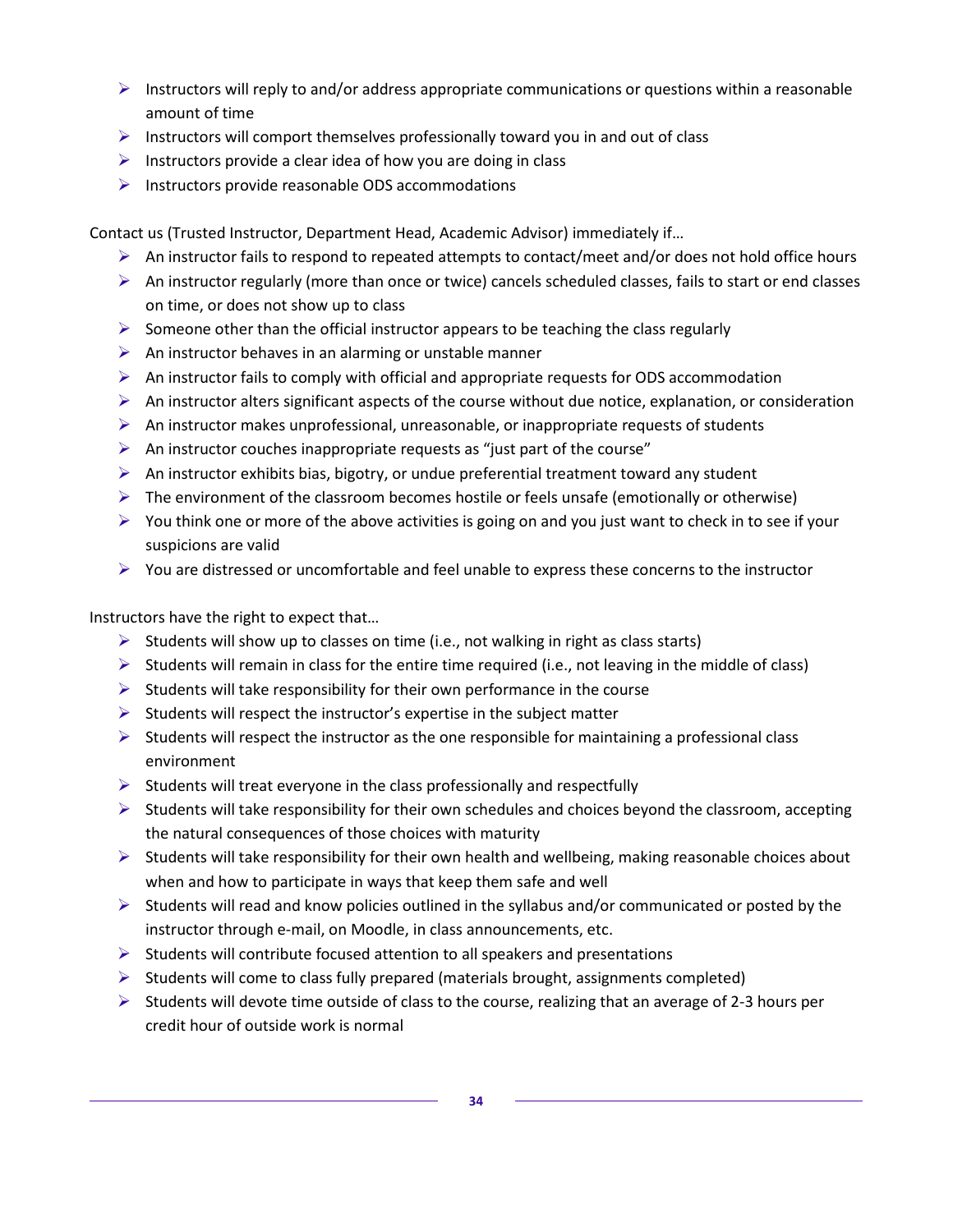- Instructors will reply to and/or address appropriate communications or questions within a reasonable amount of time
- Instructors will comport themselves professionally toward you in and out of class
- Instructors provide a clear idea of how you are doing in class
- Instructors provide reasonable ODS accommodations

Contact us (Trusted Instructor, Department Head, Academic Advisor) immediately if…

- An instructor fails to respond to repeated attempts to contact/meet and/or does not hold office hours
- An instructor regularly (more than once or twice) cancels scheduled classes, fails to start or end classes on time, or does not show up to class
- Someone other than the official instructor appears to be teaching the class regularly
- An instructor behaves in an alarming or unstable manner
- An instructor fails to comply with official and appropriate requests for ODS accommodation
- An instructor alters significant aspects of the course without due notice, explanation, or consideration
- An instructor makes unprofessional, unreasonable, or inappropriate requests of students
- An instructor couches inappropriate requests as "just part of the course"
- An instructor exhibits bias, bigotry, or undue preferential treatment toward any student
- The environment of the classroom becomes hostile or feels unsafe (emotionally or otherwise)
- You think one or more of the above activities is going on and you just want to check in to see if your suspicions are valid
- You are distressed or uncomfortable and feel unable to express these concerns to the instructor

Instructors have the right to expect that…

- Students will show up to classes on time (i.e., not walking in right as class starts)
- Students will remain in class for the entire time required (i.e., not leaving in the middle of class)
- Students will take responsibility for their own performance in the course
- Students will respect the instructor's expertise in the subject matter
- Students will respect the instructor as the one responsible for maintaining a professional class environment
- Students will treat everyone in the class professionally and respectfully
- Students will take responsibility for their own schedules and choices beyond the classroom, accepting the natural consequences of those choices with maturity
- Students will take responsibility for their own health and wellbeing, making reasonable choices about when and how to participate in ways that keep them safe and well
- Students will read and know policies outlined in the syllabus and/or communicated or posted by the instructor through e-mail, on Moodle, in class announcements, etc.
- Students will contribute focused attention to all speakers and presentations
- Students will come to class fully prepared (materials brought, assignments completed)
- Students will devote time outside of class to the course, realizing that an average of 2-3 hours per credit hour of outside work is normal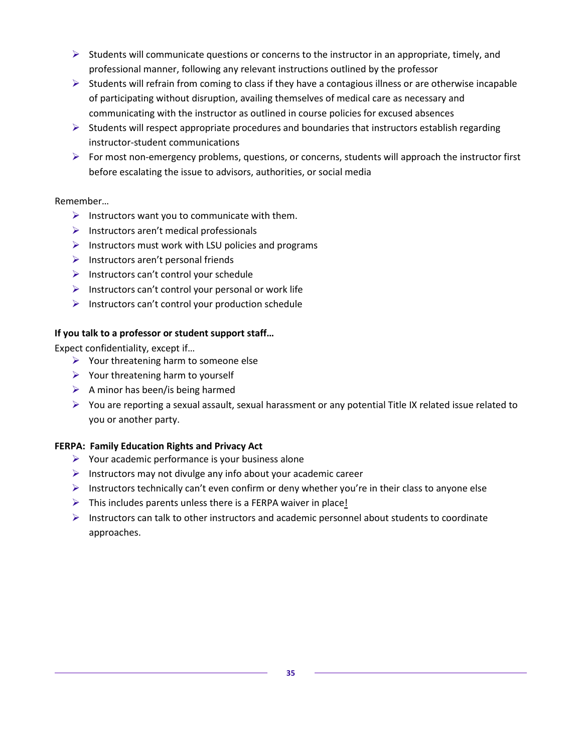- Students will communicate questions or concerns to the instructor in an appropriate, timely, and professional manner, following any relevant instructions outlined by the professor
- Students will refrain from coming to class if they have a contagious illness or are otherwise incapable of participating without disruption, availing themselves of medical care as necessary and communicating with the instructor as outlined in course policies for excused absences
- Students will respect appropriate procedures and boundaries that instructors establish regarding instructor-student communications
- For most non-emergency problems, questions, or concerns, students will approach the instructor first before escalating the issue to advisors, authorities, or social media

Remember…

- Instructors want you to communicate with them.
- Instructors aren't medical professionals
- Instructors must work with LSU policies and programs
- Instructors aren't personal friends
- Instructors can't control your schedule
- Instructors can't control your personal or work life
- Instructors can't control your production schedule

**If you talk to a professor or student support staff…**

Expect confidentiality, except if…

- Your threatening harm to someone else
- Your threatening harm to yourself
- A minor has been/is being harmed
- You are reporting a sexual assault, sexual harassment or any potential Title IX related issue related to you or another party.

**FERPA: Family Education Rights and Privacy Act**

- Your academic performance is your business alone
- Instructors may not divulge any info about your academic career
- Instructors technically can't even confirm or deny whether you're in their class to anyone else
- This includes parents unless there is a FERPA waiver in place!
- Instructors can talk to other instructors and academic personnel about students to coordinate approaches.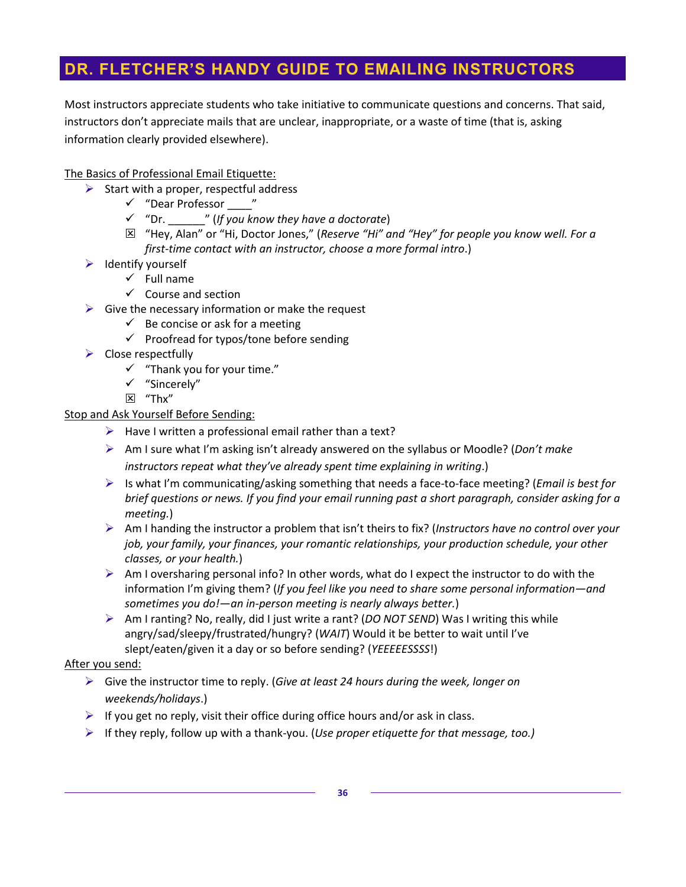# DR. FLETCHER'S HANDY GUIDE TO EMAILING INSTRUCTORS

Most instructors appreciate students who take initiative to communicate questions and concerns. That said, instructors don't appreciate mails that are unclear, inappropriate, or a waste of time (that is, asking information clearly provided elsewhere).

<u>The Basics of Professional Email Etiquette:</u>

- ➢ Start with a proper, respectful address
  - ✓ "Dear Professor ____"
  - ✓ "Dr. ______" (*If you know they have a doctorate*)
  - ☒ "Hey, Alan" or "Hi, Doctor Jones," (*Reserve "Hi" and "Hey" for people you know well. For a first-time contact with an instructor, choose a more formal intro*.)
- ➢ Identify yourself
  - ✓ Full name
  - ✓ Course and section
- ➢ Give the necessary information or make the request
  - ✓ Be concise or ask for a meeting
  - ✓ Proofread for typos/tone before sending
- ➢ Close respectfully
  - ✓ "Thank you for your time."
  - ✓ "Sincerely"
  - ☒ "Thx"

<u>Stop and Ask Yourself Before Sending:</u>

- ➢ Have I written a professional email rather than a text?
- ➢ Am I sure what I'm asking isn't already answered on the syllabus or Moodle? (*Don't make instructors repeat what they've already spent time explaining in writing*.)
- ➢ Is what I'm communicating/asking something that needs a face-to-face meeting? (*Email is best for brief questions or news. If you find your email running past a short paragraph, consider asking for a meeting.*)
- ➢ Am I handing the instructor a problem that isn't theirs to fix? (*Instructors have no control over your job, your family, your finances, your romantic relationships, your production schedule, your other classes, or your health.*)
- ➢ Am I oversharing personal info? In other words, what do I expect the instructor to do with the information I'm giving them? (*If you feel like you need to share some personal information—and sometimes you do!—an in-person meeting is nearly always better.*)
- ➢ Am I ranting? No, really, did I just write a rant? (*DO NOT SEND*) Was I writing this while angry/sad/sleepy/frustrated/hungry? (*WAIT*) Would it be better to wait until I've slept/eaten/given it a day or so before sending? (*YEEEEESSSS*!)

<u>After you send:</u>

- ➢ Give the instructor time to reply. (*Give at least 24 hours during the week, longer on weekends/holidays*.)
- ➢ If you get no reply, visit their office during office hours and/or ask in class.
- ➢ If they reply, follow up with a thank-you. (*Use proper etiquette for that message, too.)*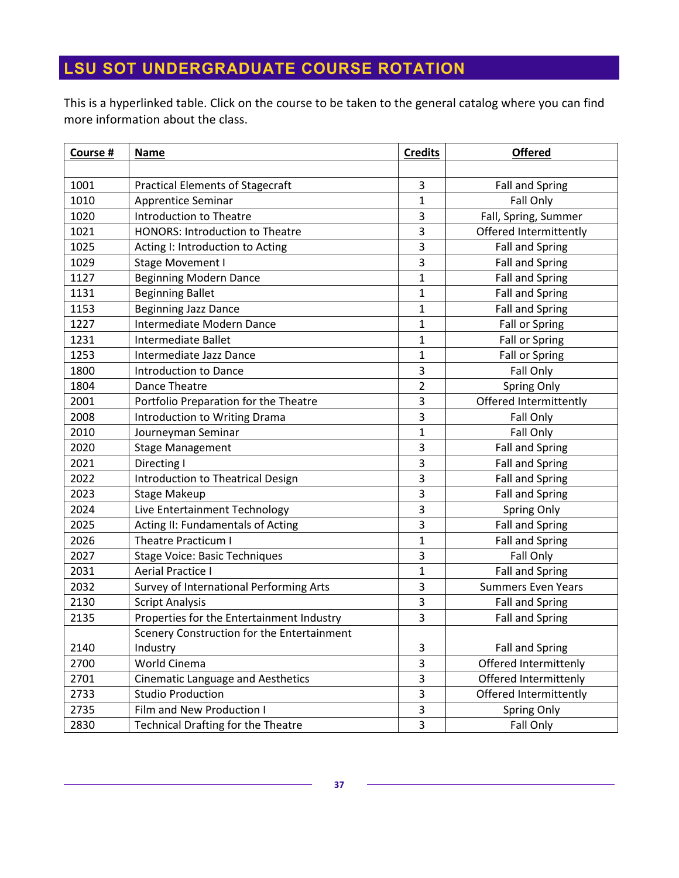## LSU SOT UNDERGRADUATE COURSE ROTATION

This is a hyperlinked table. Click on the course to be taken to the general catalog where you can find more information about the class.

| Course # | Name | Credits | Offered |
|---|---|---|---|
| | | | |
| 1001 | Practical Elements of Stagecraft | 3 | Fall and Spring |
| 1010 | Apprentice Seminar | 1 | Fall Only |
| 1020 | Introduction to Theatre | 3 | Fall, Spring, Summer |
| 1021 | HONORS: Introduction to Theatre | 3 | Offered Intermittently |
| 1025 | Acting I: Introduction to Acting | 3 | Fall and Spring |
| 1029 | Stage Movement I | 3 | Fall and Spring |
| 1127 | Beginning Modern Dance | 1 | Fall and Spring |
| 1131 | Beginning Ballet | 1 | Fall and Spring |
| 1153 | Beginning Jazz Dance | 1 | Fall and Spring |
| 1227 | Intermediate Modern Dance | 1 | Fall or Spring |
| 1231 | Intermediate Ballet | 1 | Fall or Spring |
| 1253 | Intermediate Jazz Dance | 1 | Fall or Spring |
| 1800 | Introduction to Dance | 3 | Fall Only |
| 1804 | Dance Theatre | 2 | Spring Only |
| 2001 | Portfolio Preparation for the Theatre | 3 | Offered Intermittently |
| 2008 | Introduction to Writing Drama | 3 | Fall Only |
| 2010 | Journeyman Seminar | 1 | Fall Only |
| 2020 | Stage Management | 3 | Fall and Spring |
| 2021 | Directing I | 3 | Fall and Spring |
| 2022 | Introduction to Theatrical Design | 3 | Fall and Spring |
| 2023 | Stage Makeup | 3 | Fall and Spring |
| 2024 | Live Entertainment Technology | 3 | Spring Only |
| 2025 | Acting II: Fundamentals of Acting | 3 | Fall and Spring |
| 2026 | Theatre Practicum I | 1 | Fall and Spring |
| 2027 | Stage Voice: Basic Techniques | 3 | Fall Only |
| 2031 | Aerial Practice I | 1 | Fall and Spring |
| 2032 | Survey of International Performing Arts | 3 | Summers Even Years |
| 2130 | Script Analysis | 3 | Fall and Spring |
| 2135 | Properties for the Entertainment Industry | 3 | Fall and Spring |
| 2140 | Scenery Construction for the Entertainment Industry | 3 | Fall and Spring |
| 2700 | World Cinema | 3 | Offered Intermittenly |
| 2701 | Cinematic Language and Aesthetics | 3 | Offered Intermittenly |
| 2733 | Studio Production | 3 | Offered Intermittently |
| 2735 | Film and New Production I | 3 | Spring Only |
| 2830 | Technical Drafting for the Theatre | 3 | Fall Only |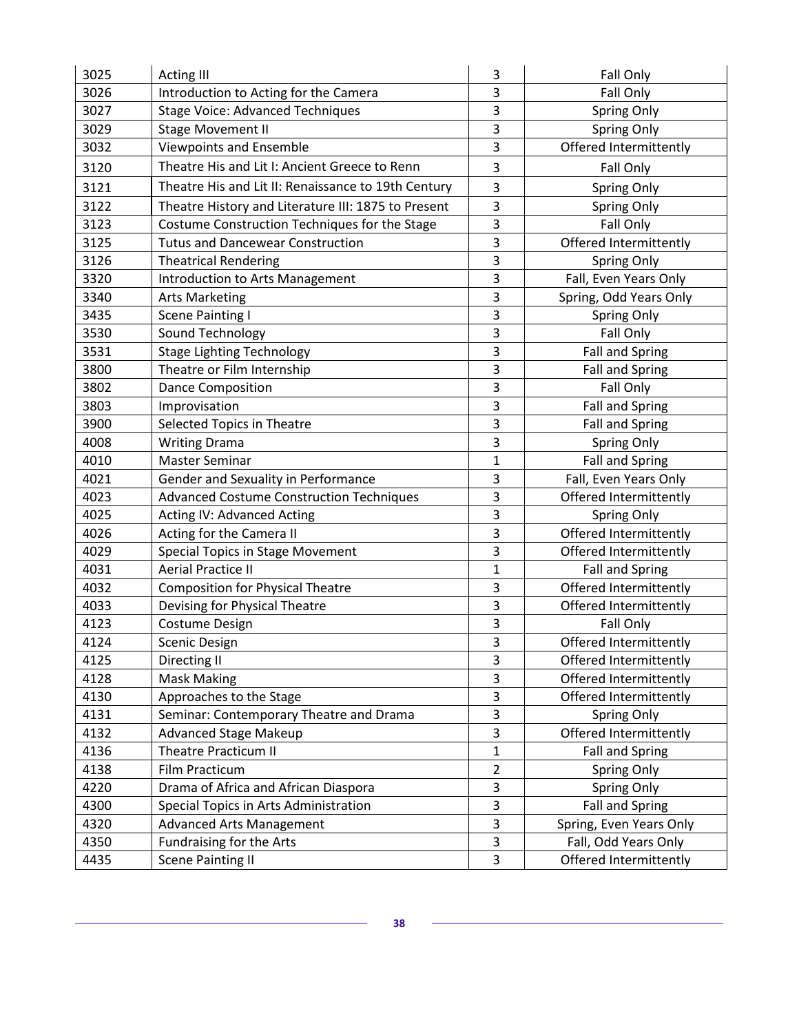| | | | |
|---|---|---|---|
| 3025 | Acting III | 3 | Fall Only |
| 3026 | Introduction to Acting for the Camera | 3 | Fall Only |
| 3027 | Stage Voice: Advanced Techniques | 3 | Spring Only |
| 3029 | Stage Movement II | 3 | Spring Only |
| 3032 | Viewpoints and Ensemble | 3 | Offered Intermittently |
| 3120 | Theatre His and Lit I: Ancient Greece to Renn | 3 | Fall Only |
| 3121 | Theatre His and Lit II: Renaissance to 19th Century | 3 | Spring Only |
| 3122 | Theatre History and Literature III: 1875 to Present | 3 | Spring Only |
| 3123 | Costume Construction Techniques for the Stage | 3 | Fall Only |
| 3125 | Tutus and Dancewear Construction | 3 | Offered Intermittently |
| 3126 | Theatrical Rendering | 3 | Spring Only |
| 3320 | Introduction to Arts Management | 3 | Fall, Even Years Only |
| 3340 | Arts Marketing | 3 | Spring, Odd Years Only |
| 3435 | Scene Painting I | 3 | Spring Only |
| 3530 | Sound Technology | 3 | Fall Only |
| 3531 | Stage Lighting Technology | 3 | Fall and Spring |
| 3800 | Theatre or Film Internship | 3 | Fall and Spring |
| 3802 | Dance Composition | 3 | Fall Only |
| 3803 | Improvisation | 3 | Fall and Spring |
| 3900 | Selected Topics in Theatre | 3 | Fall and Spring |
| 4008 | Writing Drama | 3 | Spring Only |
| 4010 | Master Seminar | 1 | Fall and Spring |
| 4021 | Gender and Sexuality in Performance | 3 | Fall, Even Years Only |
| 4023 | Advanced Costume Construction Techniques | 3 | Offered Intermittently |
| 4025 | Acting IV: Advanced Acting | 3 | Spring Only |
| 4026 | Acting for the Camera II | 3 | Offered Intermittently |
| 4029 | Special Topics in Stage Movement | 3 | Offered Intermittently |
| 4031 | Aerial Practice II | 1 | Fall and Spring |
| 4032 | Composition for Physical Theatre | 3 | Offered Intermittently |
| 4033 | Devising for Physical Theatre | 3 | Offered Intermittently |
| 4123 | Costume Design | 3 | Fall Only |
| 4124 | Scenic Design | 3 | Offered Intermittently |
| 4125 | Directing II | 3 | Offered Intermittently |
| 4128 | Mask Making | 3 | Offered Intermittently |
| 4130 | Approaches to the Stage | 3 | Offered Intermittently |
| 4131 | Seminar: Contemporary Theatre and Drama | 3 | Spring Only |
| 4132 | Advanced Stage Makeup | 3 | Offered Intermittently |
| 4136 | Theatre Practicum II | 1 | Fall and Spring |
| 4138 | Film Practicum | 2 | Spring Only |
| 4220 | Drama of Africa and African Diaspora | 3 | Spring Only |
| 4300 | Special Topics in Arts Administration | 3 | Fall and Spring |
| 4320 | Advanced Arts Management | 3 | Spring, Even Years Only |
| 4350 | Fundraising for the Arts | 3 | Fall, Odd Years Only |
| 4435 | Scene Painting II | 3 | Offered Intermittently |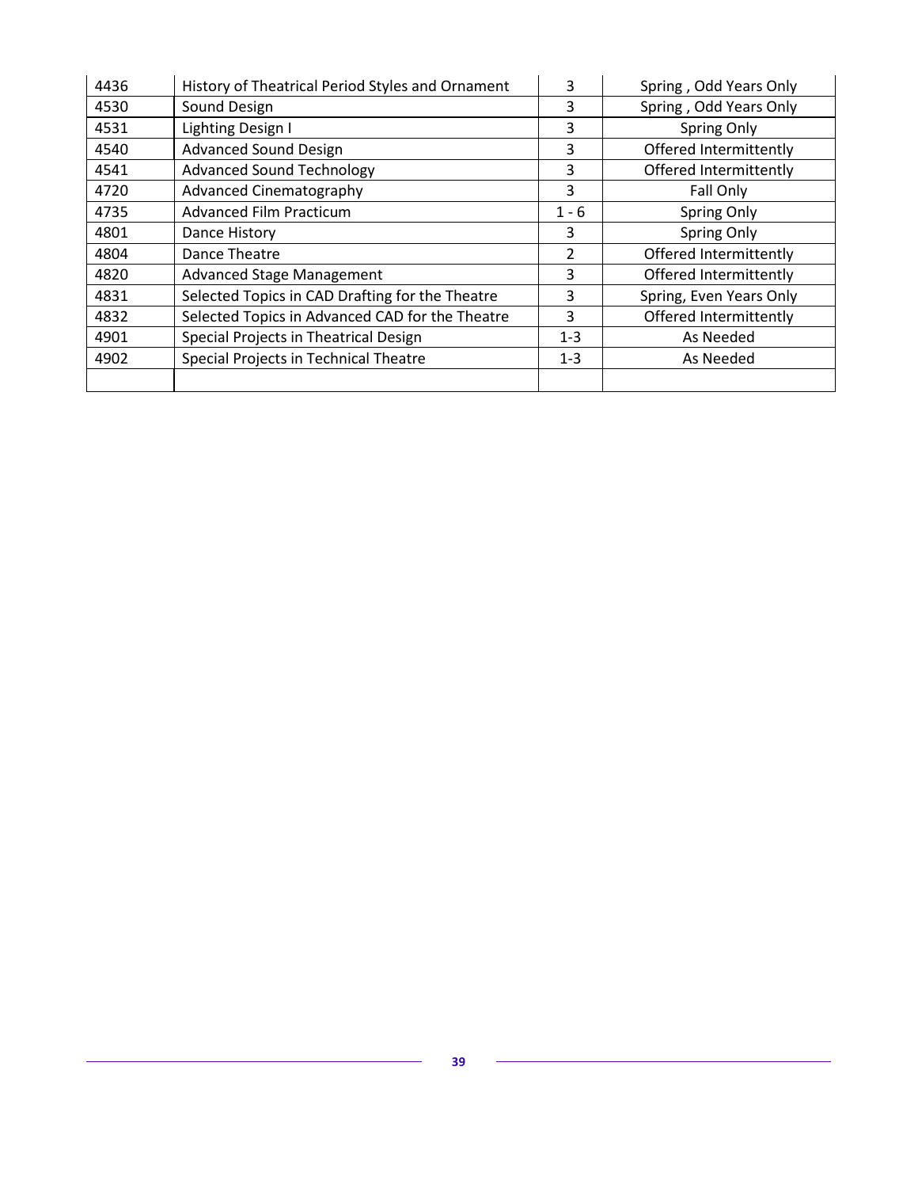| | | | |
|---|---|---|---|
| 4436 | History of Theatrical Period Styles and Ornament | 3 | Spring , Odd Years Only |
| 4530 | Sound Design | 3 | Spring , Odd Years Only |
| 4531 | Lighting Design I | 3 | Spring Only |
| 4540 | Advanced Sound Design | 3 | Offered Intermittently |
| 4541 | Advanced Sound Technology | 3 | Offered Intermittently |
| 4720 | Advanced Cinematography | 3 | Fall Only |
| 4735 | Advanced Film Practicum | 1 - 6 | Spring Only |
| 4801 | Dance History | 3 | Spring Only |
| 4804 | Dance Theatre | 2 | Offered Intermittently |
| 4820 | Advanced Stage Management | 3 | Offered Intermittently |
| 4831 | Selected Topics in CAD Drafting for the Theatre | 3 | Spring, Even Years Only |
| 4832 | Selected Topics in Advanced CAD for the Theatre | 3 | Offered Intermittently |
| 4901 | Special Projects in Theatrical Design | 1-3 | As Needed |
| 4902 | Special Projects in Technical Theatre | 1-3 | As Needed |
| | | | |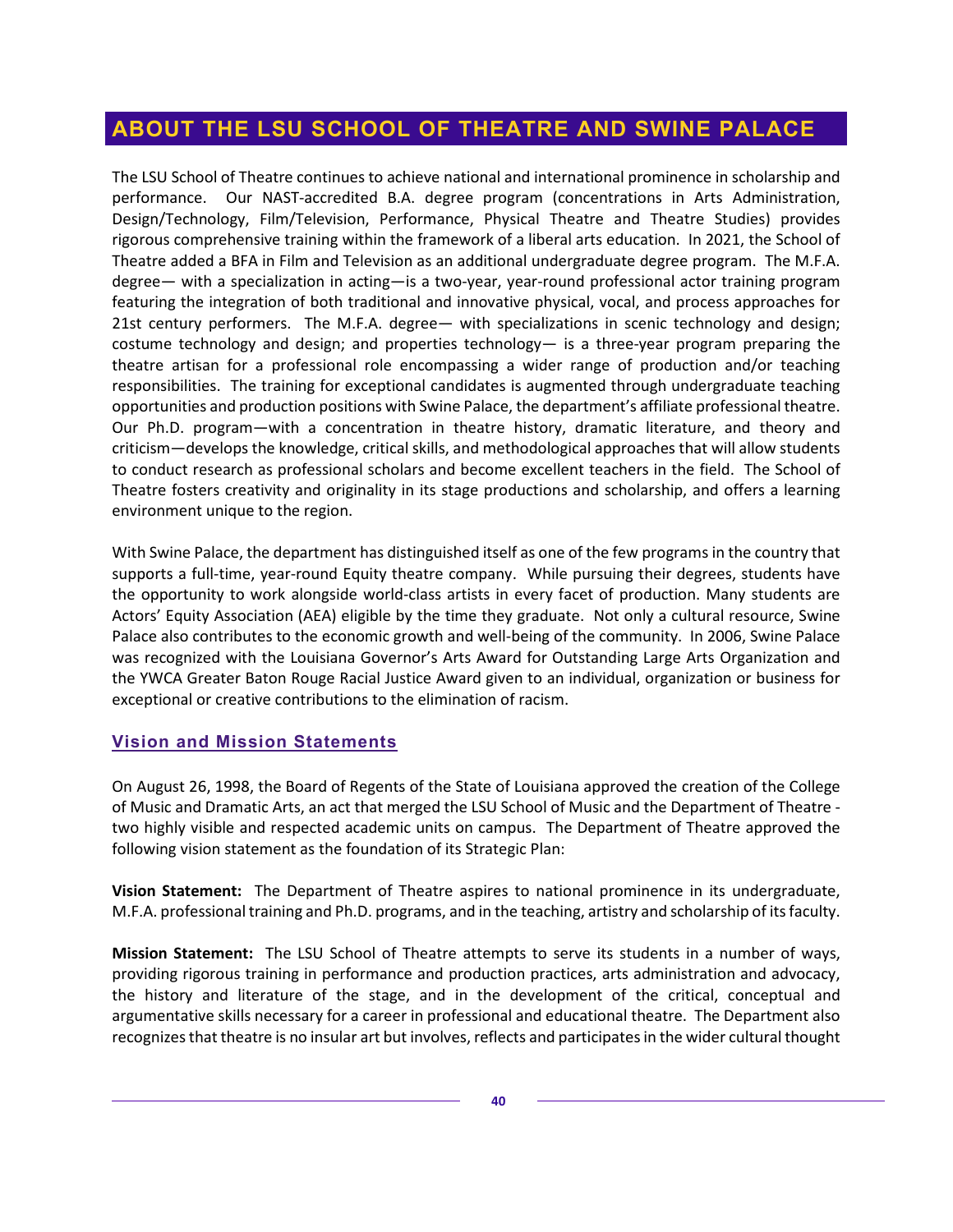## ABOUT THE LSU SCHOOL OF THEATRE AND SWINE PALACE

The LSU School of Theatre continues to achieve national and international prominence in scholarship and performance. Our NAST-accredited B.A. degree program (concentrations in Arts Administration, Design/Technology, Film/Television, Performance, Physical Theatre and Theatre Studies) provides rigorous comprehensive training within the framework of a liberal arts education. In 2021, the School of Theatre added a BFA in Film and Television as an additional undergraduate degree program. The M.F.A. degree— with a specialization in acting—is a two-year, year-round professional actor training program featuring the integration of both traditional and innovative physical, vocal, and process approaches for 21st century performers. The M.F.A. degree— with specializations in scenic technology and design; costume technology and design; and properties technology— is a three-year program preparing the theatre artisan for a professional role encompassing a wider range of production and/or teaching responsibilities. The training for exceptional candidates is augmented through undergraduate teaching opportunities and production positions with Swine Palace, the department's affiliate professional theatre. Our Ph.D. program—with a concentration in theatre history, dramatic literature, and theory and criticism—develops the knowledge, critical skills, and methodological approaches that will allow students to conduct research as professional scholars and become excellent teachers in the field. The School of Theatre fosters creativity and originality in its stage productions and scholarship, and offers a learning environment unique to the region.

With Swine Palace, the department has distinguished itself as one of the few programs in the country that supports a full-time, year-round Equity theatre company. While pursuing their degrees, students have the opportunity to work alongside world-class artists in every facet of production. Many students are Actors' Equity Association (AEA) eligible by the time they graduate. Not only a cultural resource, Swine Palace also contributes to the economic growth and well-being of the community. In 2006, Swine Palace was recognized with the Louisiana Governor's Arts Award for Outstanding Large Arts Organization and the YWCA Greater Baton Rouge Racial Justice Award given to an individual, organization or business for exceptional or creative contributions to the elimination of racism.

### Vision and Mission Statements

On August 26, 1998, the Board of Regents of the State of Louisiana approved the creation of the College of Music and Dramatic Arts, an act that merged the LSU School of Music and the Department of Theatre - two highly visible and respected academic units on campus. The Department of Theatre approved the following vision statement as the foundation of its Strategic Plan:

**Vision Statement:** The Department of Theatre aspires to national prominence in its undergraduate, M.F.A. professional training and Ph.D. programs, and in the teaching, artistry and scholarship of its faculty.

**Mission Statement:** The LSU School of Theatre attempts to serve its students in a number of ways, providing rigorous training in performance and production practices, arts administration and advocacy, the history and literature of the stage, and in the development of the critical, conceptual and argumentative skills necessary for a career in professional and educational theatre. The Department also recognizes that theatre is no insular art but involves, reflects and participates in the wider cultural thought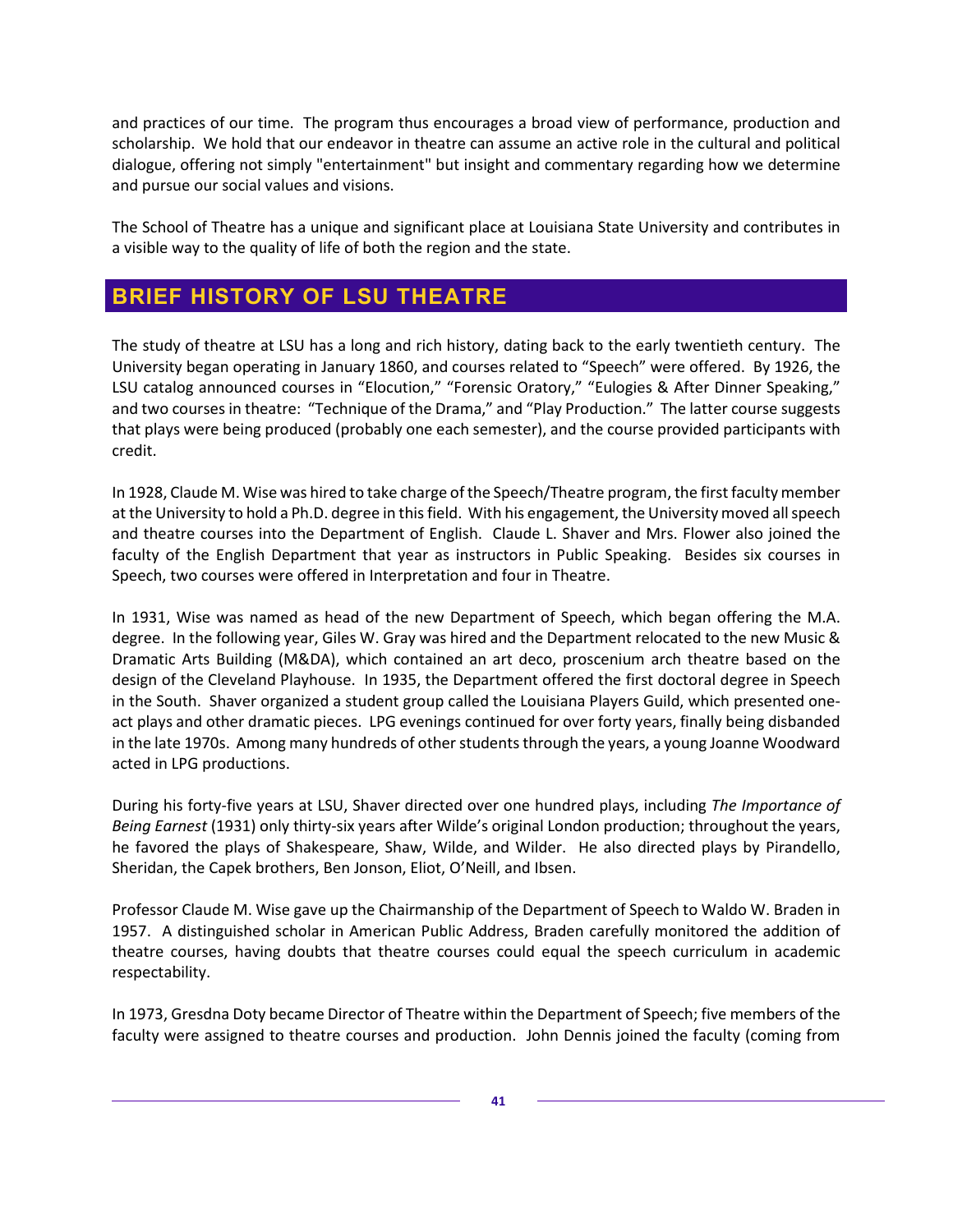and practices of our time. The program thus encourages a broad view of performance, production and scholarship. We hold that our endeavor in theatre can assume an active role in the cultural and political dialogue, offering not simply "entertainment" but insight and commentary regarding how we determine and pursue our social values and visions.

The School of Theatre has a unique and significant place at Louisiana State University and contributes in a visible way to the quality of life of both the region and the state.

## BRIEF HISTORY OF LSU THEATRE

The study of theatre at LSU has a long and rich history, dating back to the early twentieth century. The University began operating in January 1860, and courses related to "Speech" were offered. By 1926, the LSU catalog announced courses in "Elocution," "Forensic Oratory," "Eulogies & After Dinner Speaking," and two courses in theatre: "Technique of the Drama," and "Play Production." The latter course suggests that plays were being produced (probably one each semester), and the course provided participants with credit.

In 1928, Claude M. Wise was hired to take charge of the Speech/Theatre program, the first faculty member at the University to hold a Ph.D. degree in this field. With his engagement, the University moved all speech and theatre courses into the Department of English. Claude L. Shaver and Mrs. Flower also joined the faculty of the English Department that year as instructors in Public Speaking. Besides six courses in Speech, two courses were offered in Interpretation and four in Theatre.

In 1931, Wise was named as head of the new Department of Speech, which began offering the M.A. degree. In the following year, Giles W. Gray was hired and the Department relocated to the new Music & Dramatic Arts Building (M&DA), which contained an art deco, proscenium arch theatre based on the design of the Cleveland Playhouse. In 1935, the Department offered the first doctoral degree in Speech in the South. Shaver organized a student group called the Louisiana Players Guild, which presented one-act plays and other dramatic pieces. LPG evenings continued for over forty years, finally being disbanded in the late 1970s. Among many hundreds of other students through the years, a young Joanne Woodward acted in LPG productions.

During his forty-five years at LSU, Shaver directed over one hundred plays, including *The Importance of Being Earnest* (1931) only thirty-six years after Wilde's original London production; throughout the years, he favored the plays of Shakespeare, Shaw, Wilde, and Wilder. He also directed plays by Pirandello, Sheridan, the Capek brothers, Ben Jonson, Eliot, O'Neill, and Ibsen.

Professor Claude M. Wise gave up the Chairmanship of the Department of Speech to Waldo W. Braden in 1957. A distinguished scholar in American Public Address, Braden carefully monitored the addition of theatre courses, having doubts that theatre courses could equal the speech curriculum in academic respectability.

In 1973, Gresdna Doty became Director of Theatre within the Department of Speech; five members of the faculty were assigned to theatre courses and production. John Dennis joined the faculty (coming from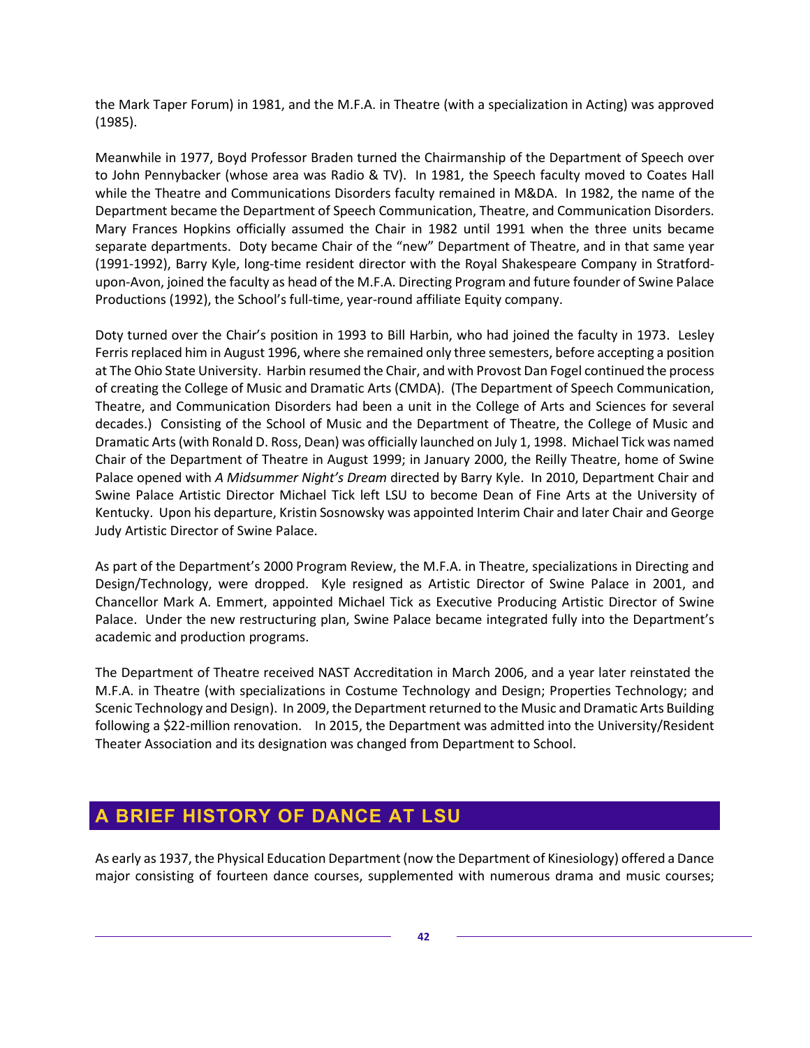the Mark Taper Forum) in 1981, and the M.F.A. in Theatre (with a specialization in Acting) was approved (1985).

Meanwhile in 1977, Boyd Professor Braden turned the Chairmanship of the Department of Speech over to John Pennybacker (whose area was Radio & TV). In 1981, the Speech faculty moved to Coates Hall while the Theatre and Communications Disorders faculty remained in M&DA. In 1982, the name of the Department became the Department of Speech Communication, Theatre, and Communication Disorders. Mary Frances Hopkins officially assumed the Chair in 1982 until 1991 when the three units became separate departments. Doty became Chair of the "new" Department of Theatre, and in that same year (1991-1992), Barry Kyle, long-time resident director with the Royal Shakespeare Company in Stratford-upon-Avon, joined the faculty as head of the M.F.A. Directing Program and future founder of Swine Palace Productions (1992), the School's full-time, year-round affiliate Equity company.

Doty turned over the Chair's position in 1993 to Bill Harbin, who had joined the faculty in 1973. Lesley Ferris replaced him in August 1996, where she remained only three semesters, before accepting a position at The Ohio State University. Harbin resumed the Chair, and with Provost Dan Fogel continued the process of creating the College of Music and Dramatic Arts (CMDA). (The Department of Speech Communication, Theatre, and Communication Disorders had been a unit in the College of Arts and Sciences for several decades.) Consisting of the School of Music and the Department of Theatre, the College of Music and Dramatic Arts (with Ronald D. Ross, Dean) was officially launched on July 1, 1998. Michael Tick was named Chair of the Department of Theatre in August 1999; in January 2000, the Reilly Theatre, home of Swine Palace opened with *A Midsummer Night's Dream* directed by Barry Kyle. In 2010, Department Chair and Swine Palace Artistic Director Michael Tick left LSU to become Dean of Fine Arts at the University of Kentucky. Upon his departure, Kristin Sosnowsky was appointed Interim Chair and later Chair and George Judy Artistic Director of Swine Palace.

As part of the Department's 2000 Program Review, the M.F.A. in Theatre, specializations in Directing and Design/Technology, were dropped. Kyle resigned as Artistic Director of Swine Palace in 2001, and Chancellor Mark A. Emmert, appointed Michael Tick as Executive Producing Artistic Director of Swine Palace. Under the new restructuring plan, Swine Palace became integrated fully into the Department's academic and production programs.

The Department of Theatre received NAST Accreditation in March 2006, and a year later reinstated the M.F.A. in Theatre (with specializations in Costume Technology and Design; Properties Technology; and Scenic Technology and Design). In 2009, the Department returned to the Music and Dramatic Arts Building following a $22-million renovation. In 2015, the Department was admitted into the University/Resident Theater Association and its designation was changed from Department to School.

## A BRIEF HISTORY OF DANCE AT LSU

As early as 1937, the Physical Education Department (now the Department of Kinesiology) offered a Dance major consisting of fourteen dance courses, supplemented with numerous drama and music courses;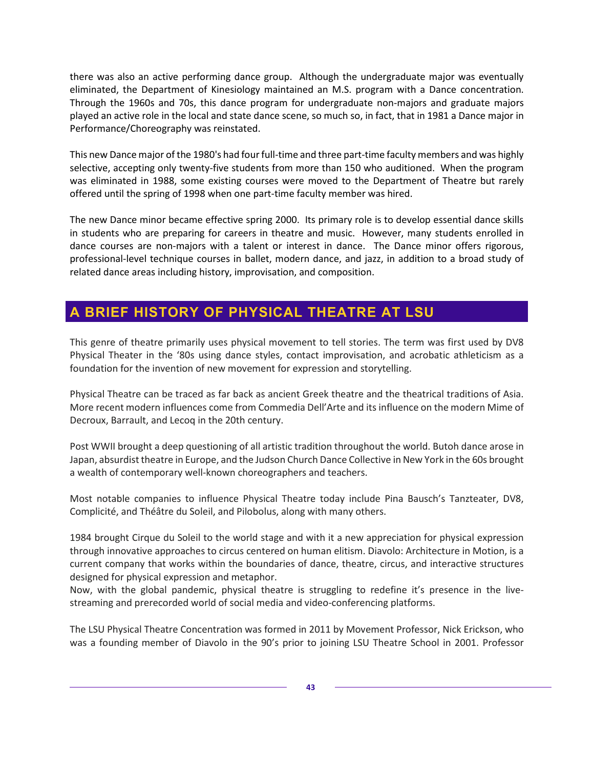there was also an active performing dance group. Although the undergraduate major was eventually eliminated, the Department of Kinesiology maintained an M.S. program with a Dance concentration. Through the 1960s and 70s, this dance program for undergraduate non-majors and graduate majors played an active role in the local and state dance scene, so much so, in fact, that in 1981 a Dance major in Performance/Choreography was reinstated.

This new Dance major of the 1980's had four full-time and three part-time faculty members and was highly selective, accepting only twenty-five students from more than 150 who auditioned. When the program was eliminated in 1988, some existing courses were moved to the Department of Theatre but rarely offered until the spring of 1998 when one part-time faculty member was hired.

The new Dance minor became effective spring 2000. Its primary role is to develop essential dance skills in students who are preparing for careers in theatre and music. However, many students enrolled in dance courses are non-majors with a talent or interest in dance. The Dance minor offers rigorous, professional-level technique courses in ballet, modern dance, and jazz, in addition to a broad study of related dance areas including history, improvisation, and composition.

## A BRIEF HISTORY OF PHYSICAL THEATRE AT LSU

This genre of theatre primarily uses physical movement to tell stories. The term was first used by DV8 Physical Theater in the '80s using dance styles, contact improvisation, and acrobatic athleticism as a foundation for the invention of new movement for expression and storytelling.

Physical Theatre can be traced as far back as ancient Greek theatre and the theatrical traditions of Asia. More recent modern influences come from Commedia Dell'Arte and its influence on the modern Mime of Decroux, Barrault, and Lecoq in the 20th century.

Post WWII brought a deep questioning of all artistic tradition throughout the world. Butoh dance arose in Japan, absurdist theatre in Europe, and the Judson Church Dance Collective in New York in the 60s brought a wealth of contemporary well-known choreographers and teachers.

Most notable companies to influence Physical Theatre today include Pina Bausch's Tanzteater, DV8, Complicité, and Théâtre du Soleil, and Pilobolus, along with many others.

1984 brought Cirque du Soleil to the world stage and with it a new appreciation for physical expression through innovative approaches to circus centered on human elitism. Diavolo: Architecture in Motion, is a current company that works within the boundaries of dance, theatre, circus, and interactive structures designed for physical expression and metaphor.
Now, with the global pandemic, physical theatre is struggling to redefine it's presence in the live-streaming and prerecorded world of social media and video-conferencing platforms.

The LSU Physical Theatre Concentration was formed in 2011 by Movement Professor, Nick Erickson, who was a founding member of Diavolo in the 90's prior to joining LSU Theatre School in 2001. Professor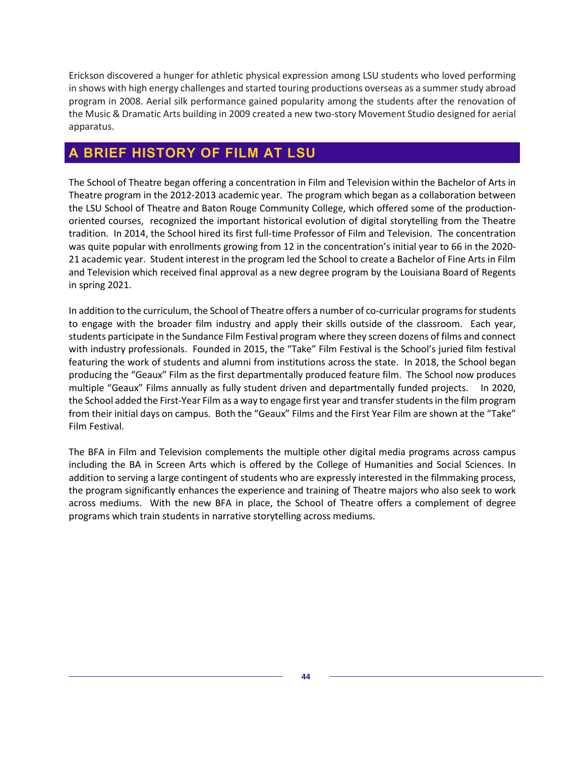Erickson discovered a hunger for athletic physical expression among LSU students who loved performing in shows with high energy challenges and started touring productions overseas as a summer study abroad program in 2008. Aerial silk performance gained popularity among the students after the renovation of the Music & Dramatic Arts building in 2009 created a new two-story Movement Studio designed for aerial apparatus.

## A BRIEF HISTORY OF FILM AT LSU

The School of Theatre began offering a concentration in Film and Television within the Bachelor of Arts in Theatre program in the 2012-2013 academic year. The program which began as a collaboration between the LSU School of Theatre and Baton Rouge Community College, which offered some of the production-oriented courses, recognized the important historical evolution of digital storytelling from the Theatre tradition. In 2014, the School hired its first full-time Professor of Film and Television. The concentration was quite popular with enrollments growing from 12 in the concentration's initial year to 66 in the 2020-21 academic year. Student interest in the program led the School to create a Bachelor of Fine Arts in Film and Television which received final approval as a new degree program by the Louisiana Board of Regents in spring 2021.

In addition to the curriculum, the School of Theatre offers a number of co-curricular programs for students to engage with the broader film industry and apply their skills outside of the classroom. Each year, students participate in the Sundance Film Festival program where they screen dozens of films and connect with industry professionals. Founded in 2015, the "Take" Film Festival is the School's juried film festival featuring the work of students and alumni from institutions across the state. In 2018, the School began producing the "Geaux" Film as the first departmentally produced feature film. The School now produces multiple "Geaux" Films annually as fully student driven and departmentally funded projects. In 2020, the School added the First-Year Film as a way to engage first year and transfer students in the film program from their initial days on campus. Both the "Geaux" Films and the First Year Film are shown at the "Take" Film Festival.

The BFA in Film and Television complements the multiple other digital media programs across campus including the BA in Screen Arts which is offered by the College of Humanities and Social Sciences. In addition to serving a large contingent of students who are expressly interested in the filmmaking process, the program significantly enhances the experience and training of Theatre majors who also seek to work across mediums. With the new BFA in place, the School of Theatre offers a complement of degree programs which train students in narrative storytelling across mediums.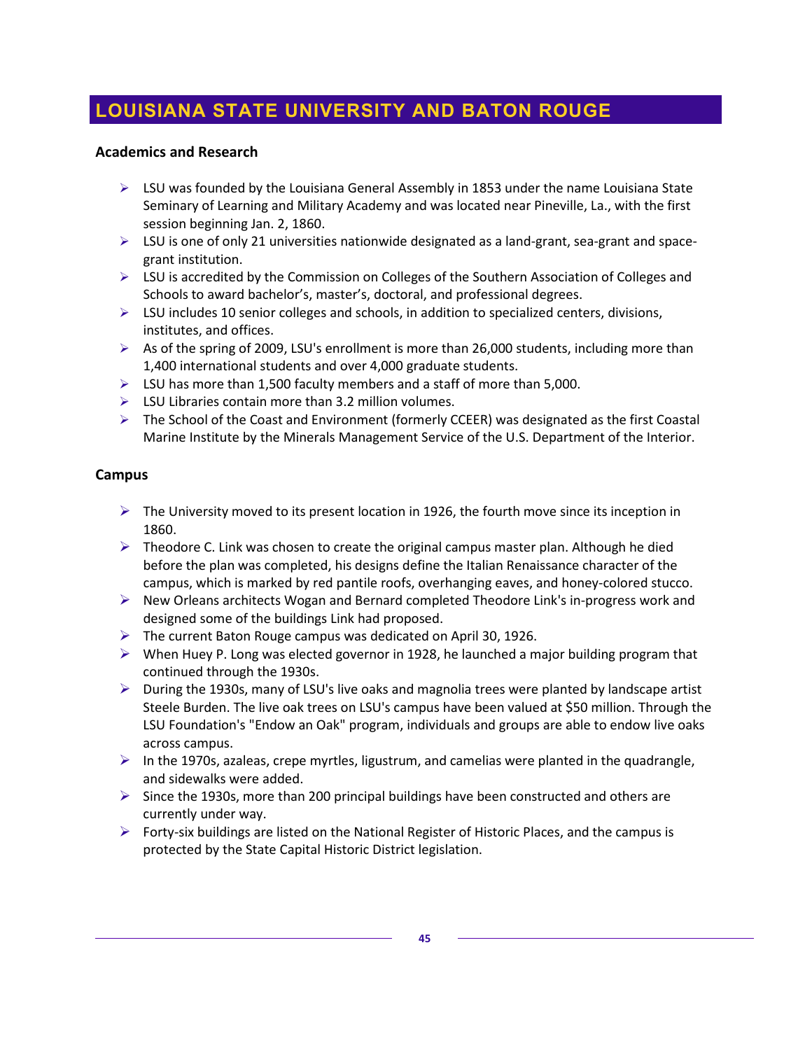# LOUISIANA STATE UNIVERSITY AND BATON ROUGE

### Academics and Research

- LSU was founded by the Louisiana General Assembly in 1853 under the name Louisiana State Seminary of Learning and Military Academy and was located near Pineville, La., with the first session beginning Jan. 2, 1860.
- LSU is one of only 21 universities nationwide designated as a land-grant, sea-grant and space-grant institution.
- LSU is accredited by the Commission on Colleges of the Southern Association of Colleges and Schools to award bachelor's, master's, doctoral, and professional degrees.
- LSU includes 10 senior colleges and schools, in addition to specialized centers, divisions, institutes, and offices.
- As of the spring of 2009, LSU's enrollment is more than 26,000 students, including more than 1,400 international students and over 4,000 graduate students.
- LSU has more than 1,500 faculty members and a staff of more than 5,000.
- LSU Libraries contain more than 3.2 million volumes.
- The School of the Coast and Environment (formerly CCEER) was designated as the first Coastal Marine Institute by the Minerals Management Service of the U.S. Department of the Interior.

### Campus

- The University moved to its present location in 1926, the fourth move since its inception in 1860.
- Theodore C. Link was chosen to create the original campus master plan. Although he died before the plan was completed, his designs define the Italian Renaissance character of the campus, which is marked by red pantile roofs, overhanging eaves, and honey-colored stucco.
- New Orleans architects Wogan and Bernard completed Theodore Link's in-progress work and designed some of the buildings Link had proposed.
- The current Baton Rouge campus was dedicated on April 30, 1926.
- When Huey P. Long was elected governor in 1928, he launched a major building program that continued through the 1930s.
- During the 1930s, many of LSU's live oaks and magnolia trees were planted by landscape artist Steele Burden. The live oak trees on LSU's campus have been valued at $50 million. Through the LSU Foundation's "Endow an Oak" program, individuals and groups are able to endow live oaks across campus.
- In the 1970s, azaleas, crepe myrtles, ligustrum, and camelias were planted in the quadrangle, and sidewalks were added.
- Since the 1930s, more than 200 principal buildings have been constructed and others are currently under way.
- Forty-six buildings are listed on the National Register of Historic Places, and the campus is protected by the State Capital Historic District legislation.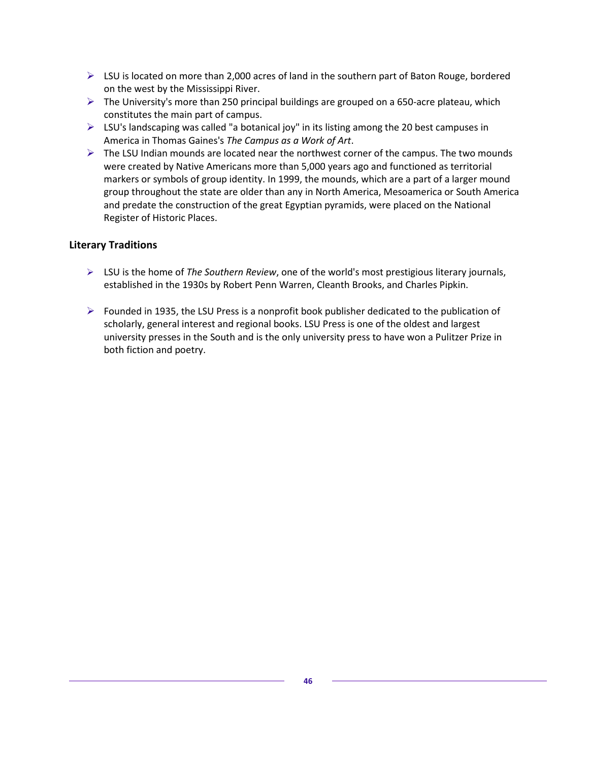- LSU is located on more than 2,000 acres of land in the southern part of Baton Rouge, bordered on the west by the Mississippi River.
- The University's more than 250 principal buildings are grouped on a 650-acre plateau, which constitutes the main part of campus.
- LSU's landscaping was called "a botanical joy" in its listing among the 20 best campuses in America in Thomas Gaines's *The Campus as a Work of Art*.
- The LSU Indian mounds are located near the northwest corner of the campus. The two mounds were created by Native Americans more than 5,000 years ago and functioned as territorial markers or symbols of group identity. In 1999, the mounds, which are a part of a larger mound group throughout the state are older than any in North America, Mesoamerica or South America and predate the construction of the great Egyptian pyramids, were placed on the National Register of Historic Places.

## Literary Traditions

- LSU is the home of *The Southern Review*, one of the world's most prestigious literary journals, established in the 1930s by Robert Penn Warren, Cleanth Brooks, and Charles Pipkin.

- Founded in 1935, the LSU Press is a nonprofit book publisher dedicated to the publication of scholarly, general interest and regional books. LSU Press is one of the oldest and largest university presses in the South and is the only university press to have won a Pulitzer Prize in both fiction and poetry.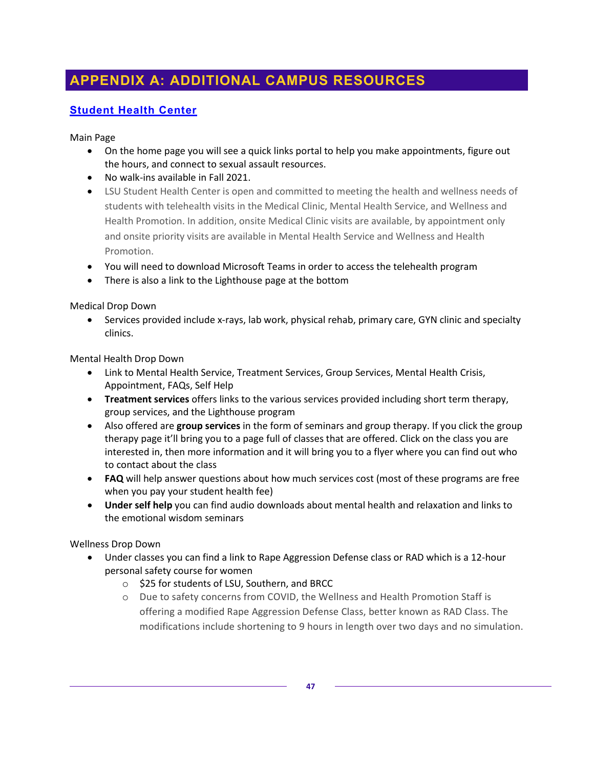# APPENDIX A: ADDITIONAL CAMPUS RESOURCES

## Student Health Center

Main Page

- On the home page you will see a quick links portal to help you make appointments, figure out the hours, and connect to sexual assault resources.
- No walk-ins available in Fall 2021.
- LSU Student Health Center is open and committed to meeting the health and wellness needs of students with telehealth visits in the Medical Clinic, Mental Health Service, and Wellness and Health Promotion. In addition, onsite Medical Clinic visits are available, by appointment only and onsite priority visits are available in Mental Health Service and Wellness and Health Promotion.
- You will need to download Microsoft Teams in order to access the telehealth program
- There is also a link to the Lighthouse page at the bottom

Medical Drop Down

- Services provided include x-rays, lab work, physical rehab, primary care, GYN clinic and specialty clinics.

Mental Health Drop Down

- Link to Mental Health Service, Treatment Services, Group Services, Mental Health Crisis, Appointment, FAQs, Self Help
- **Treatment services** offers links to the various services provided including short term therapy, group services, and the Lighthouse program
- Also offered are **group services** in the form of seminars and group therapy. If you click the group therapy page it'll bring you to a page full of classes that are offered. Click on the class you are interested in, then more information and it will bring you to a flyer where you can find out who to contact about the class
- **FAQ** will help answer questions about how much services cost (most of these programs are free when you pay your student health fee)
- **Under self help** you can find audio downloads about mental health and relaxation and links to the emotional wisdom seminars

Wellness Drop Down

- Under classes you can find a link to Rape Aggression Defense class or RAD which is a 12-hour personal safety course for women
  - $25 for students of LSU, Southern, and BRCC
  - Due to safety concerns from COVID, the Wellness and Health Promotion Staff is offering a modified Rape Aggression Defense Class, better known as RAD Class. The modifications include shortening to 9 hours in length over two days and no simulation.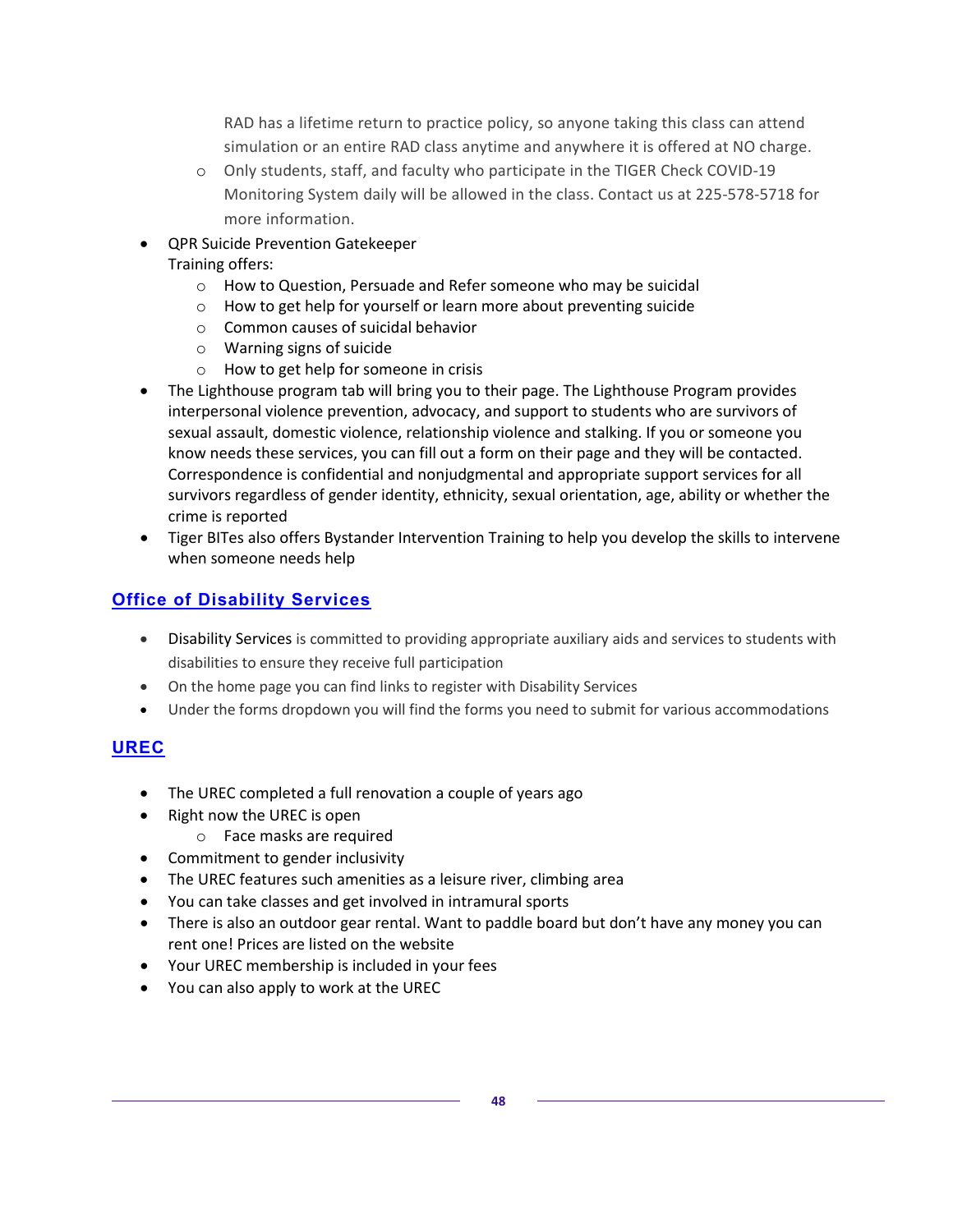RAD has a lifetime return to practice policy, so anyone taking this class can attend simulation or an entire RAD class anytime and anywhere it is offered at NO charge.

- Only students, staff, and faculty who participate in the TIGER Check COVID-19 Monitoring System daily will be allowed in the class. Contact us at 225-578-5718 for more information.

- QPR Suicide Prevention Gatekeeper
  Training offers:
  - How to Question, Persuade and Refer someone who may be suicidal
  - How to get help for yourself or learn more about preventing suicide
  - Common causes of suicidal behavior
  - Warning signs of suicide
  - How to get help for someone in crisis
- The Lighthouse program tab will bring you to their page. The Lighthouse Program provides interpersonal violence prevention, advocacy, and support to students who are survivors of sexual assault, domestic violence, relationship violence and stalking. If you or someone you know needs these services, you can fill out a form on their page and they will be contacted. Correspondence is confidential and nonjudgmental and appropriate support services for all survivors regardless of gender identity, ethnicity, sexual orientation, age, ability or whether the crime is reported
- Tiger BITes also offers Bystander Intervention Training to help you develop the skills to intervene when someone needs help

## Office of Disability Services

- Disability Services is committed to providing appropriate auxiliary aids and services to students with disabilities to ensure they receive full participation
- On the home page you can find links to register with Disability Services
- Under the forms dropdown you will find the forms you need to submit for various accommodations

## UREC

- The UREC completed a full renovation a couple of years ago
- Right now the UREC is open
  - Face masks are required
- Commitment to gender inclusivity
- The UREC features such amenities as a leisure river, climbing area
- You can take classes and get involved in intramural sports
- There is also an outdoor gear rental. Want to paddle board but don't have any money you can rent one! Prices are listed on the website
- Your UREC membership is included in your fees
- You can also apply to work at the UREC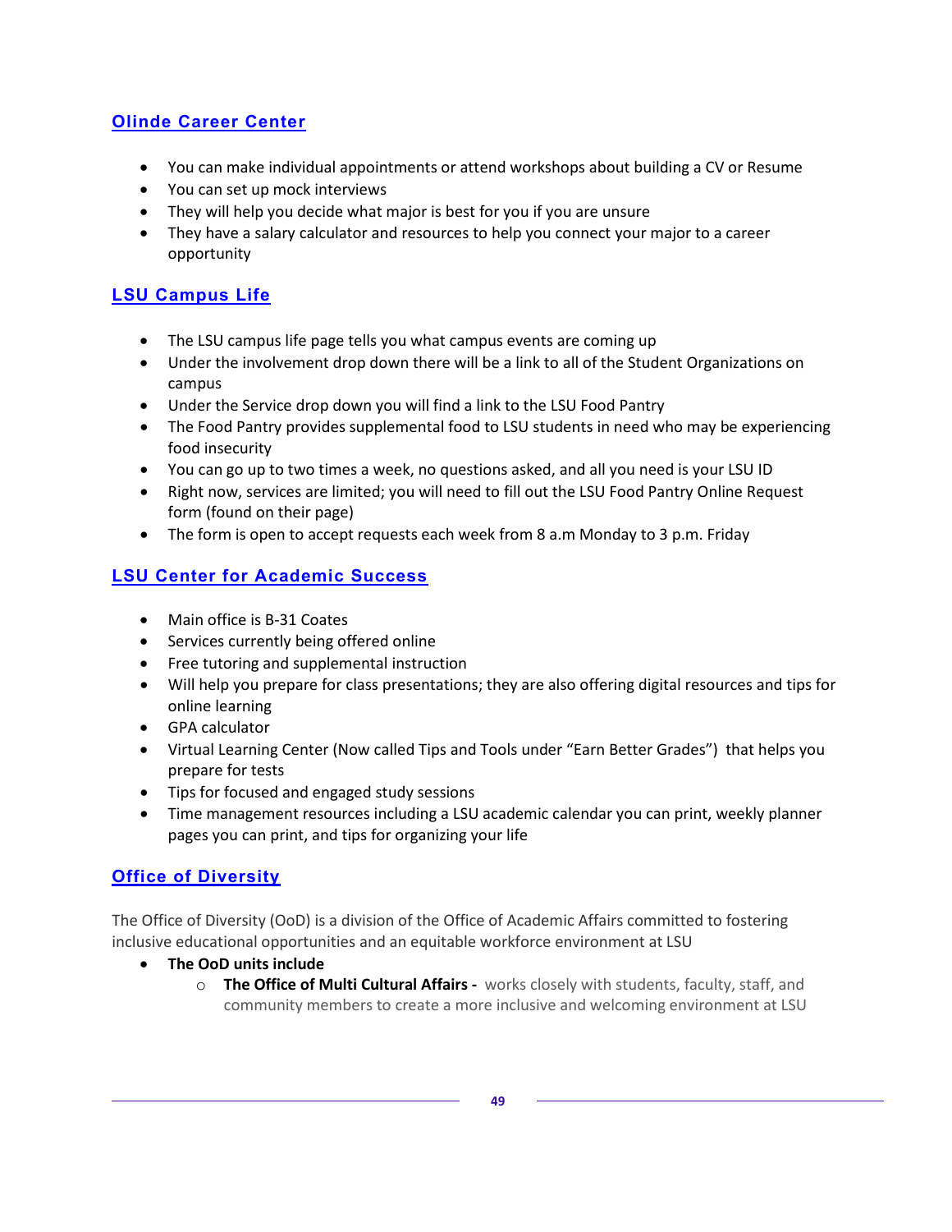## Olinde Career Center

- You can make individual appointments or attend workshops about building a CV or Resume
- You can set up mock interviews
- They will help you decide what major is best for you if you are unsure
- They have a salary calculator and resources to help you connect your major to a career opportunity

## LSU Campus Life

- The LSU campus life page tells you what campus events are coming up
- Under the involvement drop down there will be a link to all of the Student Organizations on campus
- Under the Service drop down you will find a link to the LSU Food Pantry
- The Food Pantry provides supplemental food to LSU students in need who may be experiencing food insecurity
- You can go up to two times a week, no questions asked, and all you need is your LSU ID
- Right now, services are limited; you will need to fill out the LSU Food Pantry Online Request form (found on their page)
- The form is open to accept requests each week from 8 a.m Monday to 3 p.m. Friday

## LSU Center for Academic Success

- Main office is B-31 Coates
- Services currently being offered online
- Free tutoring and supplemental instruction
- Will help you prepare for class presentations; they are also offering digital resources and tips for online learning
- GPA calculator
- Virtual Learning Center (Now called Tips and Tools under "Earn Better Grades") that helps you prepare for tests
- Tips for focused and engaged study sessions
- Time management resources including a LSU academic calendar you can print, weekly planner pages you can print, and tips for organizing your life

## Office of Diversity

The Office of Diversity (OoD) is a division of the Office of Academic Affairs committed to fostering inclusive educational opportunities and an equitable workforce environment at LSU

- **The OoD units include**
  - **The Office of Multi Cultural Affairs -** works closely with students, faculty, staff, and community members to create a more inclusive and welcoming environment at LSU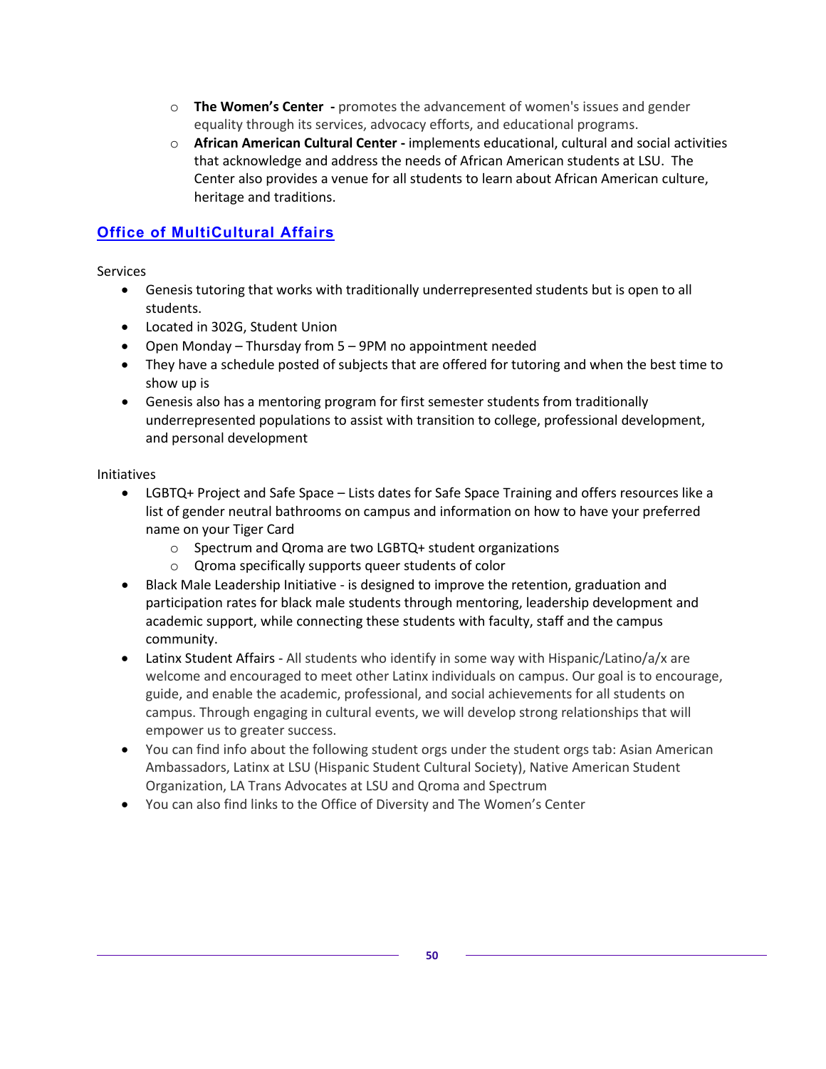- **The Women's Center** - promotes the advancement of women's issues and gender equality through its services, advocacy efforts, and educational programs.
- **African American Cultural Center** - implements educational, cultural and social activities that acknowledge and address the needs of African American students at LSU. The Center also provides a venue for all students to learn about African American culture, heritage and traditions.

## Office of MultiCultural Affairs

Services

- Genesis tutoring that works with traditionally underrepresented students but is open to all students.
- Located in 302G, Student Union
- Open Monday – Thursday from 5 – 9PM no appointment needed
- They have a schedule posted of subjects that are offered for tutoring and when the best time to show up is
- Genesis also has a mentoring program for first semester students from traditionally underrepresented populations to assist with transition to college, professional development, and personal development

Initiatives

- LGBTQ+ Project and Safe Space – Lists dates for Safe Space Training and offers resources like a list of gender neutral bathrooms on campus and information on how to have your preferred name on your Tiger Card
  - Spectrum and Qroma are two LGBTQ+ student organizations
  - Qroma specifically supports queer students of color
- Black Male Leadership Initiative - is designed to improve the retention, graduation and participation rates for black male students through mentoring, leadership development and academic support, while connecting these students with faculty, staff and the campus community.
- Latinx Student Affairs - All students who identify in some way with Hispanic/Latino/a/x are welcome and encouraged to meet other Latinx individuals on campus. Our goal is to encourage, guide, and enable the academic, professional, and social achievements for all students on campus. Through engaging in cultural events, we will develop strong relationships that will empower us to greater success.
- You can find info about the following student orgs under the student orgs tab: Asian American Ambassadors, Latinx at LSU (Hispanic Student Cultural Society), Native American Student Organization, LA Trans Advocates at LSU and Qroma and Spectrum
- You can also find links to the Office of Diversity and The Women's Center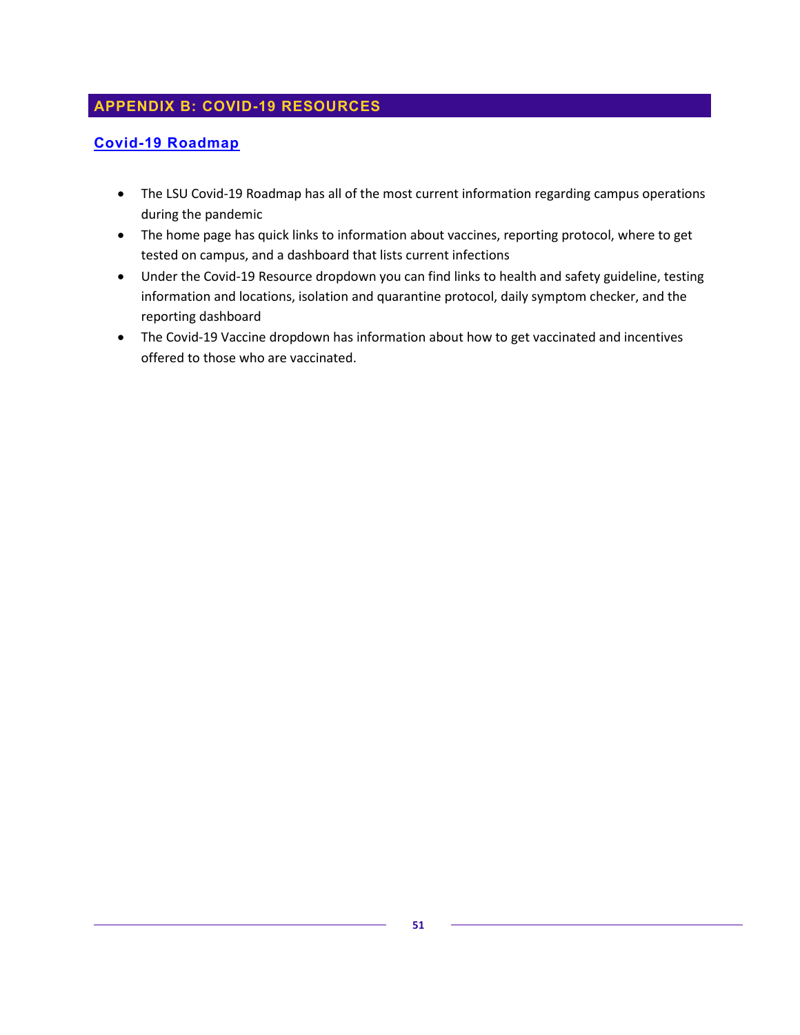## APPENDIX B: COVID-19 RESOURCES

### Covid-19 Roadmap

- The LSU Covid-19 Roadmap has all of the most current information regarding campus operations during the pandemic
- The home page has quick links to information about vaccines, reporting protocol, where to get tested on campus, and a dashboard that lists current infections
- Under the Covid-19 Resource dropdown you can find links to health and safety guideline, testing information and locations, isolation and quarantine protocol, daily symptom checker, and the reporting dashboard
- The Covid-19 Vaccine dropdown has information about how to get vaccinated and incentives offered to those who are vaccinated.